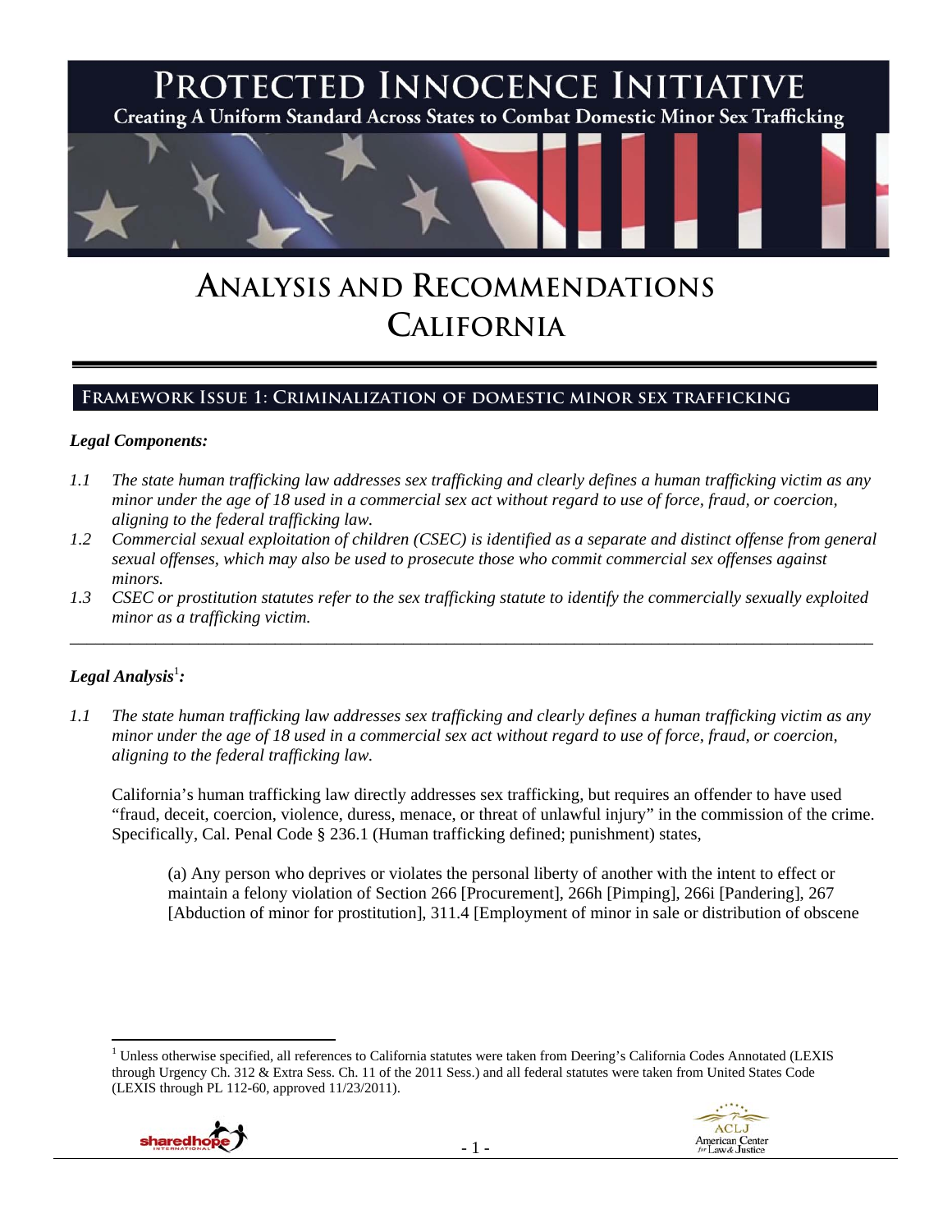# PROTECTED INNOCENCE INITIATIVE

Creating A Uniform Standard Across States to Combat Domestic Minor Sex Trafficking

# ANALYSIS AND RECOMMENDATIONS
# CALIFORNIA

## FRAMEWORK ISSUE 1: CRIMINALIZATION OF DOMESTIC MINOR SEX TRAFFICKING

### *Legal Components:*

*1.1 The state human trafficking law addresses sex trafficking and clearly defines a human trafficking victim as any minor under the age of 18 used in a commercial sex act without regard to use of force, fraud, or coercion, aligning to the federal trafficking law.*

*1.2 Commercial sexual exploitation of children (CSEC) is identified as a separate and distinct offense from general sexual offenses, which may also be used to prosecute those who commit commercial sex offenses against minors.*

*1.3 CSEC or prostitution statutes refer to the sex trafficking statute to identify the commercially sexually exploited minor as a trafficking victim.*

---

### *Legal Analysis*[1]*:*

*1.1 The state human trafficking law addresses sex trafficking and clearly defines a human trafficking victim as any minor under the age of 18 used in a commercial sex act without regard to use of force, fraud, or coercion, aligning to the federal trafficking law.*

California's human trafficking law directly addresses sex trafficking, but requires an offender to have used "fraud, deceit, coercion, violence, duress, menace, or threat of unlawful injury" in the commission of the crime. Specifically, Cal. Penal Code § 236.1 (Human trafficking defined; punishment) states,

> (a) Any person who deprives or violates the personal liberty of another with the intent to effect or maintain a felony violation of Section 266 [Procurement], 266h [Pimping], 266i [Pandering], 267 [Abduction of minor for prostitution], 311.4 [Employment of minor in sale or distribution of obscene

---

[1] Unless otherwise specified, all references to California statutes were taken from Deering's California Codes Annotated (LEXIS through Urgency Ch. 312 & Extra Sess. Ch. 11 of the 2011 Sess.) and all federal statutes were taken from United States Code (LEXIS through PL 112-60, approved 11/23/2011).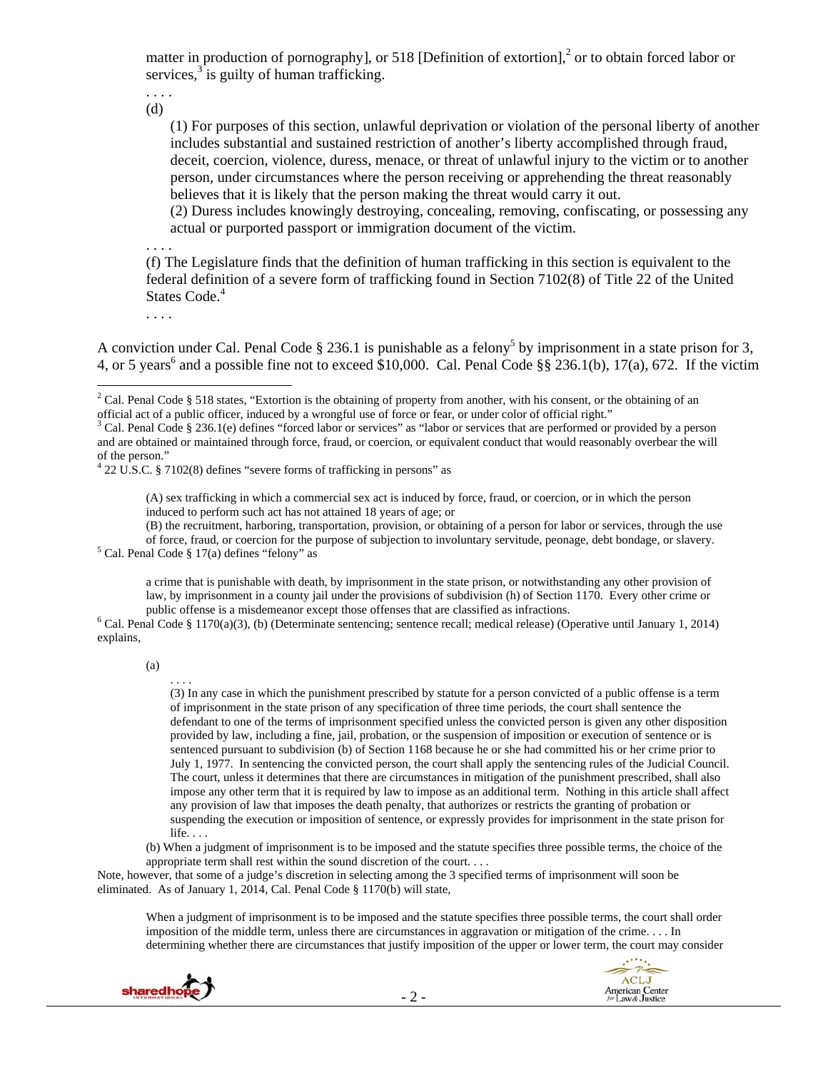matter in production of pornography], or 518 [Definition of extortion],[2] or to obtain forced labor or services,[3] is guilty of human trafficking.

. . . .

(d)

(1) For purposes of this section, unlawful deprivation or violation of the personal liberty of another includes substantial and sustained restriction of another's liberty accomplished through fraud, deceit, coercion, violence, duress, menace, or threat of unlawful injury to the victim or to another person, under circumstances where the person receiving or apprehending the threat reasonably believes that it is likely that the person making the threat would carry it out.

(2) Duress includes knowingly destroying, concealing, removing, confiscating, or possessing any actual or purported passport or immigration document of the victim.

. . . .

(f) The Legislature finds that the definition of human trafficking in this section is equivalent to the federal definition of a severe form of trafficking found in Section 7102(8) of Title 22 of the United States Code.[4]

. . . .

A conviction under Cal. Penal Code § 236.1 is punishable as a felony[5] by imprisonment in a state prison for 3, 4, or 5 years[6] and a possible fine not to exceed $10,000. Cal. Penal Code §§ 236.1(b), 17(a), 672. If the victim

---

[2] Cal. Penal Code § 518 states, "Extortion is the obtaining of property from another, with his consent, or the obtaining of an official act of a public officer, induced by a wrongful use of force or fear, or under color of official right."

[3] Cal. Penal Code § 236.1(e) defines "forced labor or services" as "labor or services that are performed or provided by a person and are obtained or maintained through force, fraud, or coercion, or equivalent conduct that would reasonably overbear the will of the person."

[4] 22 U.S.C. § 7102(8) defines "severe forms of trafficking in persons" as

> (A) sex trafficking in which a commercial sex act is induced by force, fraud, or coercion, or in which the person induced to perform such act has not attained 18 years of age; or
> (B) the recruitment, harboring, transportation, provision, or obtaining of a person for labor or services, through the use of force, fraud, or coercion for the purpose of subjection to involuntary servitude, peonage, debt bondage, or slavery.

[5] Cal. Penal Code § 17(a) defines "felony" as

> a crime that is punishable with death, by imprisonment in the state prison, or notwithstanding any other provision of law, by imprisonment in a county jail under the provisions of subdivision (h) of Section 1170. Every other crime or public offense is a misdemeanor except those offenses that are classified as infractions.

[6] Cal. Penal Code § 1170(a)(3), (b) (Determinate sentencing; sentence recall; medical release) (Operative until January 1, 2014) explains,

> (a)
> . . . .
> (3) In any case in which the punishment prescribed by statute for a person convicted of a public offense is a term of imprisonment in the state prison of any specification of three time periods, the court shall sentence the defendant to one of the terms of imprisonment specified unless the convicted person is given any other disposition provided by law, including a fine, jail, probation, or the suspension of imposition or execution of sentence or is sentenced pursuant to subdivision (b) of Section 1168 because he or she had committed his or her crime prior to July 1, 1977. In sentencing the convicted person, the court shall apply the sentencing rules of the Judicial Council. The court, unless it determines that there are circumstances in mitigation of the punishment prescribed, shall also impose any other term that it is required by law to impose as an additional term. Nothing in this article shall affect any provision of law that imposes the death penalty, that authorizes or restricts the granting of probation or suspending the execution or imposition of sentence, or expressly provides for imprisonment in the state prison for life. . . .
>
> (b) When a judgment of imprisonment is to be imposed and the statute specifies three possible terms, the choice of the appropriate term shall rest within the sound discretion of the court. . . .

Note, however, that some of a judge's discretion in selecting among the 3 specified terms of imprisonment will soon be eliminated. As of January 1, 2014, Cal. Penal Code § 1170(b) will state,

> When a judgment of imprisonment is to be imposed and the statute specifies three possible terms, the court shall order imposition of the middle term, unless there are circumstances in aggravation or mitigation of the crime. . . . In determining whether there are circumstances that justify imposition of the upper or lower term, the court may consider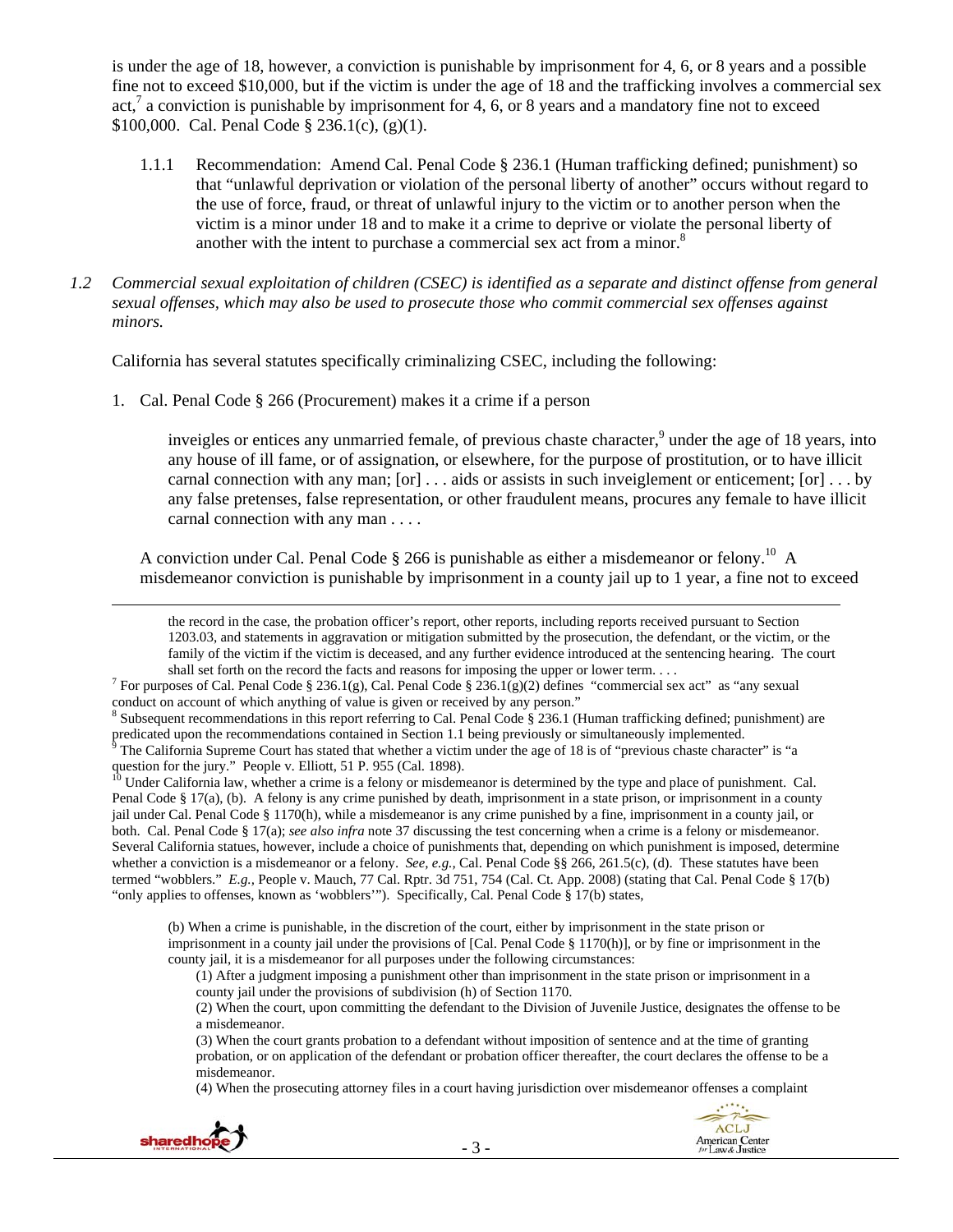is under the age of 18, however, a conviction is punishable by imprisonment for 4, 6, or 8 years and a possible fine not to exceed $10,000, but if the victim is under the age of 18 and the trafficking involves a commercial sex act,[7] a conviction is punishable by imprisonment for 4, 6, or 8 years and a mandatory fine not to exceed $100,000. Cal. Penal Code § 236.1(c), (g)(1).

1.1.1 Recommendation: Amend Cal. Penal Code § 236.1 (Human trafficking defined; punishment) so that "unlawful deprivation or violation of the personal liberty of another" occurs without regard to the use of force, fraud, or threat of unlawful injury to the victim or to another person when the victim is a minor under 18 and to make it a crime to deprive or violate the personal liberty of another with the intent to purchase a commercial sex act from a minor.[8]

*1.2 Commercial sexual exploitation of children (CSEC) is identified as a separate and distinct offense from general sexual offenses, which may also be used to prosecute those who commit commercial sex offenses against minors.*

California has several statutes specifically criminalizing CSEC, including the following:

1. Cal. Penal Code § 266 (Procurement) makes it a crime if a person

> inveigles or entices any unmarried female, of previous chaste character,[9] under the age of 18 years, into any house of ill fame, or of assignation, or elsewhere, for the purpose of prostitution, or to have illicit carnal connection with any man; [or] . . . aids or assists in such inveiglement or enticement; [or] . . . by any false pretenses, false representation, or other fraudulent means, procures any female to have illicit carnal connection with any man . . . .

A conviction under Cal. Penal Code § 266 is punishable as either a misdemeanor or felony.[10] A misdemeanor conviction is punishable by imprisonment in a county jail up to 1 year, a fine not to exceed

---

the record in the case, the probation officer's report, other reports, including reports received pursuant to Section 1203.03, and statements in aggravation or mitigation submitted by the prosecution, the defendant, or the victim, or the family of the victim if the victim is deceased, and any further evidence introduced at the sentencing hearing. The court shall set forth on the record the facts and reasons for imposing the upper or lower term. . . .

[7] For purposes of Cal. Penal Code § 236.1(g), Cal. Penal Code § 236.1(g)(2) defines "commercial sex act" as "any sexual conduct on account of which anything of value is given or received by any person."

[8] Subsequent recommendations in this report referring to Cal. Penal Code § 236.1 (Human trafficking defined; punishment) are predicated upon the recommendations contained in Section 1.1 being previously or simultaneously implemented.

[9] The California Supreme Court has stated that whether a victim under the age of 18 is of "previous chaste character" is "a question for the jury." People v. Elliott, 51 P. 955 (Cal. 1898).

[10] Under California law, whether a crime is a felony or misdemeanor is determined by the type and place of punishment. Cal. Penal Code § 17(a), (b). A felony is any crime punished by death, imprisonment in a state prison, or imprisonment in a county jail under Cal. Penal Code § 1170(h), while a misdemeanor is any crime punished by a fine, imprisonment in a county jail, or both. Cal. Penal Code § 17(a); *see also infra* note 37 discussing the test concerning when a crime is a felony or misdemeanor. Several California statues, however, include a choice of punishments that, depending on which punishment is imposed, determine whether a conviction is a misdemeanor or a felony. *See, e.g.,* Cal. Penal Code §§ 266, 261.5(c), (d). These statutes have been termed "wobblers." *E.g.,* People v. Mauch, 77 Cal. Rptr. 3d 751, 754 (Cal. Ct. App. 2008) (stating that Cal. Penal Code § 17(b) "only applies to offenses, known as 'wobblers'"). Specifically, Cal. Penal Code § 17(b) states,

> (b) When a crime is punishable, in the discretion of the court, either by imprisonment in the state prison or imprisonment in a county jail under the provisions of [Cal. Penal Code § 1170(h)], or by fine or imprisonment in the county jail, it is a misdemeanor for all purposes under the following circumstances:
>
> (1) After a judgment imposing a punishment other than imprisonment in the state prison or imprisonment in a county jail under the provisions of subdivision (h) of Section 1170.
>
> (2) When the court, upon committing the defendant to the Division of Juvenile Justice, designates the offense to be a misdemeanor.
>
> (3) When the court grants probation to a defendant without imposition of sentence and at the time of granting probation, or on application of the defendant or probation officer thereafter, the court declares the offense to be a misdemeanor.
>
> (4) When the prosecuting attorney files in a court having jurisdiction over misdemeanor offenses a complaint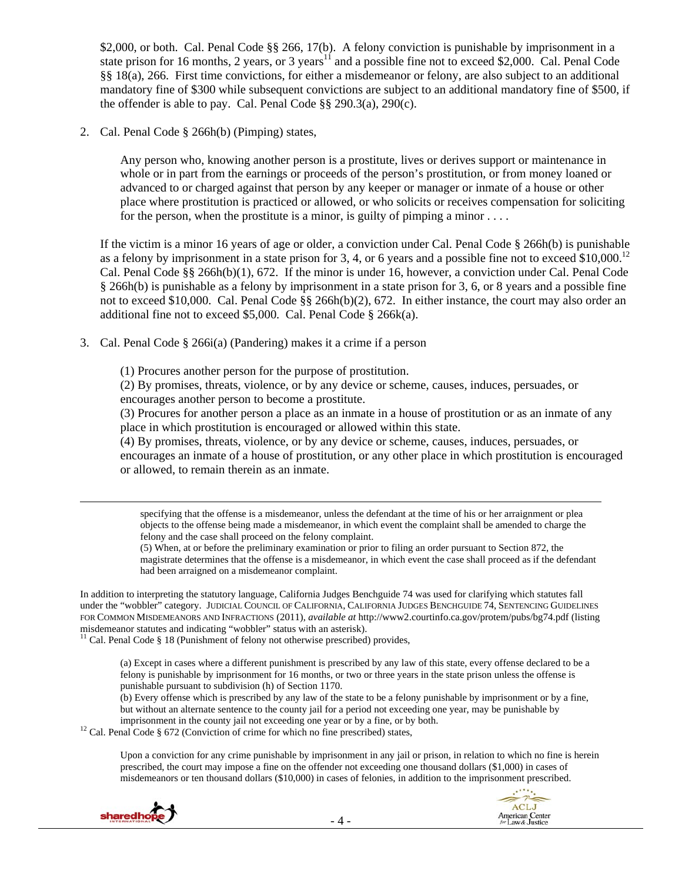$2,000, or both. Cal. Penal Code §§ 266, 17(b). A felony conviction is punishable by imprisonment in a state prison for 16 months, 2 years, or 3 years[11] and a possible fine not to exceed $2,000. Cal. Penal Code §§ 18(a), 266. First time convictions, for either a misdemeanor or felony, are also subject to an additional mandatory fine of $300 while subsequent convictions are subject to an additional mandatory fine of $500, if the offender is able to pay. Cal. Penal Code §§ 290.3(a), 290(c).

2. Cal. Penal Code § 266h(b) (Pimping) states,

   > Any person who, knowing another person is a prostitute, lives or derives support or maintenance in whole or in part from the earnings or proceeds of the person's prostitution, or from money loaned or advanced to or charged against that person by any keeper or manager or inmate of a house or other place where prostitution is practiced or allowed, or who solicits or receives compensation for soliciting for the person, when the prostitute is a minor, is guilty of pimping a minor . . . .

   If the victim is a minor 16 years of age or older, a conviction under Cal. Penal Code § 266h(b) is punishable as a felony by imprisonment in a state prison for 3, 4, or 6 years and a possible fine not to exceed $10,000.[12] Cal. Penal Code §§ 266h(b)(1), 672. If the minor is under 16, however, a conviction under Cal. Penal Code § 266h(b) is punishable as a felony by imprisonment in a state prison for 3, 6, or 8 years and a possible fine not to exceed $10,000. Cal. Penal Code §§ 266h(b)(2), 672. In either instance, the court may also order an additional fine not to exceed $5,000. Cal. Penal Code § 266k(a).

3. Cal. Penal Code § 266i(a) (Pandering) makes it a crime if a person

   > (1) Procures another person for the purpose of prostitution.
   > (2) By promises, threats, violence, or by any device or scheme, causes, induces, persuades, or encourages another person to become a prostitute.
   > (3) Procures for another person a place as an inmate in a house of prostitution or as an inmate of any place in which prostitution is encouraged or allowed within this state.
   > (4) By promises, threats, violence, or by any device or scheme, causes, induces, persuades, or encourages an inmate of a house of prostitution, or any other place in which prostitution is encouraged or allowed, to remain therein as an inmate.

---

> specifying that the offense is a misdemeanor, unless the defendant at the time of his or her arraignment or plea objects to the offense being made a misdemeanor, in which event the complaint shall be amended to charge the felony and the case shall proceed on the felony complaint.
> (5) When, at or before the preliminary examination or prior to filing an order pursuant to Section 872, the magistrate determines that the offense is a misdemeanor, in which event the case shall proceed as if the defendant had been arraigned on a misdemeanor complaint.

In addition to interpreting the statutory language, California Judges Benchguide 74 was used for clarifying which statutes fall under the "wobbler" category. JUDICIAL COUNCIL OF CALIFORNIA, CALIFORNIA JUDGES BENCHGUIDE 74, SENTENCING GUIDELINES FOR COMMON MISDEMEANORS AND INFRACTIONS (2011), *available at* http://www2.courtinfo.ca.gov/protem/pubs/bg74.pdf (listing misdemeanor statutes and indicating "wobbler" status with an asterisk).

[11] Cal. Penal Code § 18 (Punishment of felony not otherwise prescribed) provides,

> (a) Except in cases where a different punishment is prescribed by any law of this state, every offense declared to be a felony is punishable by imprisonment for 16 months, or two or three years in the state prison unless the offense is punishable pursuant to subdivision (h) of Section 1170.
> (b) Every offense which is prescribed by any law of the state to be a felony punishable by imprisonment or by a fine, but without an alternate sentence to the county jail for a period not exceeding one year, may be punishable by imprisonment in the county jail not exceeding one year or by a fine, or by both.

[12] Cal. Penal Code § 672 (Conviction of crime for which no fine prescribed) states,

> Upon a conviction for any crime punishable by imprisonment in any jail or prison, in relation to which no fine is herein prescribed, the court may impose a fine on the offender not exceeding one thousand dollars ($1,000) in cases of misdemeanors or ten thousand dollars ($10,000) in cases of felonies, in addition to the imprisonment prescribed.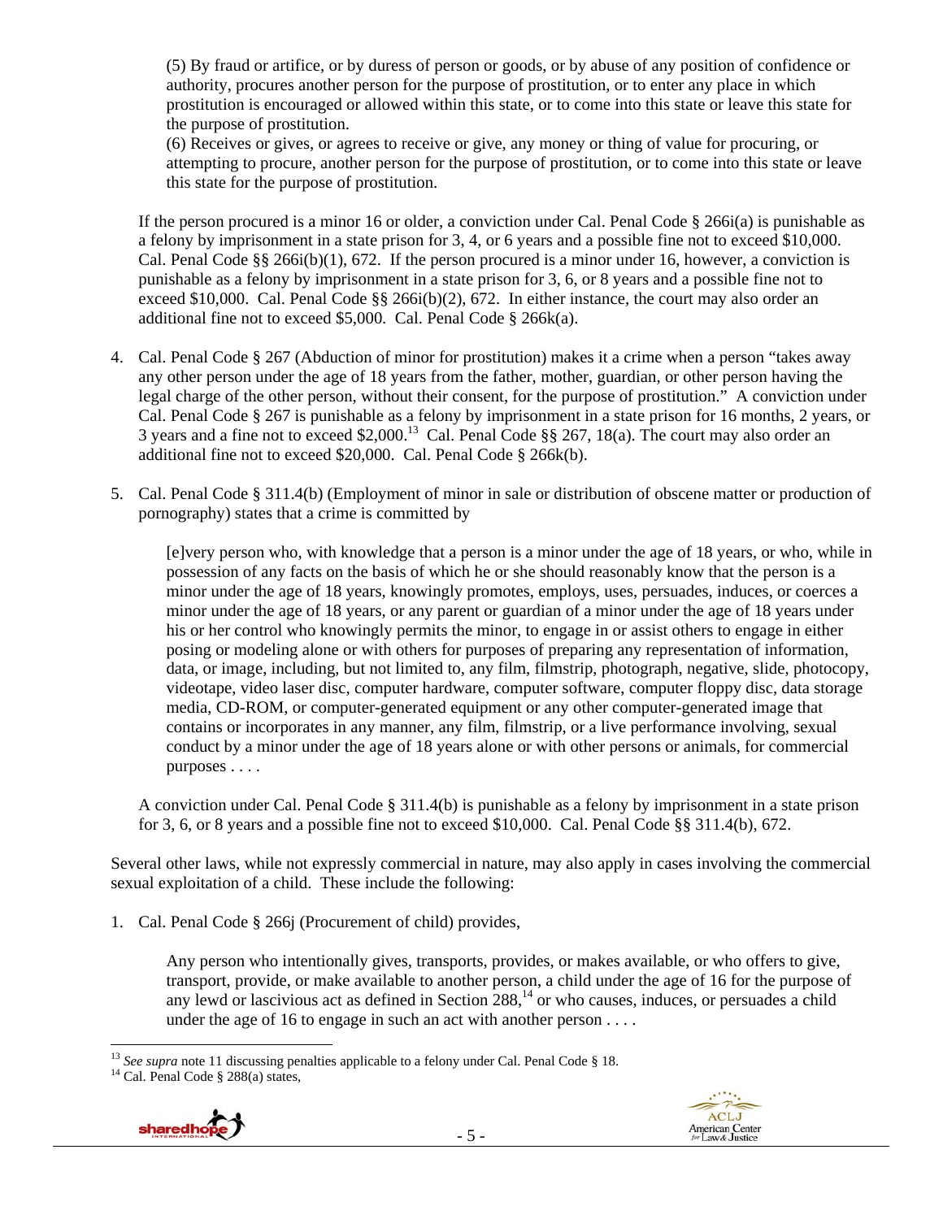(5) By fraud or artifice, or by duress of person or goods, or by abuse of any position of confidence or authority, procures another person for the purpose of prostitution, or to enter any place in which prostitution is encouraged or allowed within this state, or to come into this state or leave this state for the purpose of prostitution.

(6) Receives or gives, or agrees to receive or give, any money or thing of value for procuring, or attempting to procure, another person for the purpose of prostitution, or to come into this state or leave this state for the purpose of prostitution.

If the person procured is a minor 16 or older, a conviction under Cal. Penal Code § 266i(a) is punishable as a felony by imprisonment in a state prison for 3, 4, or 6 years and a possible fine not to exceed $10,000. Cal. Penal Code §§ 266i(b)(1), 672. If the person procured is a minor under 16, however, a conviction is punishable as a felony by imprisonment in a state prison for 3, 6, or 8 years and a possible fine not to exceed $10,000. Cal. Penal Code §§ 266i(b)(2), 672. In either instance, the court may also order an additional fine not to exceed $5,000. Cal. Penal Code § 266k(a).

4. Cal. Penal Code § 267 (Abduction of minor for prostitution) makes it a crime when a person "takes away any other person under the age of 18 years from the father, mother, guardian, or other person having the legal charge of the other person, without their consent, for the purpose of prostitution." A conviction under Cal. Penal Code § 267 is punishable as a felony by imprisonment in a state prison for 16 months, 2 years, or 3 years and a fine not to exceed $2,000.[13] Cal. Penal Code §§ 267, 18(a). The court may also order an additional fine not to exceed $20,000. Cal. Penal Code § 266k(b).

5. Cal. Penal Code § 311.4(b) (Employment of minor in sale or distribution of obscene matter or production of pornography) states that a crime is committed by

   [e]very person who, with knowledge that a person is a minor under the age of 18 years, or who, while in possession of any facts on the basis of which he or she should reasonably know that the person is a minor under the age of 18 years, knowingly promotes, employs, uses, persuades, induces, or coerces a minor under the age of 18 years, or any parent or guardian of a minor under the age of 18 years under his or her control who knowingly permits the minor, to engage in or assist others to engage in either posing or modeling alone or with others for purposes of preparing any representation of information, data, or image, including, but not limited to, any film, filmstrip, photograph, negative, slide, photocopy, videotape, video laser disc, computer hardware, computer software, computer floppy disc, data storage media, CD-ROM, or computer-generated equipment or any other computer-generated image that contains or incorporates in any manner, any film, filmstrip, or a live performance involving, sexual conduct by a minor under the age of 18 years alone or with other persons or animals, for commercial purposes . . . .

   A conviction under Cal. Penal Code § 311.4(b) is punishable as a felony by imprisonment in a state prison for 3, 6, or 8 years and a possible fine not to exceed $10,000. Cal. Penal Code §§ 311.4(b), 672.

Several other laws, while not expressly commercial in nature, may also apply in cases involving the commercial sexual exploitation of a child. These include the following:

1. Cal. Penal Code § 266j (Procurement of child) provides,

   Any person who intentionally gives, transports, provides, or makes available, or who offers to give, transport, provide, or make available to another person, a child under the age of 16 for the purpose of any lewd or lascivious act as defined in Section 288,[14] or who causes, induces, or persuades a child under the age of 16 to engage in such an act with another person . . . .

---

[13] *See supra* note 11 discussing penalties applicable to a felony under Cal. Penal Code § 18.

[14] Cal. Penal Code § 288(a) states,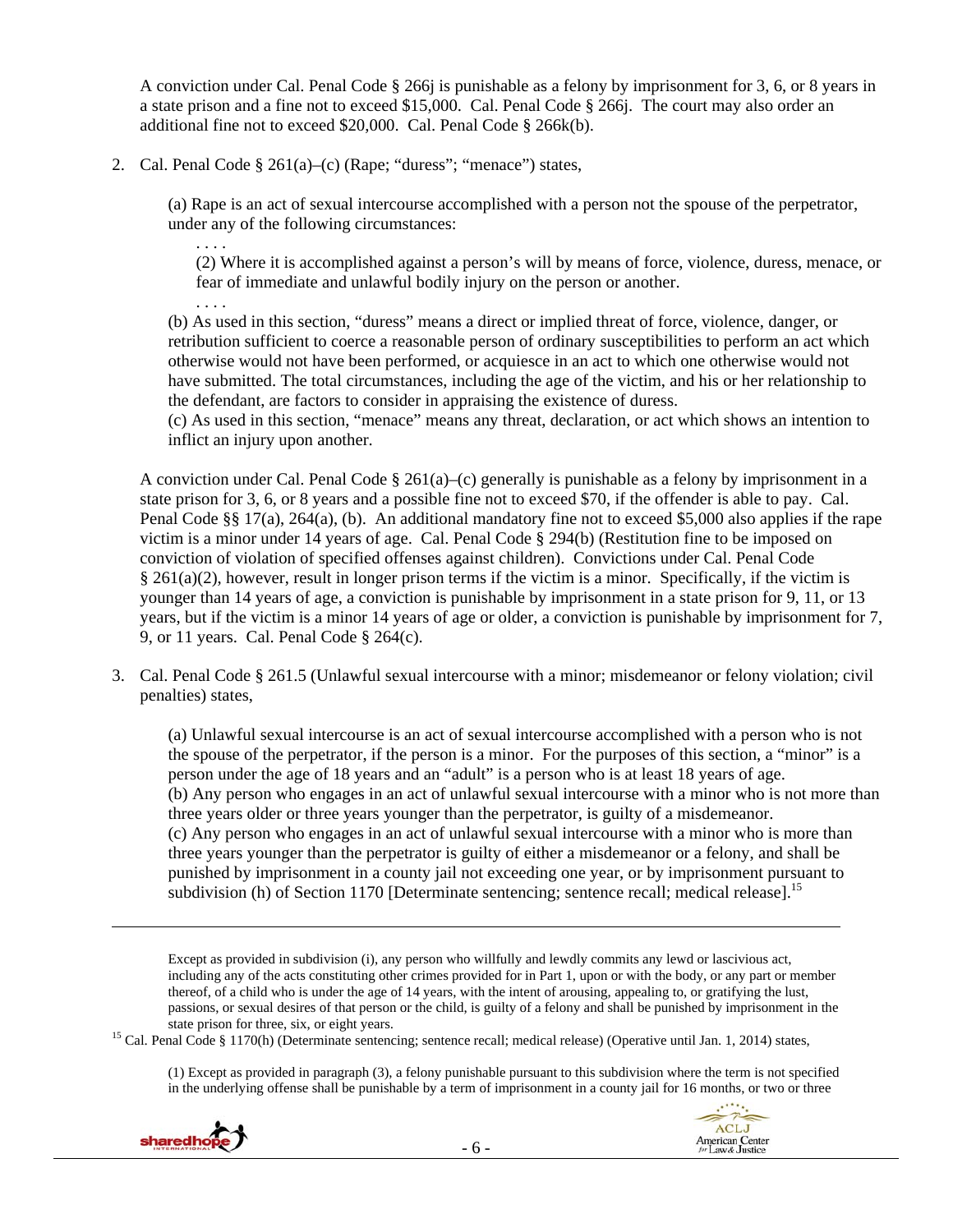A conviction under Cal. Penal Code § 266j is punishable as a felony by imprisonment for 3, 6, or 8 years in a state prison and a fine not to exceed $15,000. Cal. Penal Code § 266j. The court may also order an additional fine not to exceed $20,000. Cal. Penal Code § 266k(b).

2. Cal. Penal Code § 261(a)–(c) (Rape; "duress"; "menace") states,

   (a) Rape is an act of sexual intercourse accomplished with a person not the spouse of the perpetrator, under any of the following circumstances:

   . . . .

   (2) Where it is accomplished against a person's will by means of force, violence, duress, menace, or fear of immediate and unlawful bodily injury on the person or another.

   . . . .

   (b) As used in this section, "duress" means a direct or implied threat of force, violence, danger, or retribution sufficient to coerce a reasonable person of ordinary susceptibilities to perform an act which otherwise would not have been performed, or acquiesce in an act to which one otherwise would not have submitted. The total circumstances, including the age of the victim, and his or her relationship to the defendant, are factors to consider in appraising the existence of duress.
   (c) As used in this section, "menace" means any threat, declaration, or act which shows an intention to inflict an injury upon another.

   A conviction under Cal. Penal Code § 261(a)–(c) generally is punishable as a felony by imprisonment in a state prison for 3, 6, or 8 years and a possible fine not to exceed $70, if the offender is able to pay. Cal. Penal Code §§ 17(a), 264(a), (b). An additional mandatory fine not to exceed $5,000 also applies if the rape victim is a minor under 14 years of age. Cal. Penal Code § 294(b) (Restitution fine to be imposed on conviction of violation of specified offenses against children). Convictions under Cal. Penal Code § 261(a)(2), however, result in longer prison terms if the victim is a minor. Specifically, if the victim is younger than 14 years of age, a conviction is punishable by imprisonment in a state prison for 9, 11, or 13 years, but if the victim is a minor 14 years of age or older, a conviction is punishable by imprisonment for 7, 9, or 11 years. Cal. Penal Code § 264(c).

3. Cal. Penal Code § 261.5 (Unlawful sexual intercourse with a minor; misdemeanor or felony violation; civil penalties) states,

   (a) Unlawful sexual intercourse is an act of sexual intercourse accomplished with a person who is not the spouse of the perpetrator, if the person is a minor. For the purposes of this section, a "minor" is a person under the age of 18 years and an "adult" is a person who is at least 18 years of age.
   (b) Any person who engages in an act of unlawful sexual intercourse with a minor who is not more than three years older or three years younger than the perpetrator, is guilty of a misdemeanor.
   (c) Any person who engages in an act of unlawful sexual intercourse with a minor who is more than three years younger than the perpetrator is guilty of either a misdemeanor or a felony, and shall be punished by imprisonment in a county jail not exceeding one year, or by imprisonment pursuant to subdivision (h) of Section 1170 [Determinate sentencing; sentence recall; medical release].[15]

---

> Except as provided in subdivision (i), any person who willfully and lewdly commits any lewd or lascivious act, including any of the acts constituting other crimes provided for in Part 1, upon or with the body, or any part or member thereof, of a child who is under the age of 14 years, with the intent of arousing, appealing to, or gratifying the lust, passions, or sexual desires of that person or the child, is guilty of a felony and shall be punished by imprisonment in the state prison for three, six, or eight years.

[15] Cal. Penal Code § 1170(h) (Determinate sentencing; sentence recall; medical release) (Operative until Jan. 1, 2014) states,

> (1) Except as provided in paragraph (3), a felony punishable pursuant to this subdivision where the term is not specified in the underlying offense shall be punishable by a term of imprisonment in a county jail for 16 months, or two or three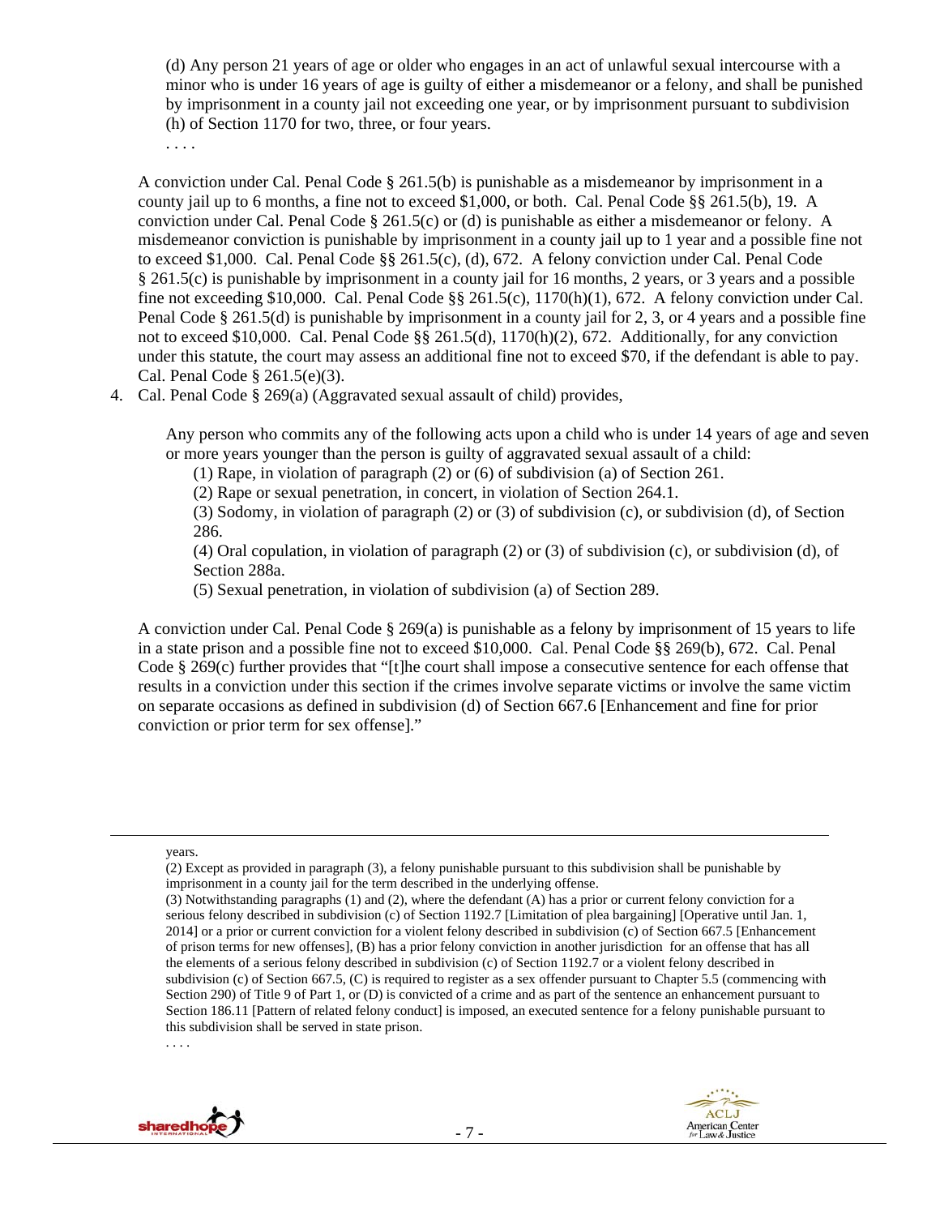(d) Any person 21 years of age or older who engages in an act of unlawful sexual intercourse with a minor who is under 16 years of age is guilty of either a misdemeanor or a felony, and shall be punished by imprisonment in a county jail not exceeding one year, or by imprisonment pursuant to subdivision (h) of Section 1170 for two, three, or four years.

. . . .

A conviction under Cal. Penal Code § 261.5(b) is punishable as a misdemeanor by imprisonment in a county jail up to 6 months, a fine not to exceed $1,000, or both. Cal. Penal Code §§ 261.5(b), 19. A conviction under Cal. Penal Code § 261.5(c) or (d) is punishable as either a misdemeanor or felony. A misdemeanor conviction is punishable by imprisonment in a county jail up to 1 year and a possible fine not to exceed $1,000. Cal. Penal Code §§ 261.5(c), (d), 672. A felony conviction under Cal. Penal Code § 261.5(c) is punishable by imprisonment in a county jail for 16 months, 2 years, or 3 years and a possible fine not exceeding $10,000. Cal. Penal Code §§ 261.5(c), 1170(h)(1), 672. A felony conviction under Cal. Penal Code § 261.5(d) is punishable by imprisonment in a county jail for 2, 3, or 4 years and a possible fine not to exceed $10,000. Cal. Penal Code §§ 261.5(d), 1170(h)(2), 672. Additionally, for any conviction under this statute, the court may assess an additional fine not to exceed $70, if the defendant is able to pay. Cal. Penal Code § 261.5(e)(3).

4. Cal. Penal Code § 269(a) (Aggravated sexual assault of child) provides,

   Any person who commits any of the following acts upon a child who is under 14 years of age and seven or more years younger than the person is guilty of aggravated sexual assault of a child:

   (1) Rape, in violation of paragraph (2) or (6) of subdivision (a) of Section 261.
   (2) Rape or sexual penetration, in concert, in violation of Section 264.1.
   (3) Sodomy, in violation of paragraph (2) or (3) of subdivision (c), or subdivision (d), of Section 286.
   (4) Oral copulation, in violation of paragraph (2) or (3) of subdivision (c), or subdivision (d), of Section 288a.
   (5) Sexual penetration, in violation of subdivision (a) of Section 289.

   A conviction under Cal. Penal Code § 269(a) is punishable as a felony by imprisonment of 15 years to life in a state prison and a possible fine not to exceed $10,000. Cal. Penal Code §§ 269(b), 672. Cal. Penal Code § 269(c) further provides that "[t]he court shall impose a consecutive sentence for each offense that results in a conviction under this section if the crimes involve separate victims or involve the same victim on separate occasions as defined in subdivision (d) of Section 667.6 [Enhancement and fine for prior conviction or prior term for sex offense]."

---

years.
(2) Except as provided in paragraph (3), a felony punishable pursuant to this subdivision shall be punishable by imprisonment in a county jail for the term described in the underlying offense.
(3) Notwithstanding paragraphs (1) and (2), where the defendant (A) has a prior or current felony conviction for a serious felony described in subdivision (c) of Section 1192.7 [Limitation of plea bargaining] [Operative until Jan. 1, 2014] or a prior or current conviction for a violent felony described in subdivision (c) of Section 667.5 [Enhancement of prison terms for new offenses], (B) has a prior felony conviction in another jurisdiction for an offense that has all the elements of a serious felony described in subdivision (c) of Section 1192.7 or a violent felony described in subdivision (c) of Section 667.5, (C) is required to register as a sex offender pursuant to Chapter 5.5 (commencing with Section 290) of Title 9 of Part 1, or (D) is convicted of a crime and as part of the sentence an enhancement pursuant to Section 186.11 [Pattern of related felony conduct] is imposed, an executed sentence for a felony punishable pursuant to this subdivision shall be served in state prison.
. . . .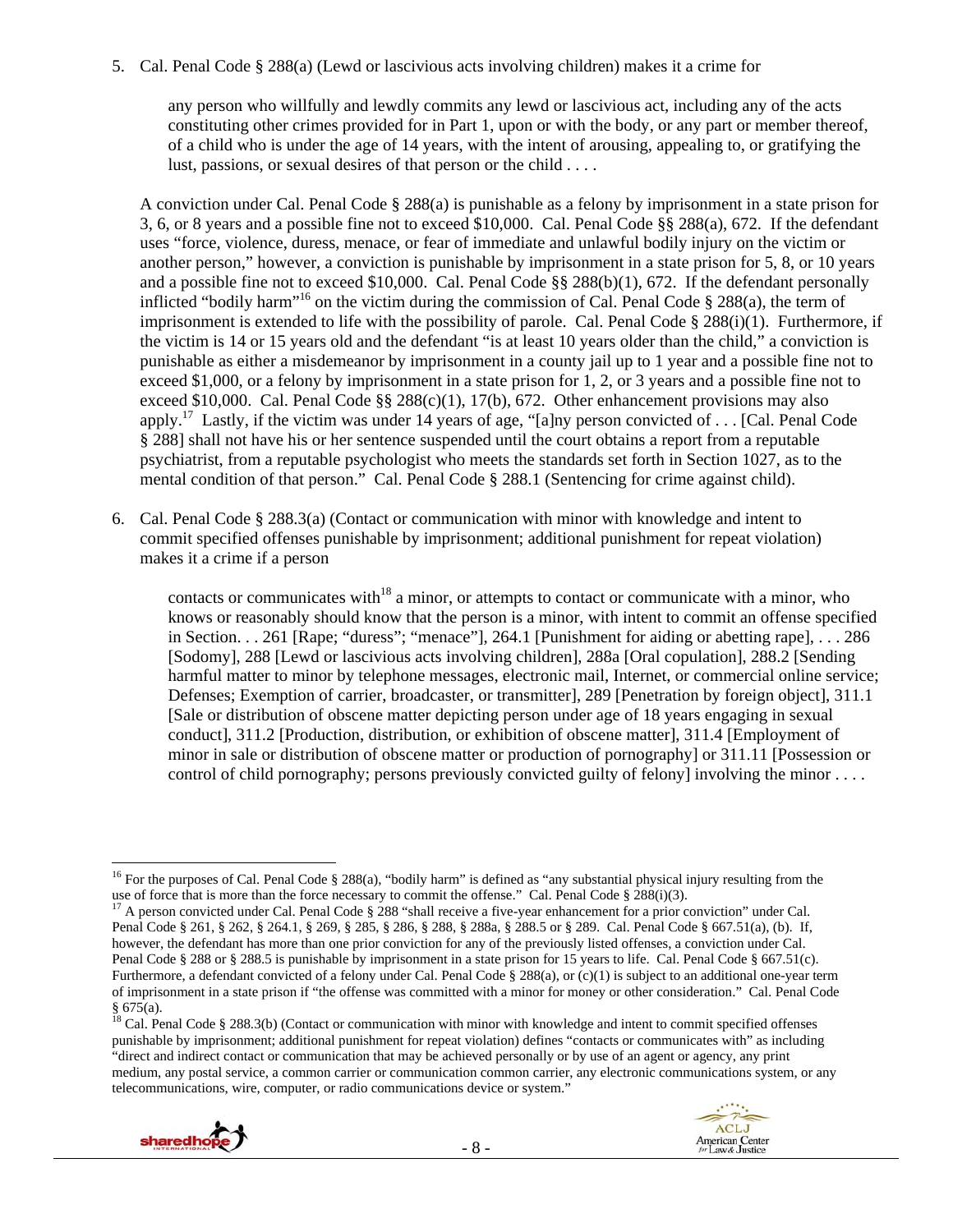5. Cal. Penal Code § 288(a) (Lewd or lascivious acts involving children) makes it a crime for

> any person who willfully and lewdly commits any lewd or lascivious act, including any of the acts constituting other crimes provided for in Part 1, upon or with the body, or any part or member thereof, of a child who is under the age of 14 years, with the intent of arousing, appealing to, or gratifying the lust, passions, or sexual desires of that person or the child . . . .

A conviction under Cal. Penal Code § 288(a) is punishable as a felony by imprisonment in a state prison for 3, 6, or 8 years and a possible fine not to exceed $10,000. Cal. Penal Code §§ 288(a), 672. If the defendant uses "force, violence, duress, menace, or fear of immediate and unlawful bodily injury on the victim or another person," however, a conviction is punishable by imprisonment in a state prison for 5, 8, or 10 years and a possible fine not to exceed $10,000. Cal. Penal Code §§ 288(b)(1), 672. If the defendant personally inflicted "bodily harm"[16] on the victim during the commission of Cal. Penal Code § 288(a), the term of imprisonment is extended to life with the possibility of parole. Cal. Penal Code § 288(i)(1). Furthermore, if the victim is 14 or 15 years old and the defendant "is at least 10 years older than the child," a conviction is punishable as either a misdemeanor by imprisonment in a county jail up to 1 year and a possible fine not to exceed $1,000, or a felony by imprisonment in a state prison for 1, 2, or 3 years and a possible fine not to exceed $10,000. Cal. Penal Code §§ 288(c)(1), 17(b), 672. Other enhancement provisions may also apply.[17] Lastly, if the victim was under 14 years of age, "[a]ny person convicted of . . . [Cal. Penal Code § 288] shall not have his or her sentence suspended until the court obtains a report from a reputable psychiatrist, from a reputable psychologist who meets the standards set forth in Section 1027, as to the mental condition of that person." Cal. Penal Code § 288.1 (Sentencing for crime against child).

6. Cal. Penal Code § 288.3(a) (Contact or communication with minor with knowledge and intent to commit specified offenses punishable by imprisonment; additional punishment for repeat violation) makes it a crime if a person

> contacts or communicates with[18] a minor, or attempts to contact or communicate with a minor, who knows or reasonably should know that the person is a minor, with intent to commit an offense specified in Section. . . 261 [Rape; "duress"; "menace"], 264.1 [Punishment for aiding or abetting rape], . . . 286 [Sodomy], 288 [Lewd or lascivious acts involving children], 288a [Oral copulation], 288.2 [Sending harmful matter to minor by telephone messages, electronic mail, Internet, or commercial online service; Defenses; Exemption of carrier, broadcaster, or transmitter], 289 [Penetration by foreign object], 311.1 [Sale or distribution of obscene matter depicting person under age of 18 years engaging in sexual conduct], 311.2 [Production, distribution, or exhibition of obscene matter], 311.4 [Employment of minor in sale or distribution of obscene matter or production of pornography] or 311.11 [Possession or control of child pornography; persons previously convicted guilty of felony] involving the minor . . . .

---

[16] For the purposes of Cal. Penal Code § 288(a), "bodily harm" is defined as "any substantial physical injury resulting from the use of force that is more than the force necessary to commit the offense." Cal. Penal Code § 288(i)(3).

[17] A person convicted under Cal. Penal Code § 288 "shall receive a five-year enhancement for a prior conviction" under Cal. Penal Code § 261, § 262, § 264.1, § 269, § 285, § 286, § 288, § 288a, § 288.5 or § 289. Cal. Penal Code § 667.51(a), (b). If, however, the defendant has more than one prior conviction for any of the previously listed offenses, a conviction under Cal. Penal Code § 288 or § 288.5 is punishable by imprisonment in a state prison for 15 years to life. Cal. Penal Code § 667.51(c). Furthermore, a defendant convicted of a felony under Cal. Penal Code § 288(a), or (c)(1) is subject to an additional one-year term of imprisonment in a state prison if "the offense was committed with a minor for money or other consideration." Cal. Penal Code § 675(a).

[18] Cal. Penal Code § 288.3(b) (Contact or communication with minor with knowledge and intent to commit specified offenses punishable by imprisonment; additional punishment for repeat violation) defines "contacts or communicates with" as including "direct and indirect contact or communication that may be achieved personally or by use of an agent or agency, any print medium, any postal service, a common carrier or communication common carrier, any electronic communications system, or any telecommunications, wire, computer, or radio communications device or system."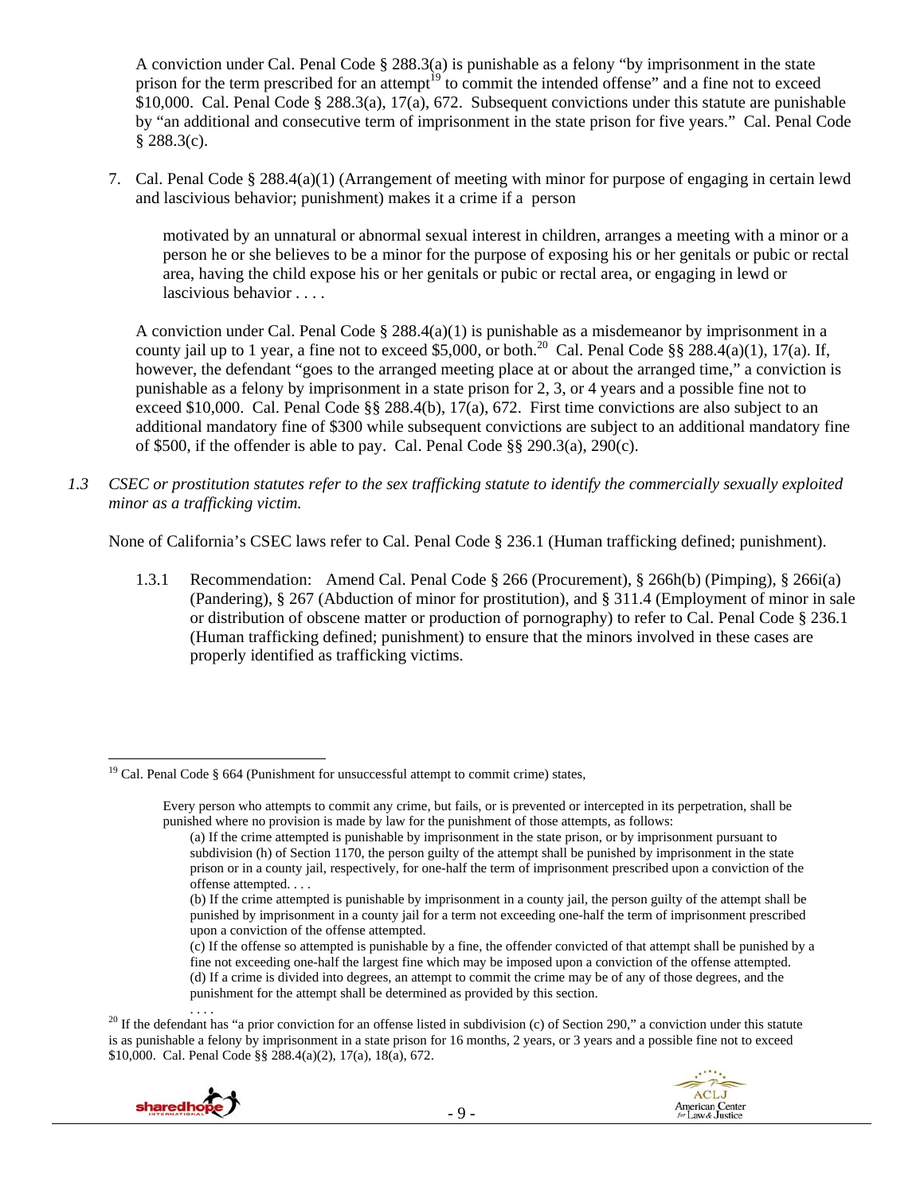A conviction under Cal. Penal Code § 288.3(a) is punishable as a felony "by imprisonment in the state prison for the term prescribed for an attempt[19] to commit the intended offense" and a fine not to exceed $10,000. Cal. Penal Code § 288.3(a), 17(a), 672. Subsequent convictions under this statute are punishable by "an additional and consecutive term of imprisonment in the state prison for five years." Cal. Penal Code § 288.3(c).

7. Cal. Penal Code § 288.4(a)(1) (Arrangement of meeting with minor for purpose of engaging in certain lewd and lascivious behavior; punishment) makes it a crime if a person

> motivated by an unnatural or abnormal sexual interest in children, arranges a meeting with a minor or a person he or she believes to be a minor for the purpose of exposing his or her genitals or pubic or rectal area, having the child expose his or her genitals or pubic or rectal area, or engaging in lewd or lascivious behavior . . . .

A conviction under Cal. Penal Code § 288.4(a)(1) is punishable as a misdemeanor by imprisonment in a county jail up to 1 year, a fine not to exceed $5,000, or both.[20] Cal. Penal Code §§ 288.4(a)(1), 17(a). If, however, the defendant "goes to the arranged meeting place at or about the arranged time," a conviction is punishable as a felony by imprisonment in a state prison for 2, 3, or 4 years and a possible fine not to exceed $10,000. Cal. Penal Code §§ 288.4(b), 17(a), 672. First time convictions are also subject to an additional mandatory fine of $300 while subsequent convictions are subject to an additional mandatory fine of $500, if the offender is able to pay. Cal. Penal Code §§ 290.3(a), 290(c).

*1.3 CSEC or prostitution statutes refer to the sex trafficking statute to identify the commercially sexually exploited minor as a trafficking victim.*

None of California's CSEC laws refer to Cal. Penal Code § 236.1 (Human trafficking defined; punishment).

1.3.1 Recommendation: Amend Cal. Penal Code § 266 (Procurement), § 266h(b) (Pimping), § 266i(a) (Pandering), § 267 (Abduction of minor for prostitution), and § 311.4 (Employment of minor in sale or distribution of obscene matter or production of pornography) to refer to Cal. Penal Code § 236.1 (Human trafficking defined; punishment) to ensure that the minors involved in these cases are properly identified as trafficking victims.

---

[19] Cal. Penal Code § 664 (Punishment for unsuccessful attempt to commit crime) states,

> Every person who attempts to commit any crime, but fails, or is prevented or intercepted in its perpetration, shall be punished where no provision is made by law for the punishment of those attempts, as follows:
>
> (a) If the crime attempted is punishable by imprisonment in the state prison, or by imprisonment pursuant to subdivision (h) of Section 1170, the person guilty of the attempt shall be punished by imprisonment in the state prison or in a county jail, respectively, for one-half the term of imprisonment prescribed upon a conviction of the offense attempted. . . .
>
> (b) If the crime attempted is punishable by imprisonment in a county jail, the person guilty of the attempt shall be punished by imprisonment in a county jail for a term not exceeding one-half the term of imprisonment prescribed upon a conviction of the offense attempted.
>
> (c) If the offense so attempted is punishable by a fine, the offender convicted of that attempt shall be punished by a fine not exceeding one-half the largest fine which may be imposed upon a conviction of the offense attempted.
>
> (d) If a crime is divided into degrees, an attempt to commit the crime may be of any of those degrees, and the punishment for the attempt shall be determined as provided by this section.
>
> . . . .

[20] If the defendant has "a prior conviction for an offense listed in subdivision (c) of Section 290," a conviction under this statute is as punishable a felony by imprisonment in a state prison for 16 months, 2 years, or 3 years and a possible fine not to exceed $10,000. Cal. Penal Code §§ 288.4(a)(2), 17(a), 18(a), 672.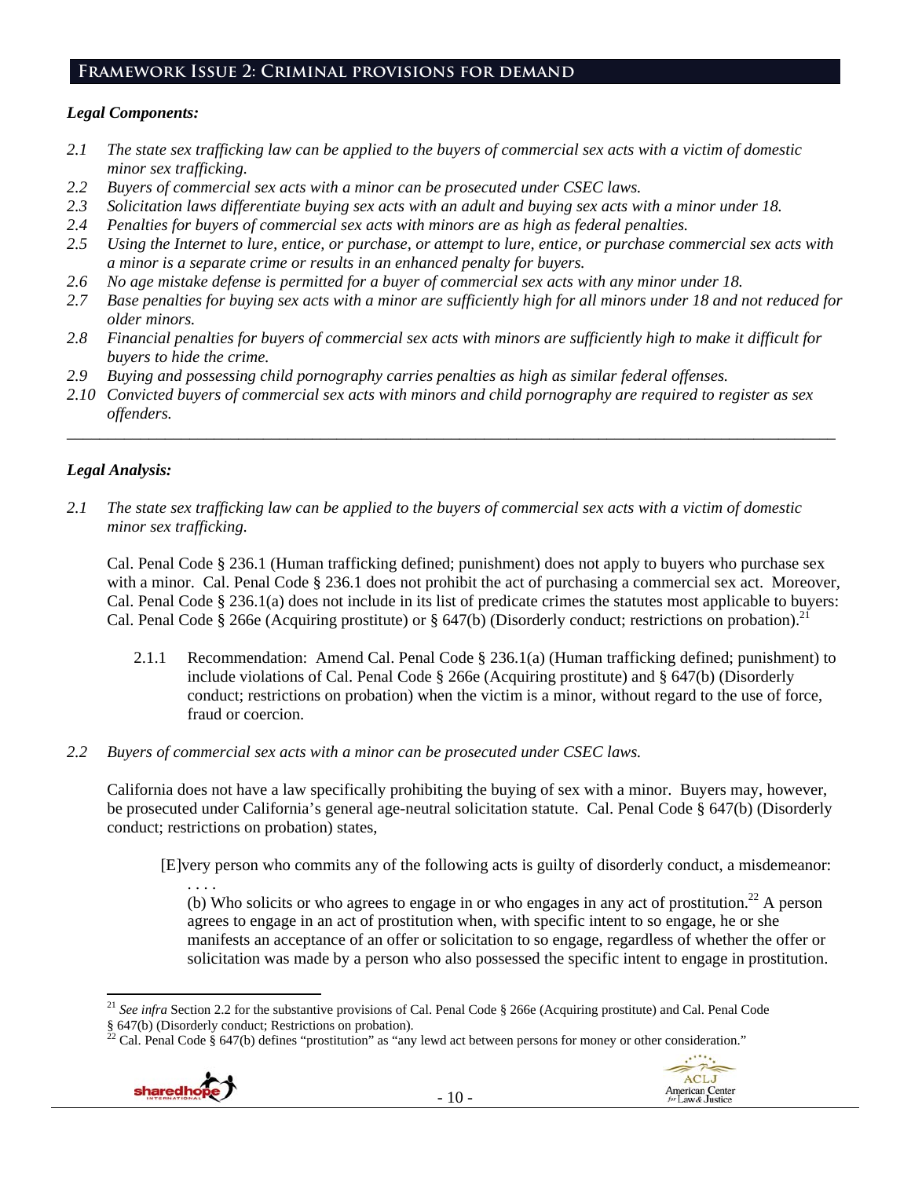## Framework Issue 2: Criminal provisions for demand

***Legal Components:***

*2.1 The state sex trafficking law can be applied to the buyers of commercial sex acts with a victim of domestic minor sex trafficking.*
*2.2 Buyers of commercial sex acts with a minor can be prosecuted under CSEC laws.*
*2.3 Solicitation laws differentiate buying sex acts with an adult and buying sex acts with a minor under 18.*
*2.4 Penalties for buyers of commercial sex acts with minors are as high as federal penalties.*
*2.5 Using the Internet to lure, entice, or purchase, or attempt to lure, entice, or purchase commercial sex acts with a minor is a separate crime or results in an enhanced penalty for buyers.*
*2.6 No age mistake defense is permitted for a buyer of commercial sex acts with any minor under 18.*
*2.7 Base penalties for buying sex acts with a minor are sufficiently high for all minors under 18 and not reduced for older minors.*
*2.8 Financial penalties for buyers of commercial sex acts with minors are sufficiently high to make it difficult for buyers to hide the crime.*
*2.9 Buying and possessing child pornography carries penalties as high as similar federal offenses.*
*2.10 Convicted buyers of commercial sex acts with minors and child pornography are required to register as sex offenders.*

---

***Legal Analysis:***

*2.1 The state sex trafficking law can be applied to the buyers of commercial sex acts with a victim of domestic minor sex trafficking.*

Cal. Penal Code § 236.1 (Human trafficking defined; punishment) does not apply to buyers who purchase sex with a minor. Cal. Penal Code § 236.1 does not prohibit the act of purchasing a commercial sex act. Moreover, Cal. Penal Code § 236.1(a) does not include in its list of predicate crimes the statutes most applicable to buyers: Cal. Penal Code § 266e (Acquiring prostitute) or § 647(b) (Disorderly conduct; restrictions on probation).[21]

2.1.1 Recommendation: Amend Cal. Penal Code § 236.1(a) (Human trafficking defined; punishment) to include violations of Cal. Penal Code § 266e (Acquiring prostitute) and § 647(b) (Disorderly conduct; restrictions on probation) when the victim is a minor, without regard to the use of force, fraud or coercion.

*2.2 Buyers of commercial sex acts with a minor can be prosecuted under CSEC laws.*

California does not have a law specifically prohibiting the buying of sex with a minor. Buyers may, however, be prosecuted under California's general age-neutral solicitation statute. Cal. Penal Code § 647(b) (Disorderly conduct; restrictions on probation) states,

> [E]very person who commits any of the following acts is guilty of disorderly conduct, a misdemeanor:
> . . . .
> (b) Who solicits or who agrees to engage in or who engages in any act of prostitution.[22] A person agrees to engage in an act of prostitution when, with specific intent to so engage, he or she manifests an acceptance of an offer or solicitation to so engage, regardless of whether the offer or solicitation was made by a person who also possessed the specific intent to engage in prostitution.

---

[21] *See infra* Section 2.2 for the substantive provisions of Cal. Penal Code § 266e (Acquiring prostitute) and Cal. Penal Code § 647(b) (Disorderly conduct; Restrictions on probation).

[22] Cal. Penal Code § 647(b) defines "prostitution" as "any lewd act between persons for money or other consideration."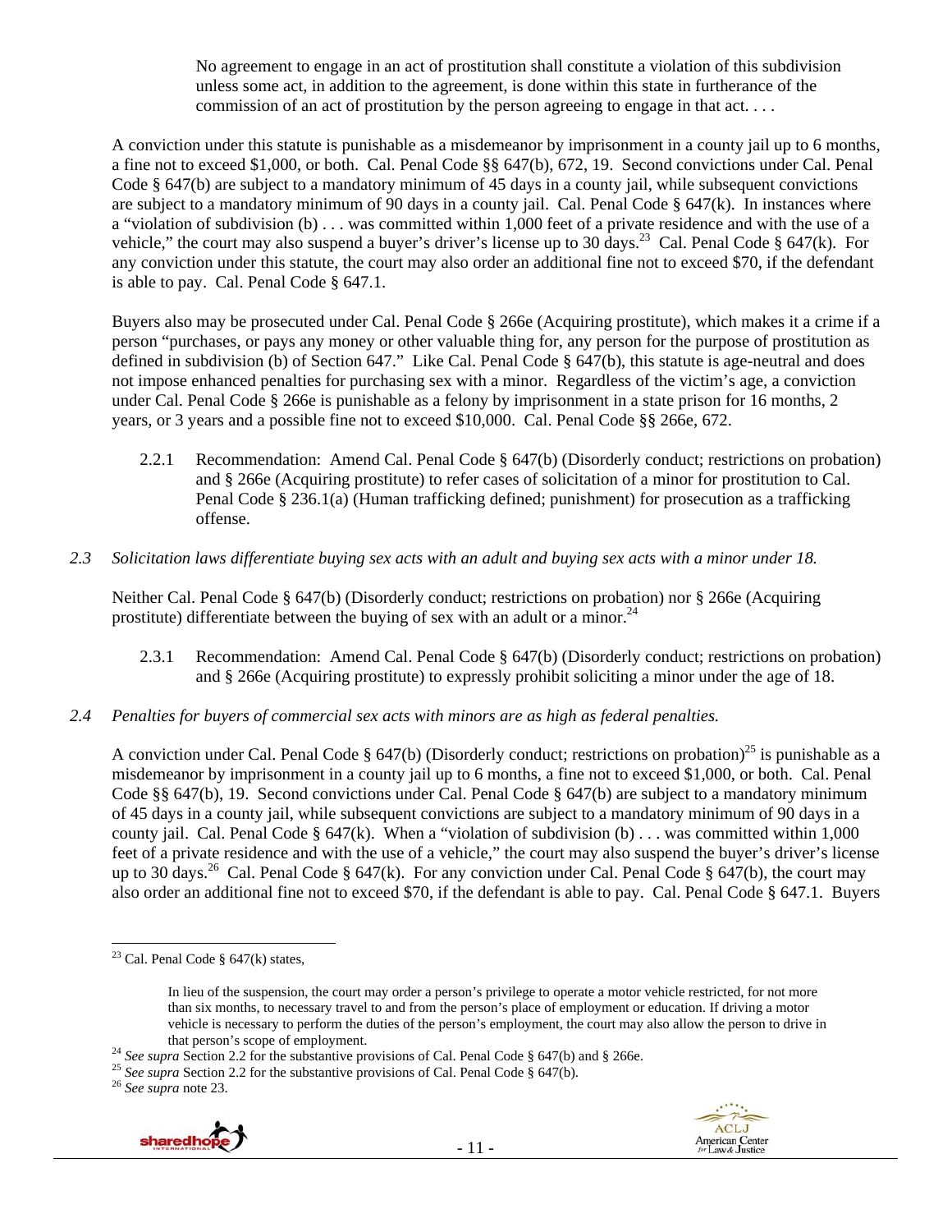> No agreement to engage in an act of prostitution shall constitute a violation of this subdivision unless some act, in addition to the agreement, is done within this state in furtherance of the commission of an act of prostitution by the person agreeing to engage in that act. . . .

A conviction under this statute is punishable as a misdemeanor by imprisonment in a county jail up to 6 months, a fine not to exceed $1,000, or both. Cal. Penal Code §§ 647(b), 672, 19. Second convictions under Cal. Penal Code § 647(b) are subject to a mandatory minimum of 45 days in a county jail, while subsequent convictions are subject to a mandatory minimum of 90 days in a county jail. Cal. Penal Code § 647(k). In instances where a "violation of subdivision (b) . . . was committed within 1,000 feet of a private residence and with the use of a vehicle," the court may also suspend a buyer's driver's license up to 30 days.[23] Cal. Penal Code § 647(k). For any conviction under this statute, the court may also order an additional fine not to exceed $70, if the defendant is able to pay. Cal. Penal Code § 647.1.

Buyers also may be prosecuted under Cal. Penal Code § 266e (Acquiring prostitute), which makes it a crime if a person "purchases, or pays any money or other valuable thing for, any person for the purpose of prostitution as defined in subdivision (b) of Section 647." Like Cal. Penal Code § 647(b), this statute is age-neutral and does not impose enhanced penalties for purchasing sex with a minor. Regardless of the victim's age, a conviction under Cal. Penal Code § 266e is punishable as a felony by imprisonment in a state prison for 16 months, 2 years, or 3 years and a possible fine not to exceed $10,000. Cal. Penal Code §§ 266e, 672.

2.2.1 Recommendation: Amend Cal. Penal Code § 647(b) (Disorderly conduct; restrictions on probation) and § 266e (Acquiring prostitute) to refer cases of solicitation of a minor for prostitution to Cal. Penal Code § 236.1(a) (Human trafficking defined; punishment) for prosecution as a trafficking offense.

### *2.3 Solicitation laws differentiate buying sex acts with an adult and buying sex acts with a minor under 18.*

Neither Cal. Penal Code § 647(b) (Disorderly conduct; restrictions on probation) nor § 266e (Acquiring prostitute) differentiate between the buying of sex with an adult or a minor.[24]

2.3.1 Recommendation: Amend Cal. Penal Code § 647(b) (Disorderly conduct; restrictions on probation) and § 266e (Acquiring prostitute) to expressly prohibit soliciting a minor under the age of 18.

### *2.4 Penalties for buyers of commercial sex acts with minors are as high as federal penalties.*

A conviction under Cal. Penal Code § 647(b) (Disorderly conduct; restrictions on probation)[25] is punishable as a misdemeanor by imprisonment in a county jail up to 6 months, a fine not to exceed $1,000, or both. Cal. Penal Code §§ 647(b), 19. Second convictions under Cal. Penal Code § 647(b) are subject to a mandatory minimum of 45 days in a county jail, while subsequent convictions are subject to a mandatory minimum of 90 days in a county jail. Cal. Penal Code § 647(k). When a "violation of subdivision (b) . . . was committed within 1,000 feet of a private residence and with the use of a vehicle," the court may also suspend the buyer's driver's license up to 30 days.[26] Cal. Penal Code § 647(k). For any conviction under Cal. Penal Code § 647(b), the court may also order an additional fine not to exceed $70, if the defendant is able to pay. Cal. Penal Code § 647.1. Buyers

---

[23] Cal. Penal Code § 647(k) states,

> In lieu of the suspension, the court may order a person's privilege to operate a motor vehicle restricted, for not more than six months, to necessary travel to and from the person's place of employment or education. If driving a motor vehicle is necessary to perform the duties of the person's employment, the court may also allow the person to drive in that person's scope of employment.

[24] *See supra* Section 2.2 for the substantive provisions of Cal. Penal Code § 647(b) and § 266e.

[25] *See supra* Section 2.2 for the substantive provisions of Cal. Penal Code § 647(b).

[26] *See supra* note 23.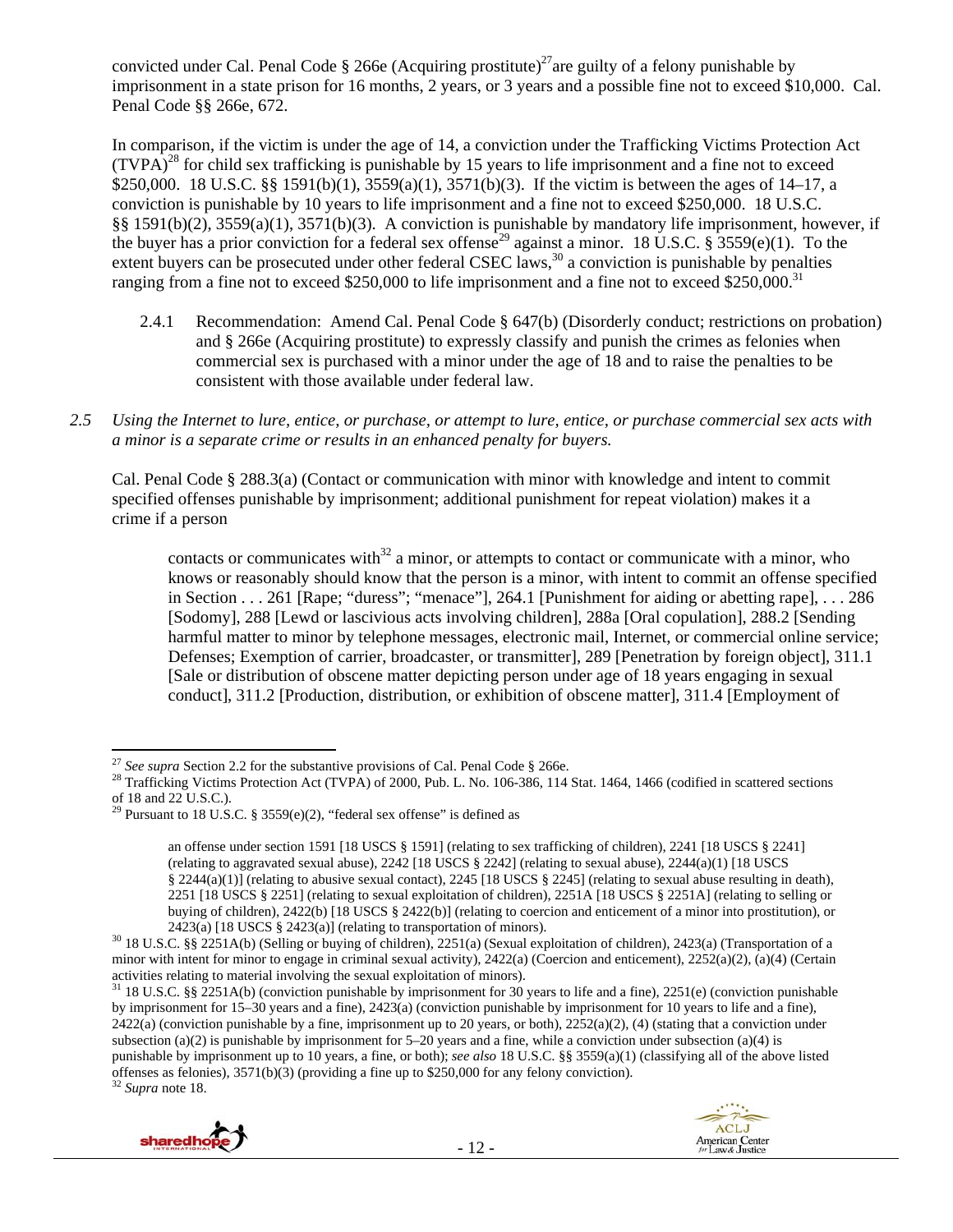convicted under Cal. Penal Code § 266e (Acquiring prostitute)[27] are guilty of a felony punishable by imprisonment in a state prison for 16 months, 2 years, or 3 years and a possible fine not to exceed $10,000. Cal. Penal Code §§ 266e, 672.

In comparison, if the victim is under the age of 14, a conviction under the Trafficking Victims Protection Act (TVPA)[28] for child sex trafficking is punishable by 15 years to life imprisonment and a fine not to exceed $250,000. 18 U.S.C. §§ 1591(b)(1), 3559(a)(1), 3571(b)(3). If the victim is between the ages of 14–17, a conviction is punishable by 10 years to life imprisonment and a fine not to exceed $250,000. 18 U.S.C. §§ 1591(b)(2), 3559(a)(1), 3571(b)(3). A conviction is punishable by mandatory life imprisonment, however, if the buyer has a prior conviction for a federal sex offense[29] against a minor. 18 U.S.C. § 3559(e)(1). To the extent buyers can be prosecuted under other federal CSEC laws,[30] a conviction is punishable by penalties ranging from a fine not to exceed $250,000 to life imprisonment and a fine not to exceed $250,000.[31]

2.4.1 Recommendation: Amend Cal. Penal Code § 647(b) (Disorderly conduct; restrictions on probation) and § 266e (Acquiring prostitute) to expressly classify and punish the crimes as felonies when commercial sex is purchased with a minor under the age of 18 and to raise the penalties to be consistent with those available under federal law.

*2.5 Using the Internet to lure, entice, or purchase, or attempt to lure, entice, or purchase commercial sex acts with a minor is a separate crime or results in an enhanced penalty for buyers.*

Cal. Penal Code § 288.3(a) (Contact or communication with minor with knowledge and intent to commit specified offenses punishable by imprisonment; additional punishment for repeat violation) makes it a crime if a person

> contacts or communicates with[32] a minor, or attempts to contact or communicate with a minor, who knows or reasonably should know that the person is a minor, with intent to commit an offense specified in Section . . . 261 [Rape; "duress"; "menace"], 264.1 [Punishment for aiding or abetting rape], . . . 286 [Sodomy], 288 [Lewd or lascivious acts involving children], 288a [Oral copulation], 288.2 [Sending harmful matter to minor by telephone messages, electronic mail, Internet, or commercial online service; Defenses; Exemption of carrier, broadcaster, or transmitter], 289 [Penetration by foreign object], 311.1 [Sale or distribution of obscene matter depicting person under age of 18 years engaging in sexual conduct], 311.2 [Production, distribution, or exhibition of obscene matter], 311.4 [Employment of

---

[27] *See supra* Section 2.2 for the substantive provisions of Cal. Penal Code § 266e.

[28] Trafficking Victims Protection Act (TVPA) of 2000, Pub. L. No. 106-386, 114 Stat. 1464, 1466 (codified in scattered sections of 18 and 22 U.S.C.).

[29] Pursuant to 18 U.S.C. § 3559(e)(2), "federal sex offense" is defined as

> an offense under section 1591 [18 USCS § 1591] (relating to sex trafficking of children), 2241 [18 USCS § 2241] (relating to aggravated sexual abuse), 2242 [18 USCS § 2242] (relating to sexual abuse), 2244(a)(1) [18 USCS § 2244(a)(1)] (relating to abusive sexual contact), 2245 [18 USCS § 2245] (relating to sexual abuse resulting in death), 2251 [18 USCS § 2251] (relating to sexual exploitation of children), 2251A [18 USCS § 2251A] (relating to selling or buying of children), 2422(b) [18 USCS § 2422(b)] (relating to coercion and enticement of a minor into prostitution), or 2423(a) [18 USCS § 2423(a)] (relating to transportation of minors).

[30] 18 U.S.C. §§ 2251A(b) (Selling or buying of children), 2251(a) (Sexual exploitation of children), 2423(a) (Transportation of a minor with intent for minor to engage in criminal sexual activity), 2422(a) (Coercion and enticement), 2252(a)(2), (a)(4) (Certain activities relating to material involving the sexual exploitation of minors).

[31] 18 U.S.C. §§ 2251A(b) (conviction punishable by imprisonment for 30 years to life and a fine), 2251(e) (conviction punishable by imprisonment for 15–30 years and a fine), 2423(a) (conviction punishable by imprisonment for 10 years to life and a fine), 2422(a) (conviction punishable by a fine, imprisonment up to 20 years, or both), 2252(a)(2), (4) (stating that a conviction under subsection (a)(2) is punishable by imprisonment for 5–20 years and a fine, while a conviction under subsection (a)(4) is punishable by imprisonment up to 10 years, a fine, or both); *see also* 18 U.S.C. §§ 3559(a)(1) (classifying all of the above listed offenses as felonies), 3571(b)(3) (providing a fine up to $250,000 for any felony conviction).

[32] *Supra* note 18.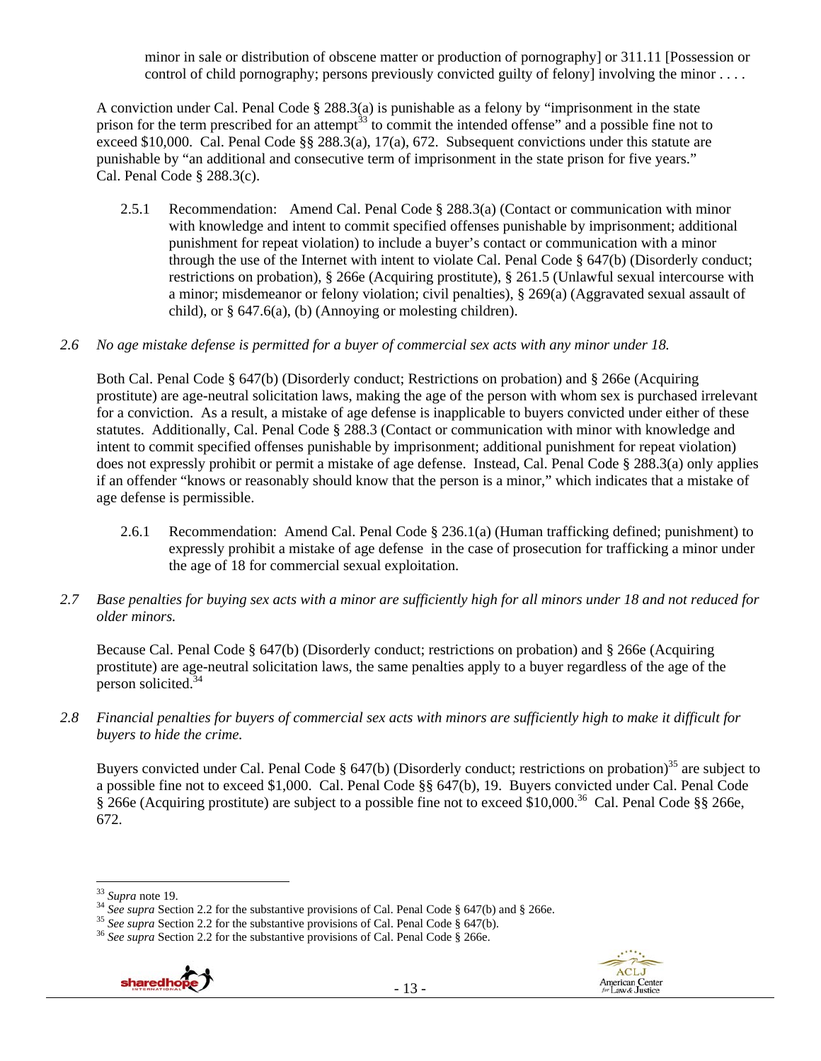minor in sale or distribution of obscene matter or production of pornography] or 311.11 [Possession or control of child pornography; persons previously convicted guilty of felony] involving the minor . . . .

A conviction under Cal. Penal Code § 288.3(a) is punishable as a felony by "imprisonment in the state prison for the term prescribed for an attempt[33] to commit the intended offense" and a possible fine not to exceed $10,000. Cal. Penal Code §§ 288.3(a), 17(a), 672. Subsequent convictions under this statute are punishable by "an additional and consecutive term of imprisonment in the state prison for five years." Cal. Penal Code § 288.3(c).

2.5.1 Recommendation: Amend Cal. Penal Code § 288.3(a) (Contact or communication with minor with knowledge and intent to commit specified offenses punishable by imprisonment; additional punishment for repeat violation) to include a buyer's contact or communication with a minor through the use of the Internet with intent to violate Cal. Penal Code § 647(b) (Disorderly conduct; restrictions on probation), § 266e (Acquiring prostitute), § 261.5 (Unlawful sexual intercourse with a minor; misdemeanor or felony violation; civil penalties), § 269(a) (Aggravated sexual assault of child), or § 647.6(a), (b) (Annoying or molesting children).

*2.6 No age mistake defense is permitted for a buyer of commercial sex acts with any minor under 18.*

Both Cal. Penal Code § 647(b) (Disorderly conduct; Restrictions on probation) and § 266e (Acquiring prostitute) are age-neutral solicitation laws, making the age of the person with whom sex is purchased irrelevant for a conviction. As a result, a mistake of age defense is inapplicable to buyers convicted under either of these statutes. Additionally, Cal. Penal Code § 288.3 (Contact or communication with minor with knowledge and intent to commit specified offenses punishable by imprisonment; additional punishment for repeat violation) does not expressly prohibit or permit a mistake of age defense. Instead, Cal. Penal Code § 288.3(a) only applies if an offender "knows or reasonably should know that the person is a minor," which indicates that a mistake of age defense is permissible.

2.6.1 Recommendation: Amend Cal. Penal Code § 236.1(a) (Human trafficking defined; punishment) to expressly prohibit a mistake of age defense in the case of prosecution for trafficking a minor under the age of 18 for commercial sexual exploitation.

*2.7 Base penalties for buying sex acts with a minor are sufficiently high for all minors under 18 and not reduced for older minors.*

Because Cal. Penal Code § 647(b) (Disorderly conduct; restrictions on probation) and § 266e (Acquiring prostitute) are age-neutral solicitation laws, the same penalties apply to a buyer regardless of the age of the person solicited.[34]

*2.8 Financial penalties for buyers of commercial sex acts with minors are sufficiently high to make it difficult for buyers to hide the crime.*

Buyers convicted under Cal. Penal Code § 647(b) (Disorderly conduct; restrictions on probation)[35] are subject to a possible fine not to exceed $1,000. Cal. Penal Code §§ 647(b), 19. Buyers convicted under Cal. Penal Code § 266e (Acquiring prostitute) are subject to a possible fine not to exceed $10,000.[36] Cal. Penal Code §§ 266e, 672.

---

[33] *Supra* note 19.

[34] *See supra* Section 2.2 for the substantive provisions of Cal. Penal Code § 647(b) and § 266e.

[35] *See supra* Section 2.2 for the substantive provisions of Cal. Penal Code § 647(b).

[36] *See supra* Section 2.2 for the substantive provisions of Cal. Penal Code § 266e.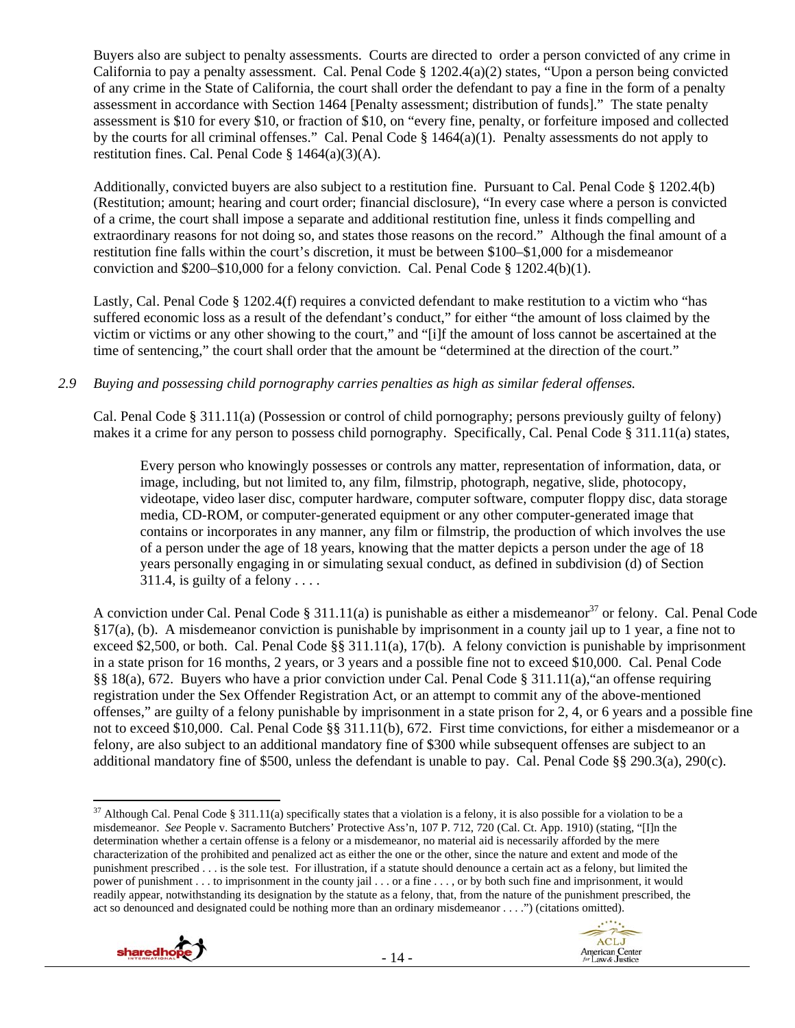Buyers also are subject to penalty assessments. Courts are directed to order a person convicted of any crime in California to pay a penalty assessment. Cal. Penal Code § 1202.4(a)(2) states, "Upon a person being convicted of any crime in the State of California, the court shall order the defendant to pay a fine in the form of a penalty assessment in accordance with Section 1464 [Penalty assessment; distribution of funds]." The state penalty assessment is $10 for every $10, or fraction of $10, on "every fine, penalty, or forfeiture imposed and collected by the courts for all criminal offenses." Cal. Penal Code § 1464(a)(1). Penalty assessments do not apply to restitution fines. Cal. Penal Code § 1464(a)(3)(A).

Additionally, convicted buyers are also subject to a restitution fine. Pursuant to Cal. Penal Code § 1202.4(b) (Restitution; amount; hearing and court order; financial disclosure), "In every case where a person is convicted of a crime, the court shall impose a separate and additional restitution fine, unless it finds compelling and extraordinary reasons for not doing so, and states those reasons on the record." Although the final amount of a restitution fine falls within the court's discretion, it must be between $100–$1,000 for a misdemeanor conviction and $200–$10,000 for a felony conviction. Cal. Penal Code § 1202.4(b)(1).

Lastly, Cal. Penal Code § 1202.4(f) requires a convicted defendant to make restitution to a victim who "has suffered economic loss as a result of the defendant's conduct," for either "the amount of loss claimed by the victim or victims or any other showing to the court," and "[i]f the amount of loss cannot be ascertained at the time of sentencing," the court shall order that the amount be "determined at the direction of the court."

*2.9 Buying and possessing child pornography carries penalties as high as similar federal offenses.*

Cal. Penal Code § 311.11(a) (Possession or control of child pornography; persons previously guilty of felony) makes it a crime for any person to possess child pornography. Specifically, Cal. Penal Code § 311.11(a) states,

> Every person who knowingly possesses or controls any matter, representation of information, data, or image, including, but not limited to, any film, filmstrip, photograph, negative, slide, photocopy, videotape, video laser disc, computer hardware, computer software, computer floppy disc, data storage media, CD-ROM, or computer-generated equipment or any other computer-generated image that contains or incorporates in any manner, any film or filmstrip, the production of which involves the use of a person under the age of 18 years, knowing that the matter depicts a person under the age of 18 years personally engaging in or simulating sexual conduct, as defined in subdivision (d) of Section 311.4, is guilty of a felony . . . .

A conviction under Cal. Penal Code § 311.11(a) is punishable as either a misdemeanor[37] or felony. Cal. Penal Code §17(a), (b). A misdemeanor conviction is punishable by imprisonment in a county jail up to 1 year, a fine not to exceed $2,500, or both. Cal. Penal Code §§ 311.11(a), 17(b). A felony conviction is punishable by imprisonment in a state prison for 16 months, 2 years, or 3 years and a possible fine not to exceed $10,000. Cal. Penal Code §§ 18(a), 672. Buyers who have a prior conviction under Cal. Penal Code § 311.11(a),"an offense requiring registration under the Sex Offender Registration Act, or an attempt to commit any of the above-mentioned offenses," are guilty of a felony punishable by imprisonment in a state prison for 2, 4, or 6 years and a possible fine not to exceed $10,000. Cal. Penal Code §§ 311.11(b), 672. First time convictions, for either a misdemeanor or a felony, are also subject to an additional mandatory fine of $300 while subsequent offenses are subject to an additional mandatory fine of $500, unless the defendant is unable to pay. Cal. Penal Code §§ 290.3(a), 290(c).

---

[37] Although Cal. Penal Code § 311.11(a) specifically states that a violation is a felony, it is also possible for a violation to be a misdemeanor. *See* People v. Sacramento Butchers' Protective Ass'n, 107 P. 712, 720 (Cal. Ct. App. 1910) (stating, "[I]n the determination whether a certain offense is a felony or a misdemeanor, no material aid is necessarily afforded by the mere characterization of the prohibited and penalized act as either the one or the other, since the nature and extent and mode of the punishment prescribed . . . is the sole test. For illustration, if a statute should denounce a certain act as a felony, but limited the power of punishment . . . to imprisonment in the county jail . . . or a fine . . . , or by both such fine and imprisonment, it would readily appear, notwithstanding its designation by the statute as a felony, that, from the nature of the punishment prescribed, the act so denounced and designated could be nothing more than an ordinary misdemeanor . . . .") (citations omitted).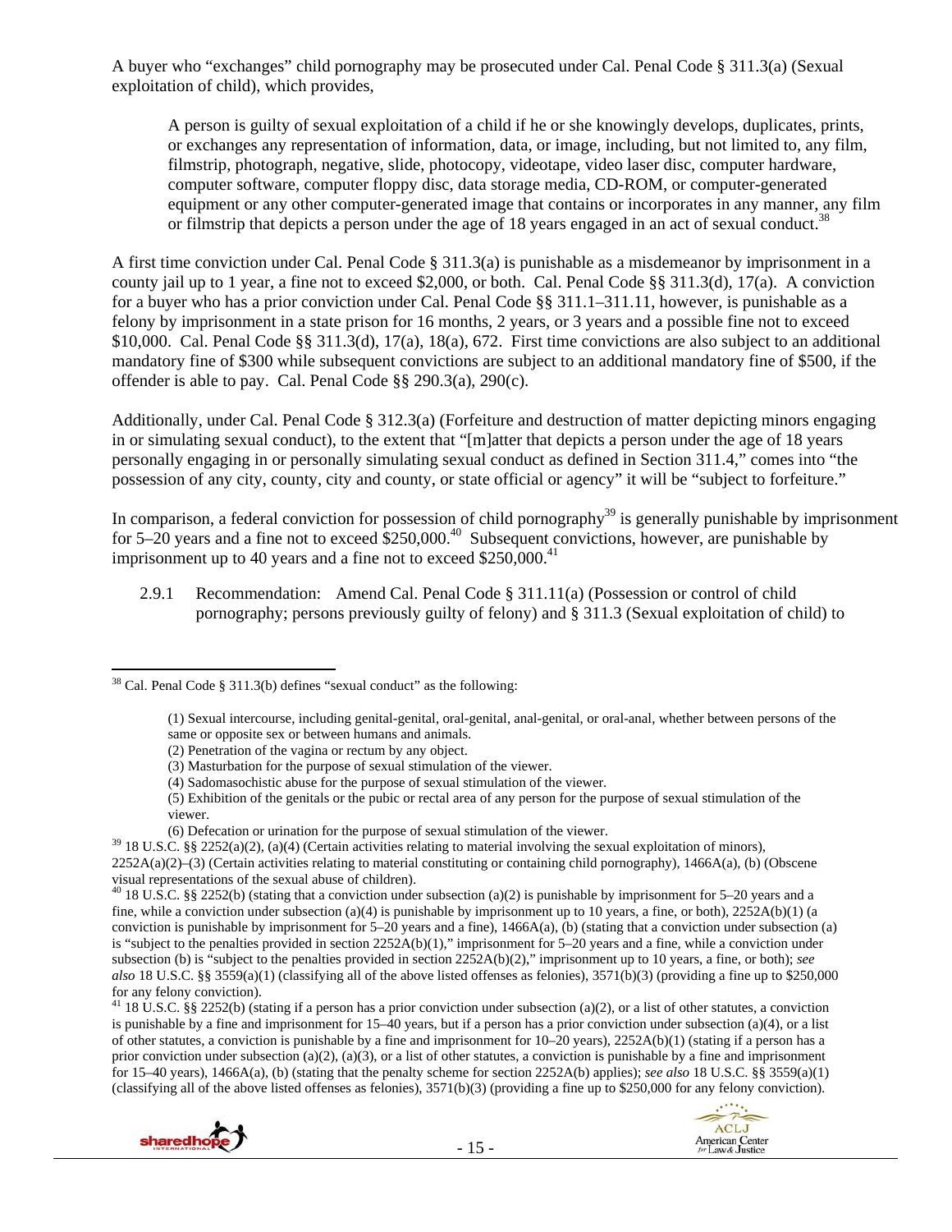A buyer who "exchanges" child pornography may be prosecuted under Cal. Penal Code § 311.3(a) (Sexual exploitation of child), which provides,

> A person is guilty of sexual exploitation of a child if he or she knowingly develops, duplicates, prints, or exchanges any representation of information, data, or image, including, but not limited to, any film, filmstrip, photograph, negative, slide, photocopy, videotape, video laser disc, computer hardware, computer software, computer floppy disc, data storage media, CD-ROM, or computer-generated equipment or any other computer-generated image that contains or incorporates in any manner, any film or filmstrip that depicts a person under the age of 18 years engaged in an act of sexual conduct.[38]

A first time conviction under Cal. Penal Code § 311.3(a) is punishable as a misdemeanor by imprisonment in a county jail up to 1 year, a fine not to exceed $2,000, or both. Cal. Penal Code §§ 311.3(d), 17(a). A conviction for a buyer who has a prior conviction under Cal. Penal Code §§ 311.1–311.11, however, is punishable as a felony by imprisonment in a state prison for 16 months, 2 years, or 3 years and a possible fine not to exceed $10,000. Cal. Penal Code §§ 311.3(d), 17(a), 18(a), 672. First time convictions are also subject to an additional mandatory fine of $300 while subsequent convictions are subject to an additional mandatory fine of $500, if the offender is able to pay. Cal. Penal Code §§ 290.3(a), 290(c).

Additionally, under Cal. Penal Code § 312.3(a) (Forfeiture and destruction of matter depicting minors engaging in or simulating sexual conduct), to the extent that "[m]atter that depicts a person under the age of 18 years personally engaging in or personally simulating sexual conduct as defined in Section 311.4," comes into "the possession of any city, county, city and county, or state official or agency" it will be "subject to forfeiture."

In comparison, a federal conviction for possession of child pornography[39] is generally punishable by imprisonment for 5–20 years and a fine not to exceed $250,000.[40] Subsequent convictions, however, are punishable by imprisonment up to 40 years and a fine not to exceed $250,000.[41]

2.9.1 Recommendation: Amend Cal. Penal Code § 311.11(a) (Possession or control of child pornography; persons previously guilty of felony) and § 311.3 (Sexual exploitation of child) to

---

[38] Cal. Penal Code § 311.3(b) defines "sexual conduct" as the following:

> (1) Sexual intercourse, including genital-genital, oral-genital, anal-genital, or oral-anal, whether between persons of the same or opposite sex or between humans and animals.
> (2) Penetration of the vagina or rectum by any object.
> (3) Masturbation for the purpose of sexual stimulation of the viewer.
> (4) Sadomasochistic abuse for the purpose of sexual stimulation of the viewer.
> (5) Exhibition of the genitals or the pubic or rectal area of any person for the purpose of sexual stimulation of the viewer.
> (6) Defecation or urination for the purpose of sexual stimulation of the viewer.

[39] 18 U.S.C. §§ 2252(a)(2), (a)(4) (Certain activities relating to material involving the sexual exploitation of minors), 2252A(a)(2)–(3) (Certain activities relating to material constituting or containing child pornography), 1466A(a), (b) (Obscene visual representations of the sexual abuse of children).

[40] 18 U.S.C. §§ 2252(b) (stating that a conviction under subsection (a)(2) is punishable by imprisonment for 5–20 years and a fine, while a conviction under subsection (a)(4) is punishable by imprisonment up to 10 years, a fine, or both), 2252A(b)(1) (a conviction is punishable by imprisonment for 5–20 years and a fine), 1466A(a), (b) (stating that a conviction under subsection (a) is "subject to the penalties provided in section 2252A(b)(1)," imprisonment for 5–20 years and a fine, while a conviction under subsection (b) is "subject to the penalties provided in section 2252A(b)(2)," imprisonment up to 10 years, a fine, or both); *see also* 18 U.S.C. §§ 3559(a)(1) (classifying all of the above listed offenses as felonies), 3571(b)(3) (providing a fine up to $250,000 for any felony conviction).

[41] 18 U.S.C. §§ 2252(b) (stating if a person has a prior conviction under subsection (a)(2), or a list of other statutes, a conviction is punishable by a fine and imprisonment for 15–40 years, but if a person has a prior conviction under subsection (a)(4), or a list of other statutes, a conviction is punishable by a fine and imprisonment for 10–20 years), 2252A(b)(1) (stating if a person has a prior conviction under subsection (a)(2), (a)(3), or a list of other statutes, a conviction is punishable by a fine and imprisonment for 15–40 years), 1466A(a), (b) (stating that the penalty scheme for section 2252A(b) applies); *see also* 18 U.S.C. §§ 3559(a)(1) (classifying all of the above listed offenses as felonies), 3571(b)(3) (providing a fine up to $250,000 for any felony conviction).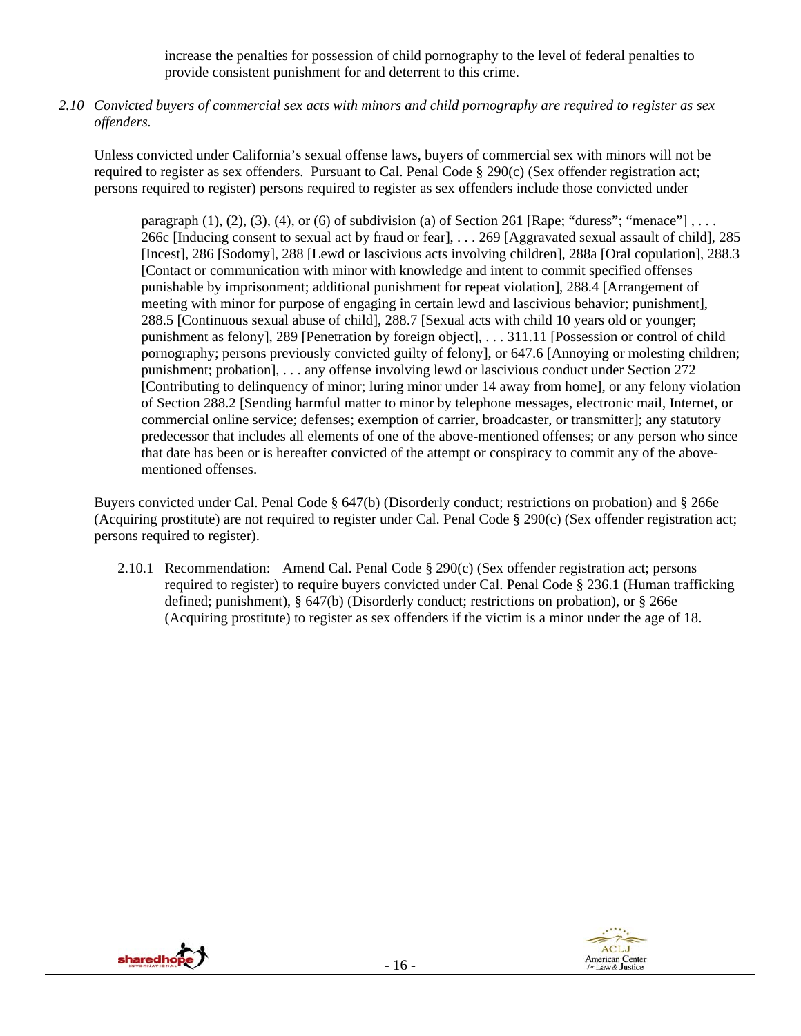increase the penalties for possession of child pornography to the level of federal penalties to provide consistent punishment for and deterrent to this crime.

*2.10 Convicted buyers of commercial sex acts with minors and child pornography are required to register as sex offenders.*

Unless convicted under California's sexual offense laws, buyers of commercial sex with minors will not be required to register as sex offenders. Pursuant to Cal. Penal Code § 290(c) (Sex offender registration act; persons required to register) persons required to register as sex offenders include those convicted under

> paragraph (1), (2), (3), (4), or (6) of subdivision (a) of Section 261 [Rape; "duress"; "menace"] , . . . 266c [Inducing consent to sexual act by fraud or fear], . . . 269 [Aggravated sexual assault of child], 285 [Incest], 286 [Sodomy], 288 [Lewd or lascivious acts involving children], 288a [Oral copulation], 288.3 [Contact or communication with minor with knowledge and intent to commit specified offenses punishable by imprisonment; additional punishment for repeat violation], 288.4 [Arrangement of meeting with minor for purpose of engaging in certain lewd and lascivious behavior; punishment], 288.5 [Continuous sexual abuse of child], 288.7 [Sexual acts with child 10 years old or younger; punishment as felony], 289 [Penetration by foreign object], . . . 311.11 [Possession or control of child pornography; persons previously convicted guilty of felony], or 647.6 [Annoying or molesting children; punishment; probation], . . . any offense involving lewd or lascivious conduct under Section 272 [Contributing to delinquency of minor; luring minor under 14 away from home], or any felony violation of Section 288.2 [Sending harmful matter to minor by telephone messages, electronic mail, Internet, or commercial online service; defenses; exemption of carrier, broadcaster, or transmitter]; any statutory predecessor that includes all elements of one of the above-mentioned offenses; or any person who since that date has been or is hereafter convicted of the attempt or conspiracy to commit any of the above-mentioned offenses.

Buyers convicted under Cal. Penal Code § 647(b) (Disorderly conduct; restrictions on probation) and § 266e (Acquiring prostitute) are not required to register under Cal. Penal Code § 290(c) (Sex offender registration act; persons required to register).

2.10.1 Recommendation: Amend Cal. Penal Code § 290(c) (Sex offender registration act; persons required to register) to require buyers convicted under Cal. Penal Code § 236.1 (Human trafficking defined; punishment), § 647(b) (Disorderly conduct; restrictions on probation), or § 266e (Acquiring prostitute) to register as sex offenders if the victim is a minor under the age of 18.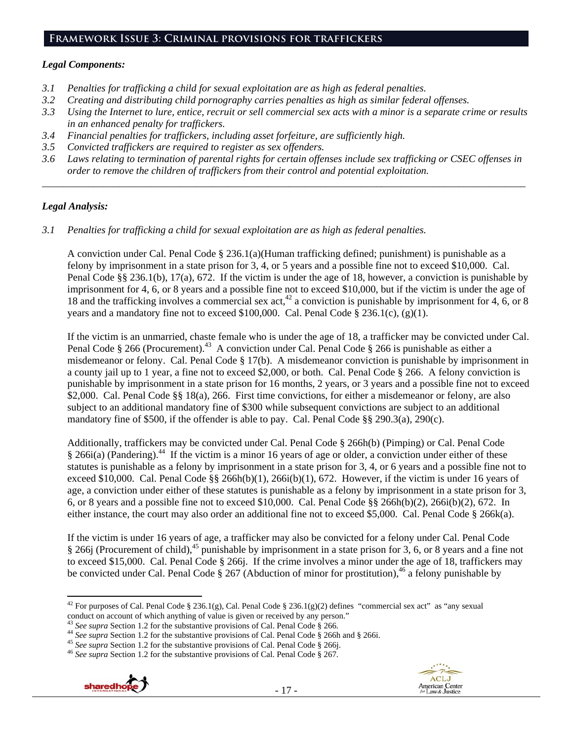## Framework Issue 3: Criminal provisions for traffickers

### *Legal Components:*

*3.1 Penalties for trafficking a child for sexual exploitation are as high as federal penalties.*
*3.2 Creating and distributing child pornography carries penalties as high as similar federal offenses.*
*3.3 Using the Internet to lure, entice, recruit or sell commercial sex acts with a minor is a separate crime or results in an enhanced penalty for traffickers.*
*3.4 Financial penalties for traffickers, including asset forfeiture, are sufficiently high.*
*3.5 Convicted traffickers are required to register as sex offenders.*
*3.6 Laws relating to termination of parental rights for certain offenses include sex trafficking or CSEC offenses in order to remove the children of traffickers from their control and potential exploitation.*

---

### *Legal Analysis:*

*3.1 Penalties for trafficking a child for sexual exploitation are as high as federal penalties.*

A conviction under Cal. Penal Code § 236.1(a)(Human trafficking defined; punishment) is punishable as a felony by imprisonment in a state prison for 3, 4, or 5 years and a possible fine not to exceed $10,000. Cal. Penal Code §§ 236.1(b), 17(a), 672. If the victim is under the age of 18, however, a conviction is punishable by imprisonment for 4, 6, or 8 years and a possible fine not to exceed $10,000, but if the victim is under the age of 18 and the trafficking involves a commercial sex act,[42] a conviction is punishable by imprisonment for 4, 6, or 8 years and a mandatory fine not to exceed $100,000. Cal. Penal Code § 236.1(c), (g)(1).

If the victim is an unmarried, chaste female who is under the age of 18, a trafficker may be convicted under Cal. Penal Code § 266 (Procurement).[43] A conviction under Cal. Penal Code § 266 is punishable as either a misdemeanor or felony. Cal. Penal Code § 17(b). A misdemeanor conviction is punishable by imprisonment in a county jail up to 1 year, a fine not to exceed $2,000, or both. Cal. Penal Code § 266. A felony conviction is punishable by imprisonment in a state prison for 16 months, 2 years, or 3 years and a possible fine not to exceed $2,000. Cal. Penal Code §§ 18(a), 266. First time convictions, for either a misdemeanor or felony, are also subject to an additional mandatory fine of $300 while subsequent convictions are subject to an additional mandatory fine of $500, if the offender is able to pay. Cal. Penal Code §§ 290.3(a), 290(c).

Additionally, traffickers may be convicted under Cal. Penal Code § 266h(b) (Pimping) or Cal. Penal Code § 266i(a) (Pandering).[44] If the victim is a minor 16 years of age or older, a conviction under either of these statutes is punishable as a felony by imprisonment in a state prison for 3, 4, or 6 years and a possible fine not to exceed $10,000. Cal. Penal Code §§ 266h(b)(1), 266i(b)(1), 672. However, if the victim is under 16 years of age, a conviction under either of these statutes is punishable as a felony by imprisonment in a state prison for 3, 6, or 8 years and a possible fine not to exceed $10,000. Cal. Penal Code §§ 266h(b)(2), 266i(b)(2), 672. In either instance, the court may also order an additional fine not to exceed $5,000. Cal. Penal Code § 266k(a).

If the victim is under 16 years of age, a trafficker may also be convicted for a felony under Cal. Penal Code § 266j (Procurement of child),[45] punishable by imprisonment in a state prison for 3, 6, or 8 years and a fine not to exceed $15,000. Cal. Penal Code § 266j. If the crime involves a minor under the age of 18, traffickers may be convicted under Cal. Penal Code § 267 (Abduction of minor for prostitution),[46] a felony punishable by

---

[42] For purposes of Cal. Penal Code § 236.1(g), Cal. Penal Code § 236.1(g)(2) defines "commercial sex act" as "any sexual conduct on account of which anything of value is given or received by any person."
[43] *See supra* Section 1.2 for the substantive provisions of Cal. Penal Code § 266.
[44] *See supra* Section 1.2 for the substantive provisions of Cal. Penal Code § 266h and § 266i.
[45] *See supra* Section 1.2 for the substantive provisions of Cal. Penal Code § 266j.
[46] *See supra* Section 1.2 for the substantive provisions of Cal. Penal Code § 267.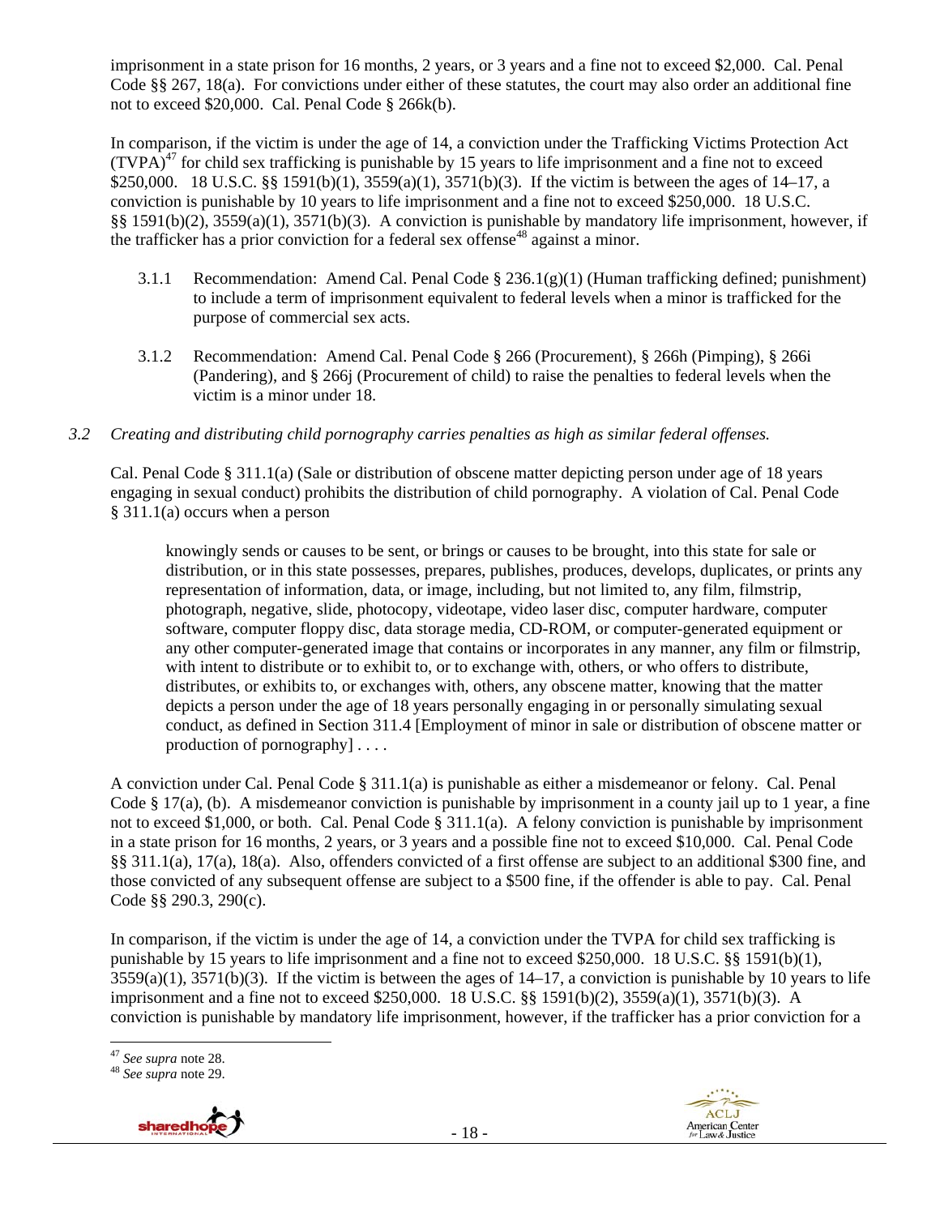imprisonment in a state prison for 16 months, 2 years, or 3 years and a fine not to exceed $2,000. Cal. Penal Code §§ 267, 18(a). For convictions under either of these statutes, the court may also order an additional fine not to exceed $20,000. Cal. Penal Code § 266k(b).

In comparison, if the victim is under the age of 14, a conviction under the Trafficking Victims Protection Act (TVPA)[47] for child sex trafficking is punishable by 15 years to life imprisonment and a fine not to exceed $250,000. 18 U.S.C. §§ 1591(b)(1), 3559(a)(1), 3571(b)(3). If the victim is between the ages of 14–17, a conviction is punishable by 10 years to life imprisonment and a fine not to exceed $250,000. 18 U.S.C. §§ 1591(b)(2), 3559(a)(1), 3571(b)(3). A conviction is punishable by mandatory life imprisonment, however, if the trafficker has a prior conviction for a federal sex offense[48] against a minor.

3.1.1 Recommendation: Amend Cal. Penal Code § 236.1(g)(1) (Human trafficking defined; punishment) to include a term of imprisonment equivalent to federal levels when a minor is trafficked for the purpose of commercial sex acts.

3.1.2 Recommendation: Amend Cal. Penal Code § 266 (Procurement), § 266h (Pimping), § 266i (Pandering), and § 266j (Procurement of child) to raise the penalties to federal levels when the victim is a minor under 18.

*3.2 Creating and distributing child pornography carries penalties as high as similar federal offenses.*

Cal. Penal Code § 311.1(a) (Sale or distribution of obscene matter depicting person under age of 18 years engaging in sexual conduct) prohibits the distribution of child pornography. A violation of Cal. Penal Code § 311.1(a) occurs when a person

> knowingly sends or causes to be sent, or brings or causes to be brought, into this state for sale or distribution, or in this state possesses, prepares, publishes, produces, develops, duplicates, or prints any representation of information, data, or image, including, but not limited to, any film, filmstrip, photograph, negative, slide, photocopy, videotape, video laser disc, computer hardware, computer software, computer floppy disc, data storage media, CD-ROM, or computer-generated equipment or any other computer-generated image that contains or incorporates in any manner, any film or filmstrip, with intent to distribute or to exhibit to, or to exchange with, others, or who offers to distribute, distributes, or exhibits to, or exchanges with, others, any obscene matter, knowing that the matter depicts a person under the age of 18 years personally engaging in or personally simulating sexual conduct, as defined in Section 311.4 [Employment of minor in sale or distribution of obscene matter or production of pornography] . . . .

A conviction under Cal. Penal Code § 311.1(a) is punishable as either a misdemeanor or felony. Cal. Penal Code § 17(a), (b). A misdemeanor conviction is punishable by imprisonment in a county jail up to 1 year, a fine not to exceed $1,000, or both. Cal. Penal Code § 311.1(a). A felony conviction is punishable by imprisonment in a state prison for 16 months, 2 years, or 3 years and a possible fine not to exceed $10,000. Cal. Penal Code §§ 311.1(a), 17(a), 18(a). Also, offenders convicted of a first offense are subject to an additional $300 fine, and those convicted of any subsequent offense are subject to a $500 fine, if the offender is able to pay. Cal. Penal Code §§ 290.3, 290(c).

In comparison, if the victim is under the age of 14, a conviction under the TVPA for child sex trafficking is punishable by 15 years to life imprisonment and a fine not to exceed $250,000. 18 U.S.C. §§ 1591(b)(1), 3559(a)(1), 3571(b)(3). If the victim is between the ages of 14–17, a conviction is punishable by 10 years to life imprisonment and a fine not to exceed $250,000. 18 U.S.C. §§ 1591(b)(2), 3559(a)(1), 3571(b)(3). A conviction is punishable by mandatory life imprisonment, however, if the trafficker has a prior conviction for a

---

[47] *See supra* note 28.

[48] *See supra* note 29.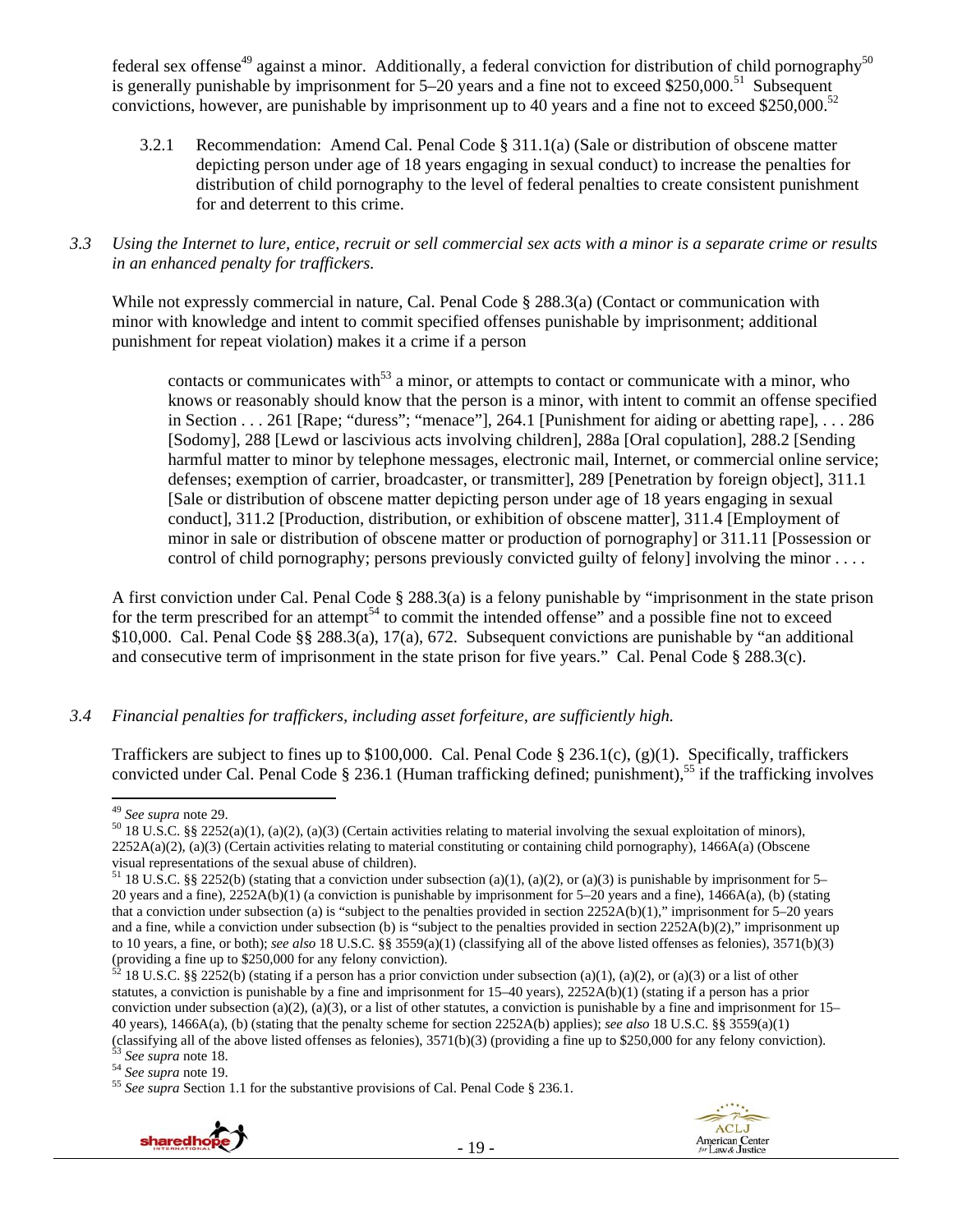federal sex offense[49] against a minor. Additionally, a federal conviction for distribution of child pornography[50] is generally punishable by imprisonment for 5–20 years and a fine not to exceed $250,000.[51] Subsequent convictions, however, are punishable by imprisonment up to 40 years and a fine not to exceed $250,000.[52]

3.2.1 Recommendation: Amend Cal. Penal Code § 311.1(a) (Sale or distribution of obscene matter depicting person under age of 18 years engaging in sexual conduct) to increase the penalties for distribution of child pornography to the level of federal penalties to create consistent punishment for and deterrent to this crime.

*3.3 Using the Internet to lure, entice, recruit or sell commercial sex acts with a minor is a separate crime or results in an enhanced penalty for traffickers.*

While not expressly commercial in nature, Cal. Penal Code § 288.3(a) (Contact or communication with minor with knowledge and intent to commit specified offenses punishable by imprisonment; additional punishment for repeat violation) makes it a crime if a person

> contacts or communicates with[53] a minor, or attempts to contact or communicate with a minor, who knows or reasonably should know that the person is a minor, with intent to commit an offense specified in Section . . . 261 [Rape; "duress"; "menace"], 264.1 [Punishment for aiding or abetting rape], . . . 286 [Sodomy], 288 [Lewd or lascivious acts involving children], 288a [Oral copulation], 288.2 [Sending harmful matter to minor by telephone messages, electronic mail, Internet, or commercial online service; defenses; exemption of carrier, broadcaster, or transmitter], 289 [Penetration by foreign object], 311.1 [Sale or distribution of obscene matter depicting person under age of 18 years engaging in sexual conduct], 311.2 [Production, distribution, or exhibition of obscene matter], 311.4 [Employment of minor in sale or distribution of obscene matter or production of pornography] or 311.11 [Possession or control of child pornography; persons previously convicted guilty of felony] involving the minor . . . .

A first conviction under Cal. Penal Code § 288.3(a) is a felony punishable by "imprisonment in the state prison for the term prescribed for an attempt[54] to commit the intended offense" and a possible fine not to exceed $10,000. Cal. Penal Code §§ 288.3(a), 17(a), 672. Subsequent convictions are punishable by "an additional and consecutive term of imprisonment in the state prison for five years." Cal. Penal Code § 288.3(c).

*3.4 Financial penalties for traffickers, including asset forfeiture, are sufficiently high.*

Traffickers are subject to fines up to $100,000. Cal. Penal Code § 236.1(c), (g)(1). Specifically, traffickers convicted under Cal. Penal Code § 236.1 (Human trafficking defined; punishment),[55] if the trafficking involves

---

[49] *See supra* note 29.

[50] 18 U.S.C. §§ 2252(a)(1), (a)(2), (a)(3) (Certain activities relating to material involving the sexual exploitation of minors), 2252A(a)(2), (a)(3) (Certain activities relating to material constituting or containing child pornography), 1466A(a) (Obscene visual representations of the sexual abuse of children).

[51] 18 U.S.C. §§ 2252(b) (stating that a conviction under subsection (a)(1), (a)(2), or (a)(3) is punishable by imprisonment for 5–20 years and a fine), 2252A(b)(1) (a conviction is punishable by imprisonment for 5–20 years and a fine), 1466A(a), (b) (stating that a conviction under subsection (a) is "subject to the penalties provided in section 2252A(b)(1)," imprisonment for 5–20 years and a fine, while a conviction under subsection (b) is "subject to the penalties provided in section 2252A(b)(2)," imprisonment up to 10 years, a fine, or both); *see also* 18 U.S.C. §§ 3559(a)(1) (classifying all of the above listed offenses as felonies), 3571(b)(3) (providing a fine up to $250,000 for any felony conviction).

[52] 18 U.S.C. §§ 2252(b) (stating if a person has a prior conviction under subsection (a)(1), (a)(2), or (a)(3) or a list of other statutes, a conviction is punishable by a fine and imprisonment for 15–40 years), 2252A(b)(1) (stating if a person has a prior conviction under subsection (a)(2), (a)(3), or a list of other statutes, a conviction is punishable by a fine and imprisonment for 15–40 years), 1466A(a), (b) (stating that the penalty scheme for section 2252A(b) applies); *see also* 18 U.S.C. §§ 3559(a)(1) (classifying all of the above listed offenses as felonies), 3571(b)(3) (providing a fine up to $250,000 for any felony conviction).

[53] *See supra* note 18.

[54] *See supra* note 19.

[55] *See supra* Section 1.1 for the substantive provisions of Cal. Penal Code § 236.1.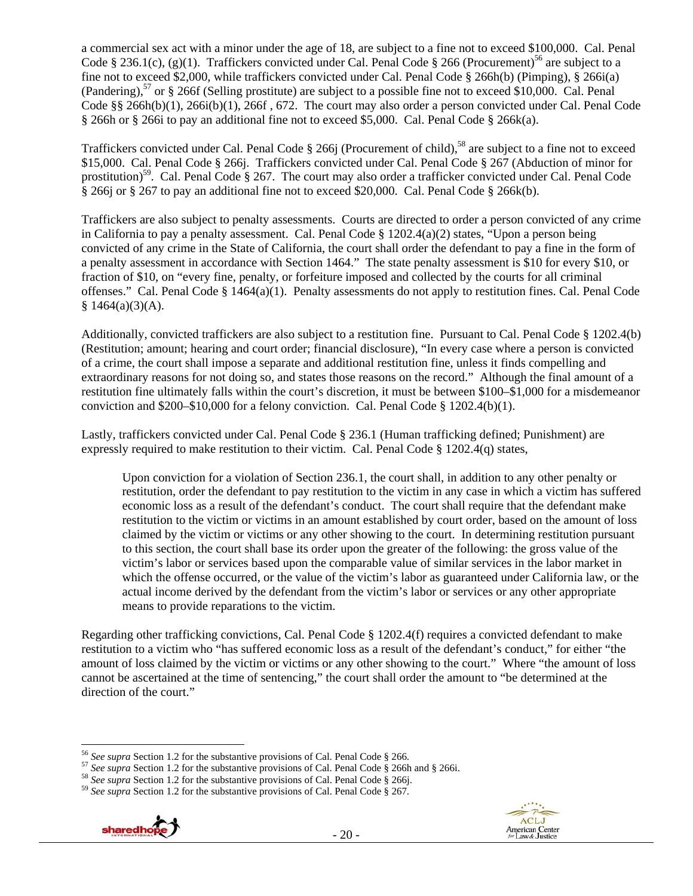a commercial sex act with a minor under the age of 18, are subject to a fine not to exceed $100,000. Cal. Penal Code § 236.1(c), (g)(1). Traffickers convicted under Cal. Penal Code § 266 (Procurement)[56] are subject to a fine not to exceed $2,000, while traffickers convicted under Cal. Penal Code § 266h(b) (Pimping), § 266i(a) (Pandering),[57] or § 266f (Selling prostitute) are subject to a possible fine not to exceed $10,000. Cal. Penal Code §§ 266h(b)(1), 266i(b)(1), 266f , 672. The court may also order a person convicted under Cal. Penal Code § 266h or § 266i to pay an additional fine not to exceed $5,000. Cal. Penal Code § 266k(a).

Traffickers convicted under Cal. Penal Code § 266j (Procurement of child),[58] are subject to a fine not to exceed $15,000. Cal. Penal Code § 266j. Traffickers convicted under Cal. Penal Code § 267 (Abduction of minor for prostitution)[59]. Cal. Penal Code § 267. The court may also order a trafficker convicted under Cal. Penal Code § 266j or § 267 to pay an additional fine not to exceed $20,000. Cal. Penal Code § 266k(b).

Traffickers are also subject to penalty assessments. Courts are directed to order a person convicted of any crime in California to pay a penalty assessment. Cal. Penal Code § 1202.4(a)(2) states, "Upon a person being convicted of any crime in the State of California, the court shall order the defendant to pay a fine in the form of a penalty assessment in accordance with Section 1464." The state penalty assessment is $10 for every $10, or fraction of $10, on "every fine, penalty, or forfeiture imposed and collected by the courts for all criminal offenses." Cal. Penal Code § 1464(a)(1). Penalty assessments do not apply to restitution fines. Cal. Penal Code § 1464(a)(3)(A).

Additionally, convicted traffickers are also subject to a restitution fine. Pursuant to Cal. Penal Code § 1202.4(b) (Restitution; amount; hearing and court order; financial disclosure), "In every case where a person is convicted of a crime, the court shall impose a separate and additional restitution fine, unless it finds compelling and extraordinary reasons for not doing so, and states those reasons on the record." Although the final amount of a restitution fine ultimately falls within the court's discretion, it must be between $100–$1,000 for a misdemeanor conviction and $200–$10,000 for a felony conviction. Cal. Penal Code § 1202.4(b)(1).

Lastly, traffickers convicted under Cal. Penal Code § 236.1 (Human trafficking defined; Punishment) are expressly required to make restitution to their victim. Cal. Penal Code § 1202.4(q) states,

> Upon conviction for a violation of Section 236.1, the court shall, in addition to any other penalty or restitution, order the defendant to pay restitution to the victim in any case in which a victim has suffered economic loss as a result of the defendant's conduct. The court shall require that the defendant make restitution to the victim or victims in an amount established by court order, based on the amount of loss claimed by the victim or victims or any other showing to the court. In determining restitution pursuant to this section, the court shall base its order upon the greater of the following: the gross value of the victim's labor or services based upon the comparable value of similar services in the labor market in which the offense occurred, or the value of the victim's labor as guaranteed under California law, or the actual income derived by the defendant from the victim's labor or services or any other appropriate means to provide reparations to the victim.

Regarding other trafficking convictions, Cal. Penal Code § 1202.4(f) requires a convicted defendant to make restitution to a victim who "has suffered economic loss as a result of the defendant's conduct," for either "the amount of loss claimed by the victim or victims or any other showing to the court." Where "the amount of loss cannot be ascertained at the time of sentencing," the court shall order the amount to "be determined at the direction of the court."

---

[56] *See supra* Section 1.2 for the substantive provisions of Cal. Penal Code § 266.

[57] *See supra* Section 1.2 for the substantive provisions of Cal. Penal Code § 266h and § 266i.

[58] *See supra* Section 1.2 for the substantive provisions of Cal. Penal Code § 266j.

[59] *See supra* Section 1.2 for the substantive provisions of Cal. Penal Code § 267.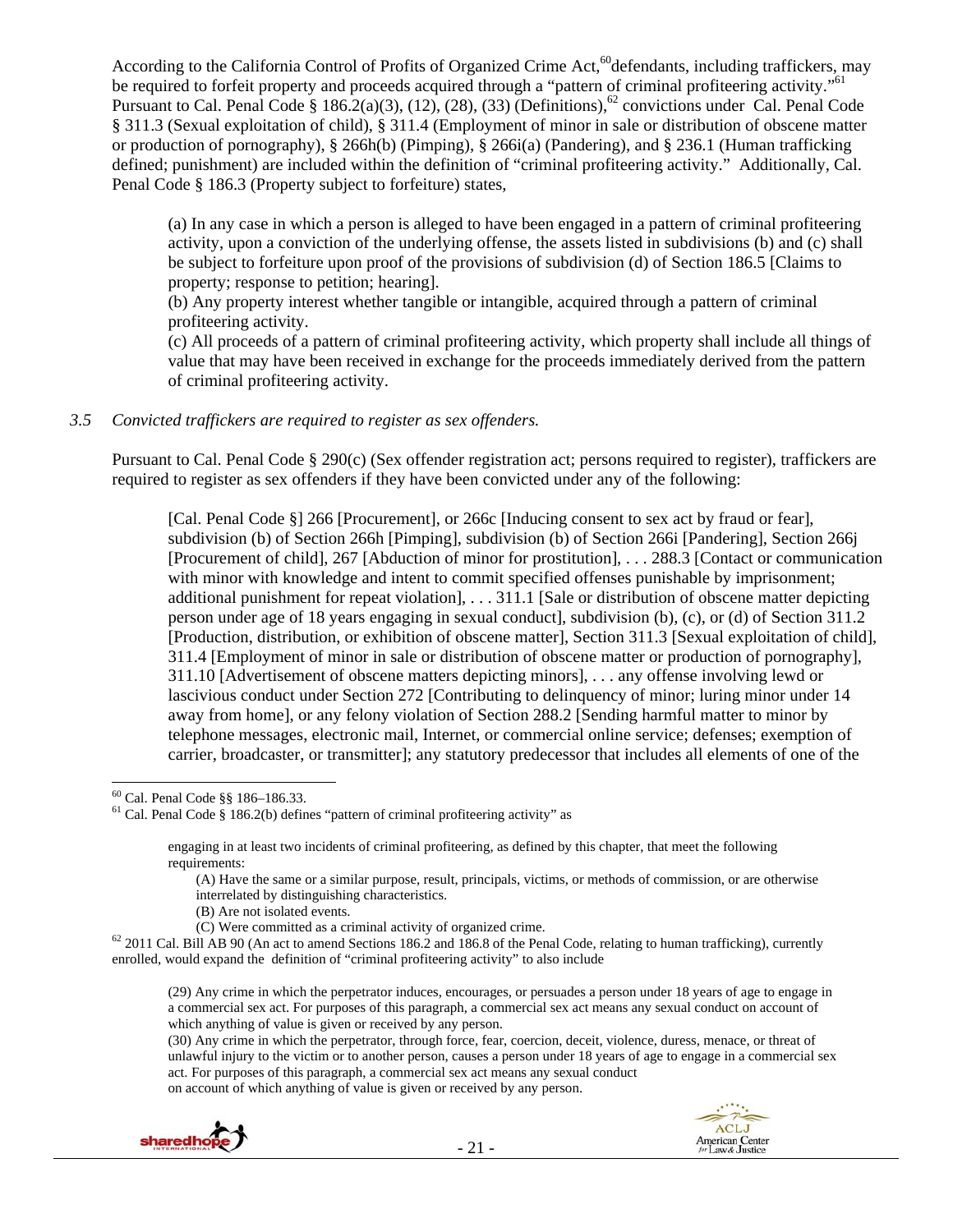According to the California Control of Profits of Organized Crime Act,[60] defendants, including traffickers, may be required to forfeit property and proceeds acquired through a "pattern of criminal profiteering activity."[61] Pursuant to Cal. Penal Code § 186.2(a)(3), (12), (28), (33) (Definitions),[62] convictions under Cal. Penal Code § 311.3 (Sexual exploitation of child), § 311.4 (Employment of minor in sale or distribution of obscene matter or production of pornography), § 266h(b) (Pimping), § 266i(a) (Pandering), and § 236.1 (Human trafficking defined; punishment) are included within the definition of "criminal profiteering activity." Additionally, Cal. Penal Code § 186.3 (Property subject to forfeiture) states,

> (a) In any case in which a person is alleged to have been engaged in a pattern of criminal profiteering activity, upon a conviction of the underlying offense, the assets listed in subdivisions (b) and (c) shall be subject to forfeiture upon proof of the provisions of subdivision (d) of Section 186.5 [Claims to property; response to petition; hearing].
> (b) Any property interest whether tangible or intangible, acquired through a pattern of criminal profiteering activity.
> (c) All proceeds of a pattern of criminal profiteering activity, which property shall include all things of value that may have been received in exchange for the proceeds immediately derived from the pattern of criminal profiteering activity.

*3.5 Convicted traffickers are required to register as sex offenders.*

Pursuant to Cal. Penal Code § 290(c) (Sex offender registration act; persons required to register), traffickers are required to register as sex offenders if they have been convicted under any of the following:

> [Cal. Penal Code §] 266 [Procurement], or 266c [Inducing consent to sex act by fraud or fear], subdivision (b) of Section 266h [Pimping], subdivision (b) of Section 266i [Pandering], Section 266j [Procurement of child], 267 [Abduction of minor for prostitution], . . . 288.3 [Contact or communication with minor with knowledge and intent to commit specified offenses punishable by imprisonment; additional punishment for repeat violation], . . . 311.1 [Sale or distribution of obscene matter depicting person under age of 18 years engaging in sexual conduct], subdivision (b), (c), or (d) of Section 311.2 [Production, distribution, or exhibition of obscene matter], Section 311.3 [Sexual exploitation of child], 311.4 [Employment of minor in sale or distribution of obscene matter or production of pornography], 311.10 [Advertisement of obscene matters depicting minors], . . . any offense involving lewd or lascivious conduct under Section 272 [Contributing to delinquency of minor; luring minor under 14 away from home], or any felony violation of Section 288.2 [Sending harmful matter to minor by telephone messages, electronic mail, Internet, or commercial online service; defenses; exemption of carrier, broadcaster, or transmitter]; any statutory predecessor that includes all elements of one of the

---

[60] Cal. Penal Code §§ 186–186.33.

[61] Cal. Penal Code § 186.2(b) defines "pattern of criminal profiteering activity" as

> engaging in at least two incidents of criminal profiteering, as defined by this chapter, that meet the following requirements:
> (A) Have the same or a similar purpose, result, principals, victims, or methods of commission, or are otherwise interrelated by distinguishing characteristics.
> (B) Are not isolated events.
> (C) Were committed as a criminal activity of organized crime.

[62] 2011 Cal. Bill AB 90 (An act to amend Sections 186.2 and 186.8 of the Penal Code, relating to human trafficking), currently enrolled, would expand the definition of "criminal profiteering activity" to also include

> (29) Any crime in which the perpetrator induces, encourages, or persuades a person under 18 years of age to engage in a commercial sex act. For purposes of this paragraph, a commercial sex act means any sexual conduct on account of which anything of value is given or received by any person.
> (30) Any crime in which the perpetrator, through force, fear, coercion, deceit, violence, duress, menace, or threat of unlawful injury to the victim or to another person, causes a person under 18 years of age to engage in a commercial sex act. For purposes of this paragraph, a commercial sex act means any sexual conduct on account of which anything of value is given or received by any person.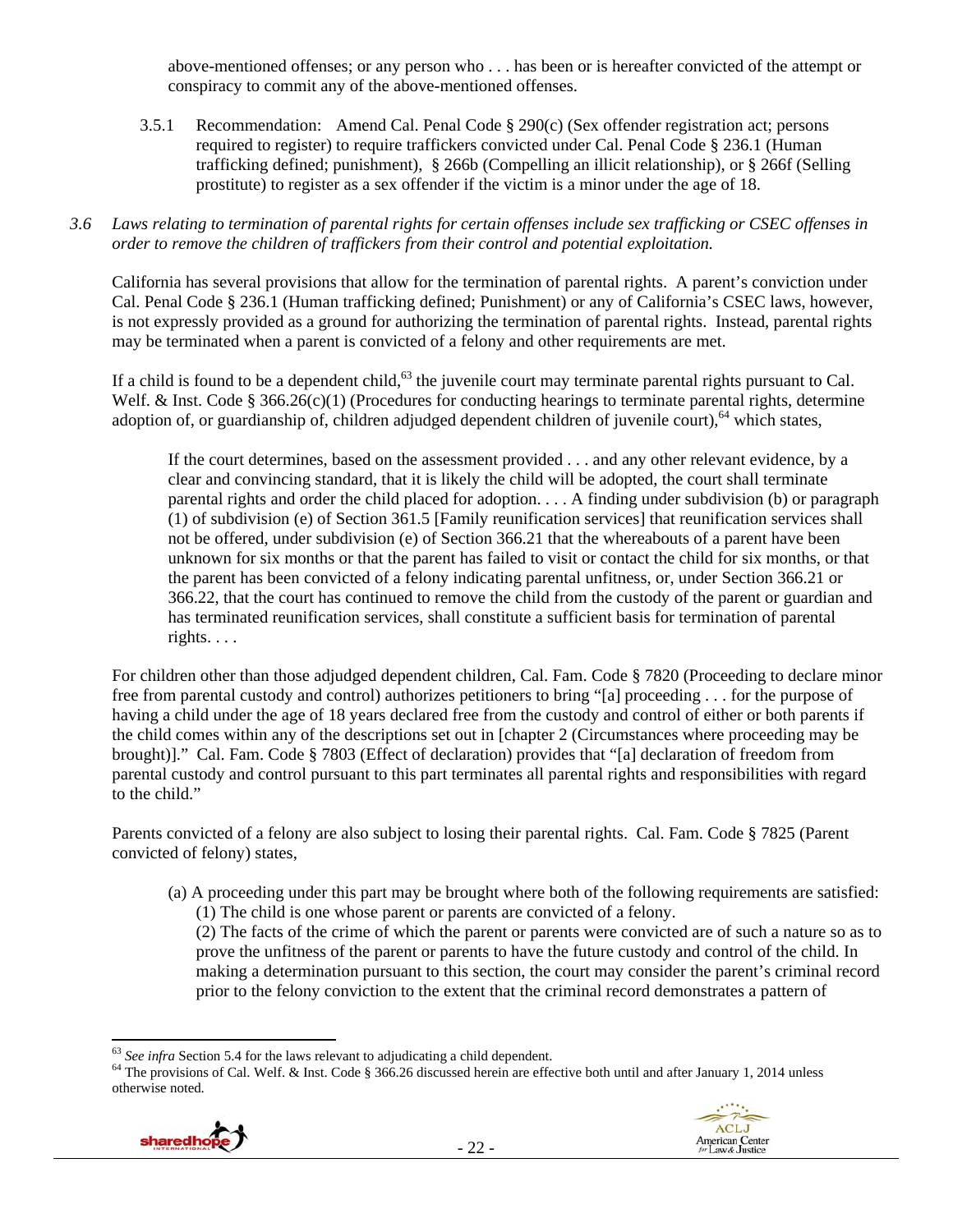above-mentioned offenses; or any person who . . . has been or is hereafter convicted of the attempt or conspiracy to commit any of the above-mentioned offenses.

3.5.1 Recommendation: Amend Cal. Penal Code § 290(c) (Sex offender registration act; persons required to register) to require traffickers convicted under Cal. Penal Code § 236.1 (Human trafficking defined; punishment), § 266b (Compelling an illicit relationship), or § 266f (Selling prostitute) to register as a sex offender if the victim is a minor under the age of 18.

*3.6 Laws relating to termination of parental rights for certain offenses include sex trafficking or CSEC offenses in order to remove the children of traffickers from their control and potential exploitation.*

California has several provisions that allow for the termination of parental rights. A parent's conviction under Cal. Penal Code § 236.1 (Human trafficking defined; Punishment) or any of California's CSEC laws, however, is not expressly provided as a ground for authorizing the termination of parental rights. Instead, parental rights may be terminated when a parent is convicted of a felony and other requirements are met.

If a child is found to be a dependent child,[63] the juvenile court may terminate parental rights pursuant to Cal. Welf. & Inst. Code § 366.26(c)(1) (Procedures for conducting hearings to terminate parental rights, determine adoption of, or guardianship of, children adjudged dependent children of juvenile court),[64] which states,

> If the court determines, based on the assessment provided . . . and any other relevant evidence, by a clear and convincing standard, that it is likely the child will be adopted, the court shall terminate parental rights and order the child placed for adoption. . . . A finding under subdivision (b) or paragraph (1) of subdivision (e) of Section 361.5 [Family reunification services] that reunification services shall not be offered, under subdivision (e) of Section 366.21 that the whereabouts of a parent have been unknown for six months or that the parent has failed to visit or contact the child for six months, or that the parent has been convicted of a felony indicating parental unfitness, or, under Section 366.21 or 366.22, that the court has continued to remove the child from the custody of the parent or guardian and has terminated reunification services, shall constitute a sufficient basis for termination of parental rights. . . .

For children other than those adjudged dependent children, Cal. Fam. Code § 7820 (Proceeding to declare minor free from parental custody and control) authorizes petitioners to bring "[a] proceeding . . . for the purpose of having a child under the age of 18 years declared free from the custody and control of either or both parents if the child comes within any of the descriptions set out in [chapter 2 (Circumstances where proceeding may be brought)]." Cal. Fam. Code § 7803 (Effect of declaration) provides that "[a] declaration of freedom from parental custody and control pursuant to this part terminates all parental rights and responsibilities with regard to the child."

Parents convicted of a felony are also subject to losing their parental rights. Cal. Fam. Code § 7825 (Parent convicted of felony) states,

> (a) A proceeding under this part may be brought where both of the following requirements are satisfied:
> (1) The child is one whose parent or parents are convicted of a felony.
> (2) The facts of the crime of which the parent or parents were convicted are of such a nature so as to prove the unfitness of the parent or parents to have the future custody and control of the child. In making a determination pursuant to this section, the court may consider the parent's criminal record prior to the felony conviction to the extent that the criminal record demonstrates a pattern of

---

[63] *See infra* Section 5.4 for the laws relevant to adjudicating a child dependent.

[64] The provisions of Cal. Welf. & Inst. Code § 366.26 discussed herein are effective both until and after January 1, 2014 unless otherwise noted.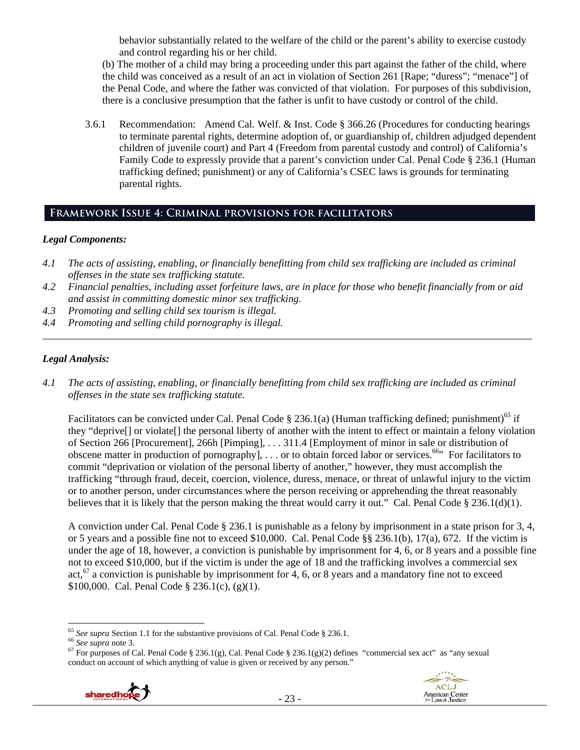behavior substantially related to the welfare of the child or the parent's ability to exercise custody and control regarding his or her child.

(b) The mother of a child may bring a proceeding under this part against the father of the child, where the child was conceived as a result of an act in violation of Section 261 [Rape; "duress"; "menace"] of the Penal Code, and where the father was convicted of that violation. For purposes of this subdivision, there is a conclusive presumption that the father is unfit to have custody or control of the child.

3.6.1 Recommendation: Amend Cal. Welf. & Inst. Code § 366.26 (Procedures for conducting hearings to terminate parental rights, determine adoption of, or guardianship of, children adjudged dependent children of juvenile court) and Part 4 (Freedom from parental custody and control) of California's Family Code to expressly provide that a parent's conviction under Cal. Penal Code § 236.1 (Human trafficking defined; punishment) or any of California's CSEC laws is grounds for terminating parental rights.

## Framework Issue 4: Criminal provisions for facilitators

***Legal Components:***

*4.1 The acts of assisting, enabling, or financially benefitting from child sex trafficking are included as criminal offenses in the state sex trafficking statute.*

*4.2 Financial penalties, including asset forfeiture laws, are in place for those who benefit financially from or aid and assist in committing domestic minor sex trafficking.*

*4.3 Promoting and selling child sex tourism is illegal.*

*4.4 Promoting and selling child pornography is illegal.*

---

***Legal Analysis:***

*4.1 The acts of assisting, enabling, or financially benefitting from child sex trafficking are included as criminal offenses in the state sex trafficking statute.*

Facilitators can be convicted under Cal. Penal Code § 236.1(a) (Human trafficking defined; punishment)[65] if they "deprive[] or violate[] the personal liberty of another with the intent to effect or maintain a felony violation of Section 266 [Procurement], 266h [Pimping], . . . 311.4 [Employment of minor in sale or distribution of obscene matter in production of pornography], . . . or to obtain forced labor or services.[66]" For facilitators to commit "deprivation or violation of the personal liberty of another," however, they must accomplish the trafficking "through fraud, deceit, coercion, violence, duress, menace, or threat of unlawful injury to the victim or to another person, under circumstances where the person receiving or apprehending the threat reasonably believes that it is likely that the person making the threat would carry it out." Cal. Penal Code § 236.1(d)(1).

A conviction under Cal. Penal Code § 236.1 is punishable as a felony by imprisonment in a state prison for 3, 4, or 5 years and a possible fine not to exceed $10,000. Cal. Penal Code §§ 236.1(b), 17(a), 672. If the victim is under the age of 18, however, a conviction is punishable by imprisonment for 4, 6, or 8 years and a possible fine not to exceed $10,000, but if the victim is under the age of 18 and the trafficking involves a commercial sex act,[67] a conviction is punishable by imprisonment for 4, 6, or 8 years and a mandatory fine not to exceed $100,000. Cal. Penal Code § 236.1(c), (g)(1).

---

[65] *See supra* Section 1.1 for the substantive provisions of Cal. Penal Code § 236.1.

[66] *See supra* note 3.

[67] For purposes of Cal. Penal Code § 236.1(g), Cal. Penal Code § 236.1(g)(2) defines "commercial sex act" as "any sexual conduct on account of which anything of value is given or received by any person."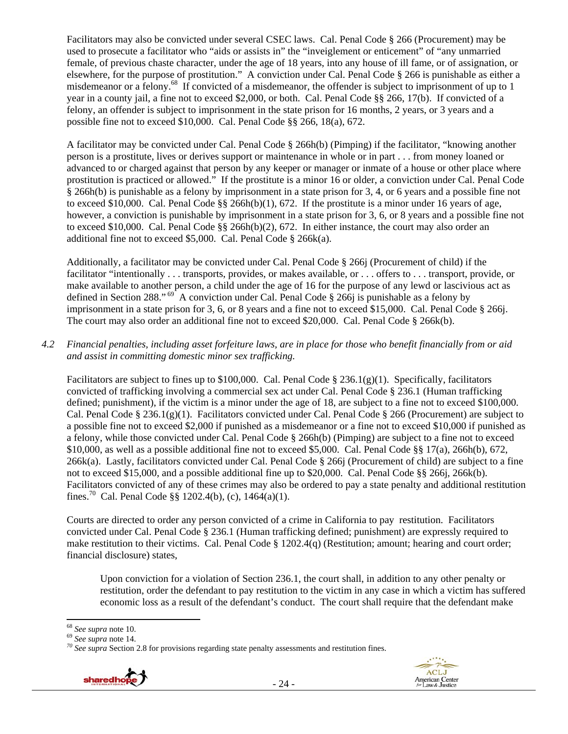Facilitators may also be convicted under several CSEC laws. Cal. Penal Code § 266 (Procurement) may be used to prosecute a facilitator who "aids or assists in" the "inveiglement or enticement" of "any unmarried female, of previous chaste character, under the age of 18 years, into any house of ill fame, or of assignation, or elsewhere, for the purpose of prostitution." A conviction under Cal. Penal Code § 266 is punishable as either a misdemeanor or a felony.[68] If convicted of a misdemeanor, the offender is subject to imprisonment of up to 1 year in a county jail, a fine not to exceed $2,000, or both. Cal. Penal Code §§ 266, 17(b). If convicted of a felony, an offender is subject to imprisonment in the state prison for 16 months, 2 years, or 3 years and a possible fine not to exceed $10,000. Cal. Penal Code §§ 266, 18(a), 672.

A facilitator may be convicted under Cal. Penal Code § 266h(b) (Pimping) if the facilitator, "knowing another person is a prostitute, lives or derives support or maintenance in whole or in part . . . from money loaned or advanced to or charged against that person by any keeper or manager or inmate of a house or other place where prostitution is practiced or allowed." If the prostitute is a minor 16 or older, a conviction under Cal. Penal Code § 266h(b) is punishable as a felony by imprisonment in a state prison for 3, 4, or 6 years and a possible fine not to exceed $10,000. Cal. Penal Code §§ 266h(b)(1), 672. If the prostitute is a minor under 16 years of age, however, a conviction is punishable by imprisonment in a state prison for 3, 6, or 8 years and a possible fine not to exceed $10,000. Cal. Penal Code §§ 266h(b)(2), 672. In either instance, the court may also order an additional fine not to exceed $5,000. Cal. Penal Code § 266k(a).

Additionally, a facilitator may be convicted under Cal. Penal Code § 266j (Procurement of child) if the facilitator "intentionally . . . transports, provides, or makes available, or . . . offers to . . . transport, provide, or make available to another person, a child under the age of 16 for the purpose of any lewd or lascivious act as defined in Section 288."[69] A conviction under Cal. Penal Code § 266j is punishable as a felony by imprisonment in a state prison for 3, 6, or 8 years and a fine not to exceed $15,000. Cal. Penal Code § 266j. The court may also order an additional fine not to exceed $20,000. Cal. Penal Code § 266k(b).

*4.2 Financial penalties, including asset forfeiture laws, are in place for those who benefit financially from or aid and assist in committing domestic minor sex trafficking.*

Facilitators are subject to fines up to $100,000. Cal. Penal Code § 236.1(g)(1). Specifically, facilitators convicted of trafficking involving a commercial sex act under Cal. Penal Code § 236.1 (Human trafficking defined; punishment), if the victim is a minor under the age of 18, are subject to a fine not to exceed $100,000. Cal. Penal Code § 236.1(g)(1). Facilitators convicted under Cal. Penal Code § 266 (Procurement) are subject to a possible fine not to exceed $2,000 if punished as a misdemeanor or a fine not to exceed $10,000 if punished as a felony, while those convicted under Cal. Penal Code § 266h(b) (Pimping) are subject to a fine not to exceed $10,000, as well as a possible additional fine not to exceed $5,000. Cal. Penal Code §§ 17(a), 266h(b), 672, 266k(a). Lastly, facilitators convicted under Cal. Penal Code § 266j (Procurement of child) are subject to a fine not to exceed $15,000, and a possible additional fine up to $20,000. Cal. Penal Code §§ 266j, 266k(b). Facilitators convicted of any of these crimes may also be ordered to pay a state penalty and additional restitution fines.[70] Cal. Penal Code §§ 1202.4(b), (c), 1464(a)(1).

Courts are directed to order any person convicted of a crime in California to pay restitution. Facilitators convicted under Cal. Penal Code § 236.1 (Human trafficking defined; punishment) are expressly required to make restitution to their victims. Cal. Penal Code § 1202.4(q) (Restitution; amount; hearing and court order; financial disclosure) states,

> Upon conviction for a violation of Section 236.1, the court shall, in addition to any other penalty or restitution, order the defendant to pay restitution to the victim in any case in which a victim has suffered economic loss as a result of the defendant's conduct. The court shall require that the defendant make

---

[68] *See supra* note 10.

[69] *See supra* note 14.

[70] *See supra* Section 2.8 for provisions regarding state penalty assessments and restitution fines.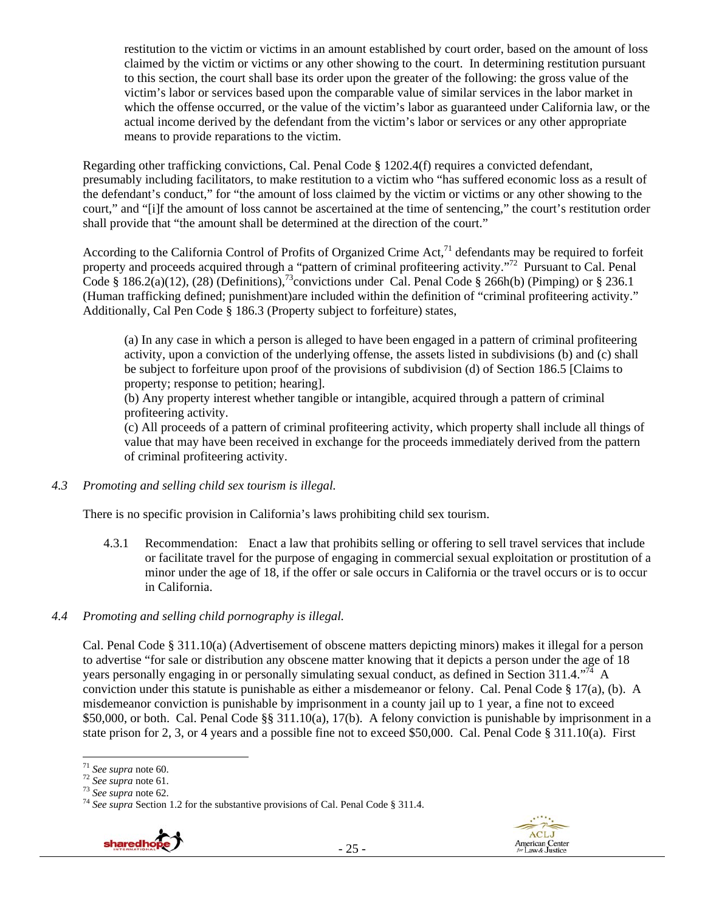> restitution to the victim or victims in an amount established by court order, based on the amount of loss claimed by the victim or victims or any other showing to the court. In determining restitution pursuant to this section, the court shall base its order upon the greater of the following: the gross value of the victim's labor or services based upon the comparable value of similar services in the labor market in which the offense occurred, or the value of the victim's labor as guaranteed under California law, or the actual income derived by the defendant from the victim's labor or services or any other appropriate means to provide reparations to the victim.

Regarding other trafficking convictions, Cal. Penal Code § 1202.4(f) requires a convicted defendant, presumably including facilitators, to make restitution to a victim who "has suffered economic loss as a result of the defendant's conduct," for "the amount of loss claimed by the victim or victims or any other showing to the court," and "[i]f the amount of loss cannot be ascertained at the time of sentencing," the court's restitution order shall provide that "the amount shall be determined at the direction of the court."

According to the California Control of Profits of Organized Crime Act,[71] defendants may be required to forfeit property and proceeds acquired through a "pattern of criminal profiteering activity."[72] Pursuant to Cal. Penal Code § 186.2(a)(12), (28) (Definitions),[73] convictions under Cal. Penal Code § 266h(b) (Pimping) or § 236.1 (Human trafficking defined; punishment)are included within the definition of "criminal profiteering activity." Additionally, Cal Pen Code § 186.3 (Property subject to forfeiture) states,

> (a) In any case in which a person is alleged to have been engaged in a pattern of criminal profiteering activity, upon a conviction of the underlying offense, the assets listed in subdivisions (b) and (c) shall be subject to forfeiture upon proof of the provisions of subdivision (d) of Section 186.5 [Claims to property; response to petition; hearing].
> (b) Any property interest whether tangible or intangible, acquired through a pattern of criminal profiteering activity.
> (c) All proceeds of a pattern of criminal profiteering activity, which property shall include all things of value that may have been received in exchange for the proceeds immediately derived from the pattern of criminal profiteering activity.

*4.3 Promoting and selling child sex tourism is illegal.*

There is no specific provision in California's laws prohibiting child sex tourism.

4.3.1 Recommendation: Enact a law that prohibits selling or offering to sell travel services that include or facilitate travel for the purpose of engaging in commercial sexual exploitation or prostitution of a minor under the age of 18, if the offer or sale occurs in California or the travel occurs or is to occur in California.

*4.4 Promoting and selling child pornography is illegal.*

Cal. Penal Code § 311.10(a) (Advertisement of obscene matters depicting minors) makes it illegal for a person to advertise "for sale or distribution any obscene matter knowing that it depicts a person under the age of 18 years personally engaging in or personally simulating sexual conduct, as defined in Section 311.4."[74] A conviction under this statute is punishable as either a misdemeanor or felony. Cal. Penal Code § 17(a), (b). A misdemeanor conviction is punishable by imprisonment in a county jail up to 1 year, a fine not to exceed $50,000, or both. Cal. Penal Code §§ 311.10(a), 17(b). A felony conviction is punishable by imprisonment in a state prison for 2, 3, or 4 years and a possible fine not to exceed $50,000. Cal. Penal Code § 311.10(a). First

---

[71] *See supra* note 60.
[72] *See supra* note 61.
[73] *See supra* note 62.
[74] *See supra* Section 1.2 for the substantive provisions of Cal. Penal Code § 311.4.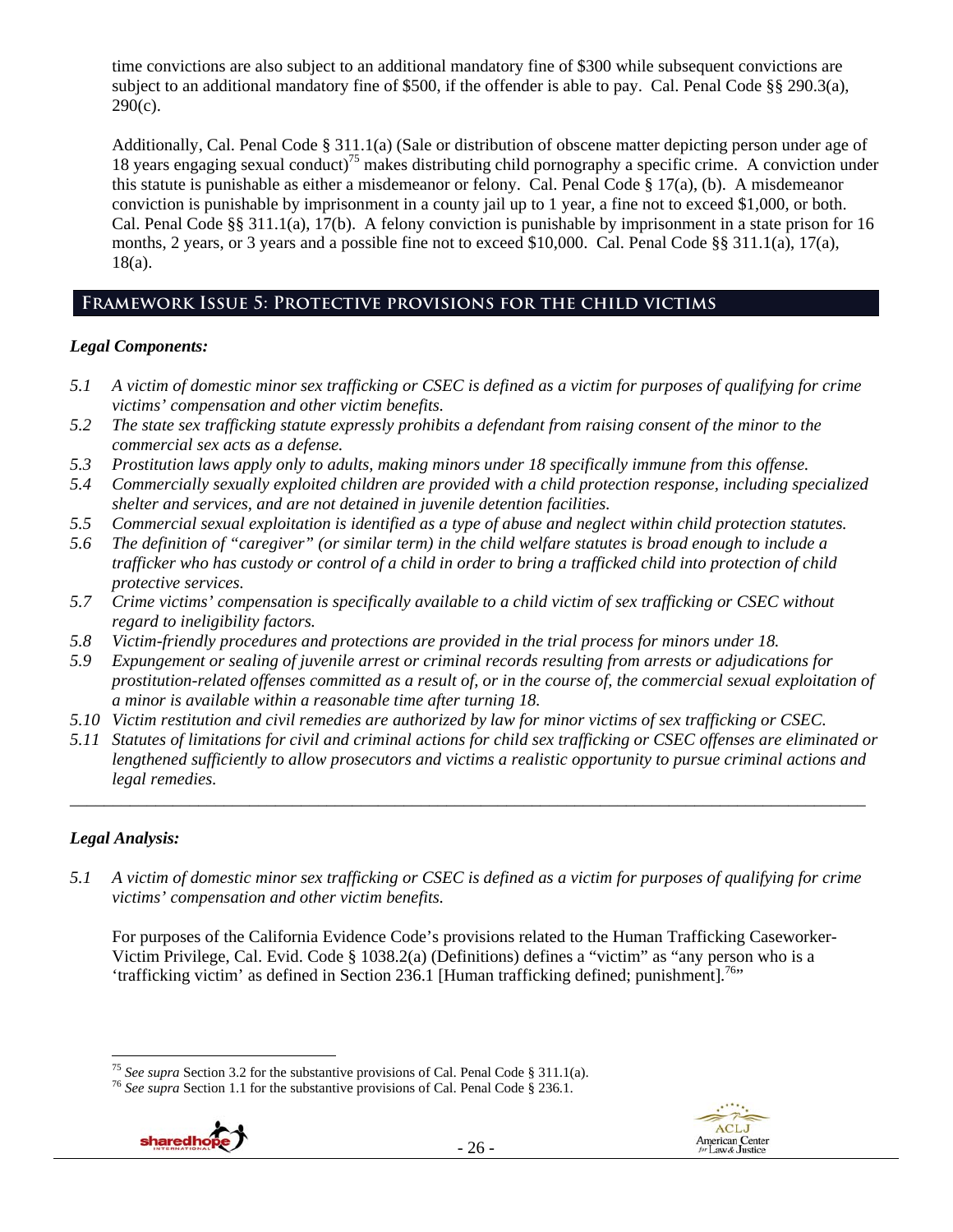time convictions are also subject to an additional mandatory fine of $300 while subsequent convictions are subject to an additional mandatory fine of $500, if the offender is able to pay. Cal. Penal Code §§ 290.3(a), 290(c).

Additionally, Cal. Penal Code § 311.1(a) (Sale or distribution of obscene matter depicting person under age of 18 years engaging sexual conduct)[75] makes distributing child pornography a specific crime. A conviction under this statute is punishable as either a misdemeanor or felony. Cal. Penal Code § 17(a), (b). A misdemeanor conviction is punishable by imprisonment in a county jail up to 1 year, a fine not to exceed $1,000, or both. Cal. Penal Code §§ 311.1(a), 17(b). A felony conviction is punishable by imprisonment in a state prison for 16 months, 2 years, or 3 years and a possible fine not to exceed $10,000. Cal. Penal Code §§ 311.1(a), 17(a), 18(a).

## Framework Issue 5: Protective provisions for the child victims

### *Legal Components:*

*5.1 A victim of domestic minor sex trafficking or CSEC is defined as a victim for purposes of qualifying for crime victims' compensation and other victim benefits.*

*5.2 The state sex trafficking statute expressly prohibits a defendant from raising consent of the minor to the commercial sex acts as a defense.*

*5.3 Prostitution laws apply only to adults, making minors under 18 specifically immune from this offense.*

*5.4 Commercially sexually exploited children are provided with a child protection response, including specialized shelter and services, and are not detained in juvenile detention facilities.*

*5.5 Commercial sexual exploitation is identified as a type of abuse and neglect within child protection statutes.*

*5.6 The definition of "caregiver" (or similar term) in the child welfare statutes is broad enough to include a trafficker who has custody or control of a child in order to bring a trafficked child into protection of child protective services.*

*5.7 Crime victims' compensation is specifically available to a child victim of sex trafficking or CSEC without regard to ineligibility factors.*

*5.8 Victim-friendly procedures and protections are provided in the trial process for minors under 18.*

*5.9 Expungement or sealing of juvenile arrest or criminal records resulting from arrests or adjudications for prostitution-related offenses committed as a result of, or in the course of, the commercial sexual exploitation of a minor is available within a reasonable time after turning 18.*

*5.10 Victim restitution and civil remedies are authorized by law for minor victims of sex trafficking or CSEC.*

*5.11 Statutes of limitations for civil and criminal actions for child sex trafficking or CSEC offenses are eliminated or lengthened sufficiently to allow prosecutors and victims a realistic opportunity to pursue criminal actions and legal remedies.*

---

### *Legal Analysis:*

*5.1 A victim of domestic minor sex trafficking or CSEC is defined as a victim for purposes of qualifying for crime victims' compensation and other victim benefits.*

For purposes of the California Evidence Code's provisions related to the Human Trafficking Caseworker-Victim Privilege, Cal. Evid. Code § 1038.2(a) (Definitions) defines a "victim" as "any person who is a 'trafficking victim' as defined in Section 236.1 [Human trafficking defined; punishment].[76]"

---

[75] *See supra* Section 3.2 for the substantive provisions of Cal. Penal Code § 311.1(a).

[76] *See supra* Section 1.1 for the substantive provisions of Cal. Penal Code § 236.1.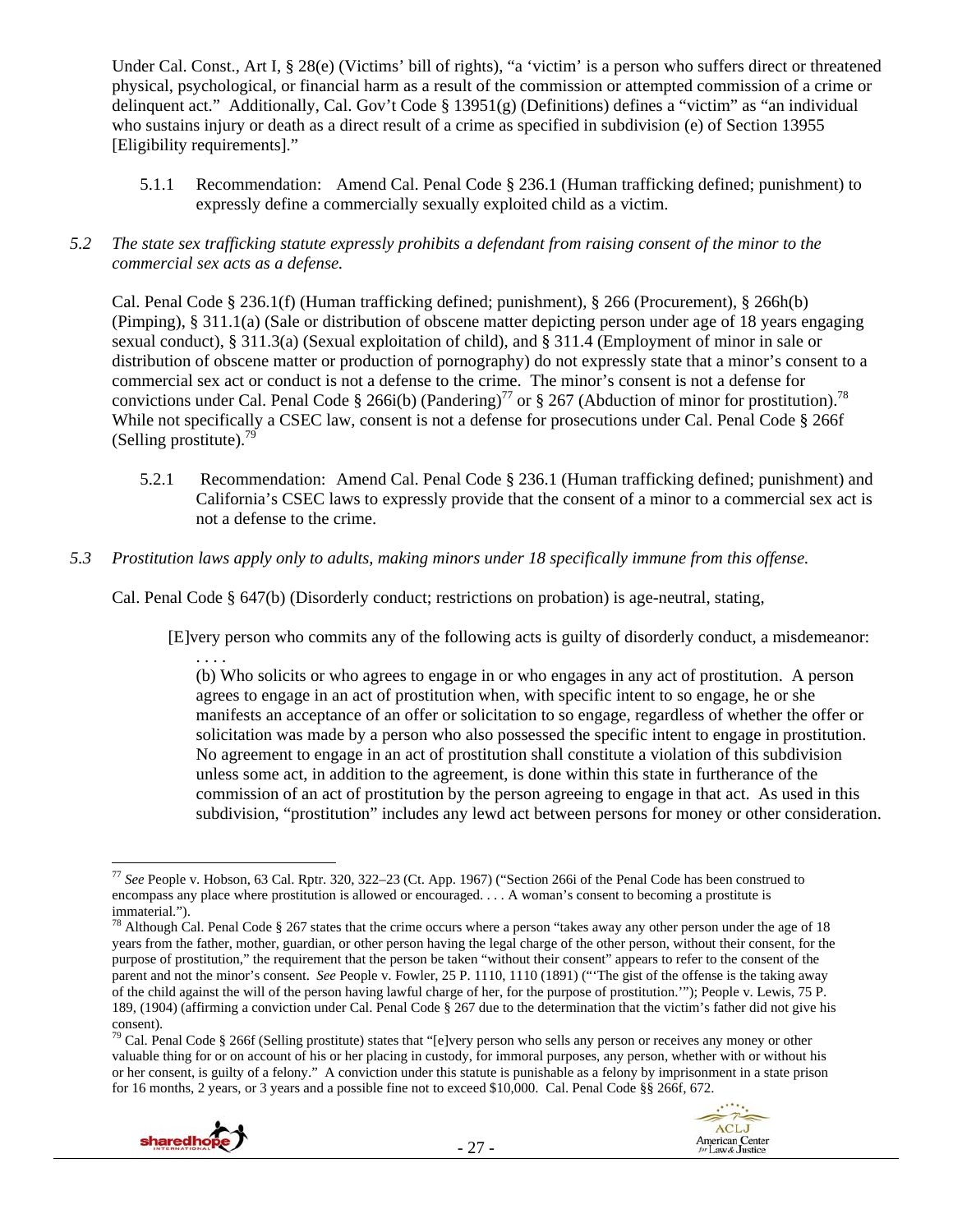Under Cal. Const., Art I, § 28(e) (Victims' bill of rights), "a 'victim' is a person who suffers direct or threatened physical, psychological, or financial harm as a result of the commission or attempted commission of a crime or delinquent act." Additionally, Cal. Gov't Code § 13951(g) (Definitions) defines a "victim" as "an individual who sustains injury or death as a direct result of a crime as specified in subdivision (e) of Section 13955 [Eligibility requirements]."

5.1.1 Recommendation: Amend Cal. Penal Code § 236.1 (Human trafficking defined; punishment) to expressly define a commercially sexually exploited child as a victim.

*5.2 The state sex trafficking statute expressly prohibits a defendant from raising consent of the minor to the commercial sex acts as a defense.*

Cal. Penal Code § 236.1(f) (Human trafficking defined; punishment), § 266 (Procurement), § 266h(b) (Pimping), § 311.1(a) (Sale or distribution of obscene matter depicting person under age of 18 years engaging sexual conduct), § 311.3(a) (Sexual exploitation of child), and § 311.4 (Employment of minor in sale or distribution of obscene matter or production of pornography) do not expressly state that a minor's consent to a commercial sex act or conduct is not a defense to the crime. The minor's consent is not a defense for convictions under Cal. Penal Code § 266i(b) (Pandering)[77] or § 267 (Abduction of minor for prostitution).[78] While not specifically a CSEC law, consent is not a defense for prosecutions under Cal. Penal Code § 266f (Selling prostitute).[79]

5.2.1 Recommendation: Amend Cal. Penal Code § 236.1 (Human trafficking defined; punishment) and California's CSEC laws to expressly provide that the consent of a minor to a commercial sex act is not a defense to the crime.

*5.3 Prostitution laws apply only to adults, making minors under 18 specifically immune from this offense.*

Cal. Penal Code § 647(b) (Disorderly conduct; restrictions on probation) is age-neutral, stating,

> [E]very person who commits any of the following acts is guilty of disorderly conduct, a misdemeanor:
> . . . .
> (b) Who solicits or who agrees to engage in or who engages in any act of prostitution. A person agrees to engage in an act of prostitution when, with specific intent to so engage, he or she manifests an acceptance of an offer or solicitation to so engage, regardless of whether the offer or solicitation was made by a person who also possessed the specific intent to engage in prostitution. No agreement to engage in an act of prostitution shall constitute a violation of this subdivision unless some act, in addition to the agreement, is done within this state in furtherance of the commission of an act of prostitution by the person agreeing to engage in that act. As used in this subdivision, "prostitution" includes any lewd act between persons for money or other consideration.

---

[77] *See* People v. Hobson, 63 Cal. Rptr. 320, 322–23 (Ct. App. 1967) ("Section 266i of the Penal Code has been construed to encompass any place where prostitution is allowed or encouraged. . . . A woman's consent to becoming a prostitute is immaterial.").

[78] Although Cal. Penal Code § 267 states that the crime occurs where a person "takes away any other person under the age of 18 years from the father, mother, guardian, or other person having the legal charge of the other person, without their consent, for the purpose of prostitution," the requirement that the person be taken "without their consent" appears to refer to the consent of the parent and not the minor's consent. *See* People v. Fowler, 25 P. 1110, 1110 (1891) ("'The gist of the offense is the taking away of the child against the will of the person having lawful charge of her, for the purpose of prostitution.'"); People v. Lewis, 75 P. 189, (1904) (affirming a conviction under Cal. Penal Code § 267 due to the determination that the victim's father did not give his consent).

[79] Cal. Penal Code § 266f (Selling prostitute) states that "[e]very person who sells any person or receives any money or other valuable thing for or on account of his or her placing in custody, for immoral purposes, any person, whether with or without his or her consent, is guilty of a felony." A conviction under this statute is punishable as a felony by imprisonment in a state prison for 16 months, 2 years, or 3 years and a possible fine not to exceed $10,000. Cal. Penal Code §§ 266f, 672.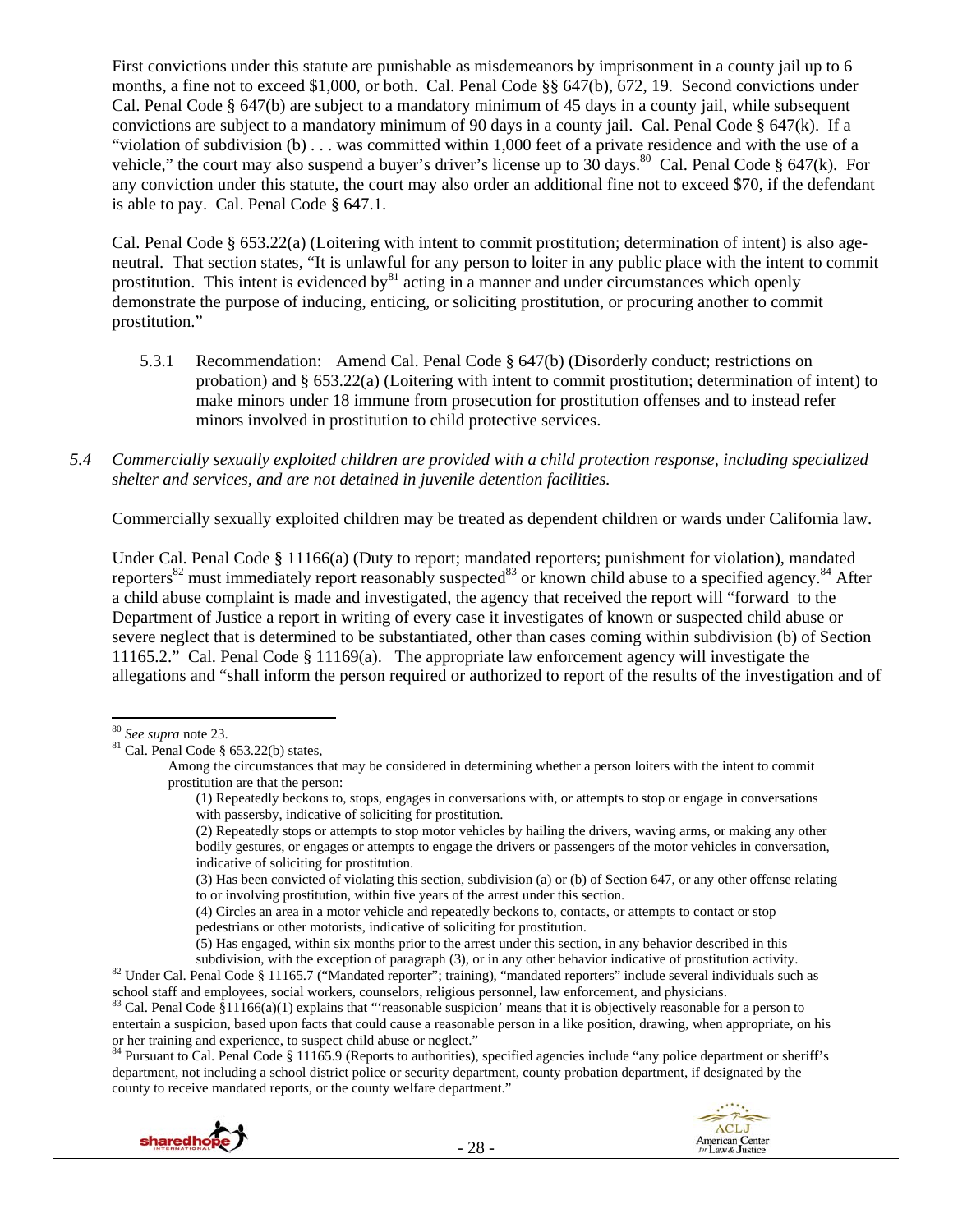First convictions under this statute are punishable as misdemeanors by imprisonment in a county jail up to 6 months, a fine not to exceed $1,000, or both. Cal. Penal Code §§ 647(b), 672, 19. Second convictions under Cal. Penal Code § 647(b) are subject to a mandatory minimum of 45 days in a county jail, while subsequent convictions are subject to a mandatory minimum of 90 days in a county jail. Cal. Penal Code § 647(k). If a "violation of subdivision (b) . . . was committed within 1,000 feet of a private residence and with the use of a vehicle," the court may also suspend a buyer's driver's license up to 30 days.[80] Cal. Penal Code § 647(k). For any conviction under this statute, the court may also order an additional fine not to exceed $70, if the defendant is able to pay. Cal. Penal Code § 647.1.

Cal. Penal Code § 653.22(a) (Loitering with intent to commit prostitution; determination of intent) is also age-neutral. That section states, "It is unlawful for any person to loiter in any public place with the intent to commit prostitution. This intent is evidenced by[81] acting in a manner and under circumstances which openly demonstrate the purpose of inducing, enticing, or soliciting prostitution, or procuring another to commit prostitution."

> 5.3.1 Recommendation: Amend Cal. Penal Code § 647(b) (Disorderly conduct; restrictions on probation) and § 653.22(a) (Loitering with intent to commit prostitution; determination of intent) to make minors under 18 immune from prosecution for prostitution offenses and to instead refer minors involved in prostitution to child protective services.

*5.4 Commercially sexually exploited children are provided with a child protection response, including specialized shelter and services, and are not detained in juvenile detention facilities.*

Commercially sexually exploited children may be treated as dependent children or wards under California law.

Under Cal. Penal Code § 11166(a) (Duty to report; mandated reporters; punishment for violation), mandated reporters[82] must immediately report reasonably suspected[83] or known child abuse to a specified agency.[84] After a child abuse complaint is made and investigated, the agency that received the report will "forward to the Department of Justice a report in writing of every case it investigates of known or suspected child abuse or severe neglect that is determined to be substantiated, other than cases coming within subdivision (b) of Section 11165.2." Cal. Penal Code § 11169(a). The appropriate law enforcement agency will investigate the allegations and "shall inform the person required or authorized to report of the results of the investigation and of

---

[80] *See supra* note 23.

[81] Cal. Penal Code § 653.22(b) states,

> Among the circumstances that may be considered in determining whether a person loiters with the intent to commit prostitution are that the person:
>
> (1) Repeatedly beckons to, stops, engages in conversations with, or attempts to stop or engage in conversations with passersby, indicative of soliciting for prostitution.
>
> (2) Repeatedly stops or attempts to stop motor vehicles by hailing the drivers, waving arms, or making any other bodily gestures, or engages or attempts to engage the drivers or passengers of the motor vehicles in conversation, indicative of soliciting for prostitution.
>
> (3) Has been convicted of violating this section, subdivision (a) or (b) of Section 647, or any other offense relating to or involving prostitution, within five years of the arrest under this section.
>
> (4) Circles an area in a motor vehicle and repeatedly beckons to, contacts, or attempts to contact or stop pedestrians or other motorists, indicative of soliciting for prostitution.
>
> (5) Has engaged, within six months prior to the arrest under this section, in any behavior described in this subdivision, with the exception of paragraph (3), or in any other behavior indicative of prostitution activity.

[82] Under Cal. Penal Code § 11165.7 ("Mandated reporter"; training), "mandated reporters" include several individuals such as school staff and employees, social workers, counselors, religious personnel, law enforcement, and physicians.

[83] Cal. Penal Code §11166(a)(1) explains that "'reasonable suspicion' means that it is objectively reasonable for a person to entertain a suspicion, based upon facts that could cause a reasonable person in a like position, drawing, when appropriate, on his or her training and experience, to suspect child abuse or neglect."

[84] Pursuant to Cal. Penal Code § 11165.9 (Reports to authorities), specified agencies include "any police department or sheriff's department, not including a school district police or security department, county probation department, if designated by the county to receive mandated reports, or the county welfare department."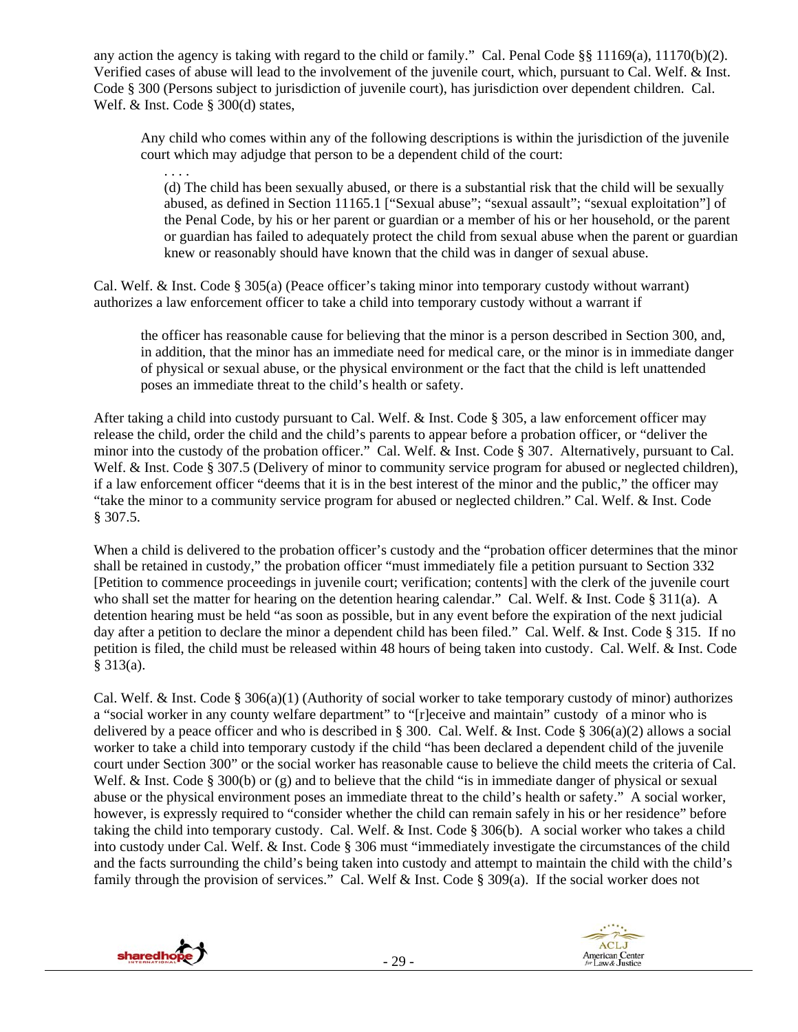any action the agency is taking with regard to the child or family." Cal. Penal Code §§ 11169(a), 11170(b)(2). Verified cases of abuse will lead to the involvement of the juvenile court, which, pursuant to Cal. Welf. & Inst. Code § 300 (Persons subject to jurisdiction of juvenile court), has jurisdiction over dependent children. Cal. Welf. & Inst. Code § 300(d) states,

> Any child who comes within any of the following descriptions is within the jurisdiction of the juvenile court which may adjudge that person to be a dependent child of the court:
>
> . . . .
>
> (d) The child has been sexually abused, or there is a substantial risk that the child will be sexually abused, as defined in Section 11165.1 ["Sexual abuse"; "sexual assault"; "sexual exploitation"] of the Penal Code, by his or her parent or guardian or a member of his or her household, or the parent or guardian has failed to adequately protect the child from sexual abuse when the parent or guardian knew or reasonably should have known that the child was in danger of sexual abuse.

Cal. Welf. & Inst. Code § 305(a) (Peace officer's taking minor into temporary custody without warrant) authorizes a law enforcement officer to take a child into temporary custody without a warrant if

> the officer has reasonable cause for believing that the minor is a person described in Section 300, and, in addition, that the minor has an immediate need for medical care, or the minor is in immediate danger of physical or sexual abuse, or the physical environment or the fact that the child is left unattended poses an immediate threat to the child's health or safety.

After taking a child into custody pursuant to Cal. Welf. & Inst. Code § 305, a law enforcement officer may release the child, order the child and the child's parents to appear before a probation officer, or "deliver the minor into the custody of the probation officer." Cal. Welf. & Inst. Code § 307. Alternatively, pursuant to Cal. Welf. & Inst. Code § 307.5 (Delivery of minor to community service program for abused or neglected children), if a law enforcement officer "deems that it is in the best interest of the minor and the public," the officer may "take the minor to a community service program for abused or neglected children." Cal. Welf. & Inst. Code § 307.5.

When a child is delivered to the probation officer's custody and the "probation officer determines that the minor shall be retained in custody," the probation officer "must immediately file a petition pursuant to Section 332 [Petition to commence proceedings in juvenile court; verification; contents] with the clerk of the juvenile court who shall set the matter for hearing on the detention hearing calendar." Cal. Welf. & Inst. Code § 311(a). A detention hearing must be held "as soon as possible, but in any event before the expiration of the next judicial day after a petition to declare the minor a dependent child has been filed." Cal. Welf. & Inst. Code § 315. If no petition is filed, the child must be released within 48 hours of being taken into custody. Cal. Welf. & Inst. Code § 313(a).

Cal. Welf. & Inst. Code § 306(a)(1) (Authority of social worker to take temporary custody of minor) authorizes a "social worker in any county welfare department" to "[r]eceive and maintain" custody of a minor who is delivered by a peace officer and who is described in § 300. Cal. Welf. & Inst. Code § 306(a)(2) allows a social worker to take a child into temporary custody if the child "has been declared a dependent child of the juvenile court under Section 300" or the social worker has reasonable cause to believe the child meets the criteria of Cal. Welf. & Inst. Code § 300(b) or (g) and to believe that the child "is in immediate danger of physical or sexual abuse or the physical environment poses an immediate threat to the child's health or safety." A social worker, however, is expressly required to "consider whether the child can remain safely in his or her residence" before taking the child into temporary custody. Cal. Welf. & Inst. Code § 306(b). A social worker who takes a child into custody under Cal. Welf. & Inst. Code § 306 must "immediately investigate the circumstances of the child and the facts surrounding the child's being taken into custody and attempt to maintain the child with the child's family through the provision of services." Cal Welf & Inst. Code § 309(a). If the social worker does not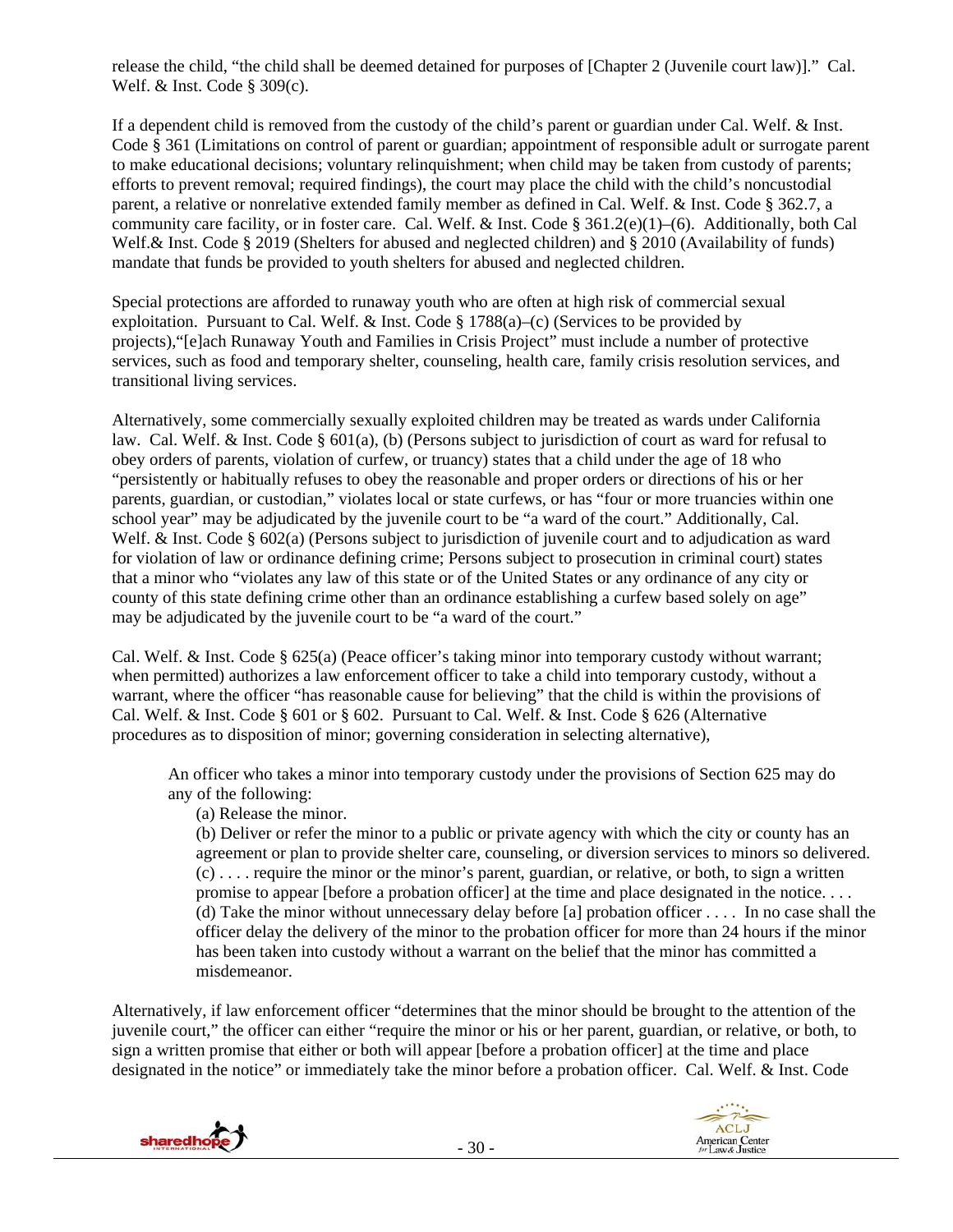release the child, "the child shall be deemed detained for purposes of [Chapter 2 (Juvenile court law)]." Cal. Welf. & Inst. Code § 309(c).

If a dependent child is removed from the custody of the child's parent or guardian under Cal. Welf. & Inst. Code § 361 (Limitations on control of parent or guardian; appointment of responsible adult or surrogate parent to make educational decisions; voluntary relinquishment; when child may be taken from custody of parents; efforts to prevent removal; required findings), the court may place the child with the child's noncustodial parent, a relative or nonrelative extended family member as defined in Cal. Welf. & Inst. Code § 362.7, a community care facility, or in foster care. Cal. Welf. & Inst. Code § 361.2(e)(1)–(6). Additionally, both Cal Welf.& Inst. Code § 2019 (Shelters for abused and neglected children) and § 2010 (Availability of funds) mandate that funds be provided to youth shelters for abused and neglected children.

Special protections are afforded to runaway youth who are often at high risk of commercial sexual exploitation. Pursuant to Cal. Welf. & Inst. Code § 1788(a)–(c) (Services to be provided by projects),"[e]ach Runaway Youth and Families in Crisis Project" must include a number of protective services, such as food and temporary shelter, counseling, health care, family crisis resolution services, and transitional living services.

Alternatively, some commercially sexually exploited children may be treated as wards under California law. Cal. Welf. & Inst. Code § 601(a), (b) (Persons subject to jurisdiction of court as ward for refusal to obey orders of parents, violation of curfew, or truancy) states that a child under the age of 18 who "persistently or habitually refuses to obey the reasonable and proper orders or directions of his or her parents, guardian, or custodian," violates local or state curfews, or has "four or more truancies within one school year" may be adjudicated by the juvenile court to be "a ward of the court." Additionally, Cal. Welf. & Inst. Code § 602(a) (Persons subject to jurisdiction of juvenile court and to adjudication as ward for violation of law or ordinance defining crime; Persons subject to prosecution in criminal court) states that a minor who "violates any law of this state or of the United States or any ordinance of any city or county of this state defining crime other than an ordinance establishing a curfew based solely on age" may be adjudicated by the juvenile court to be "a ward of the court."

Cal. Welf. & Inst. Code § 625(a) (Peace officer's taking minor into temporary custody without warrant; when permitted) authorizes a law enforcement officer to take a child into temporary custody, without a warrant, where the officer "has reasonable cause for believing" that the child is within the provisions of Cal. Welf. & Inst. Code § 601 or § 602. Pursuant to Cal. Welf. & Inst. Code § 626 (Alternative procedures as to disposition of minor; governing consideration in selecting alternative),

> An officer who takes a minor into temporary custody under the provisions of Section 625 may do any of the following:
>
> (a) Release the minor.
>
> (b) Deliver or refer the minor to a public or private agency with which the city or county has an agreement or plan to provide shelter care, counseling, or diversion services to minors so delivered.
>
> (c) . . . . require the minor or the minor's parent, guardian, or relative, or both, to sign a written promise to appear [before a probation officer] at the time and place designated in the notice. . . .
>
> (d) Take the minor without unnecessary delay before [a] probation officer . . . . In no case shall the officer delay the delivery of the minor to the probation officer for more than 24 hours if the minor has been taken into custody without a warrant on the belief that the minor has committed a misdemeanor.

Alternatively, if law enforcement officer "determines that the minor should be brought to the attention of the juvenile court," the officer can either "require the minor or his or her parent, guardian, or relative, or both, to sign a written promise that either or both will appear [before a probation officer] at the time and place designated in the notice" or immediately take the minor before a probation officer. Cal. Welf. & Inst. Code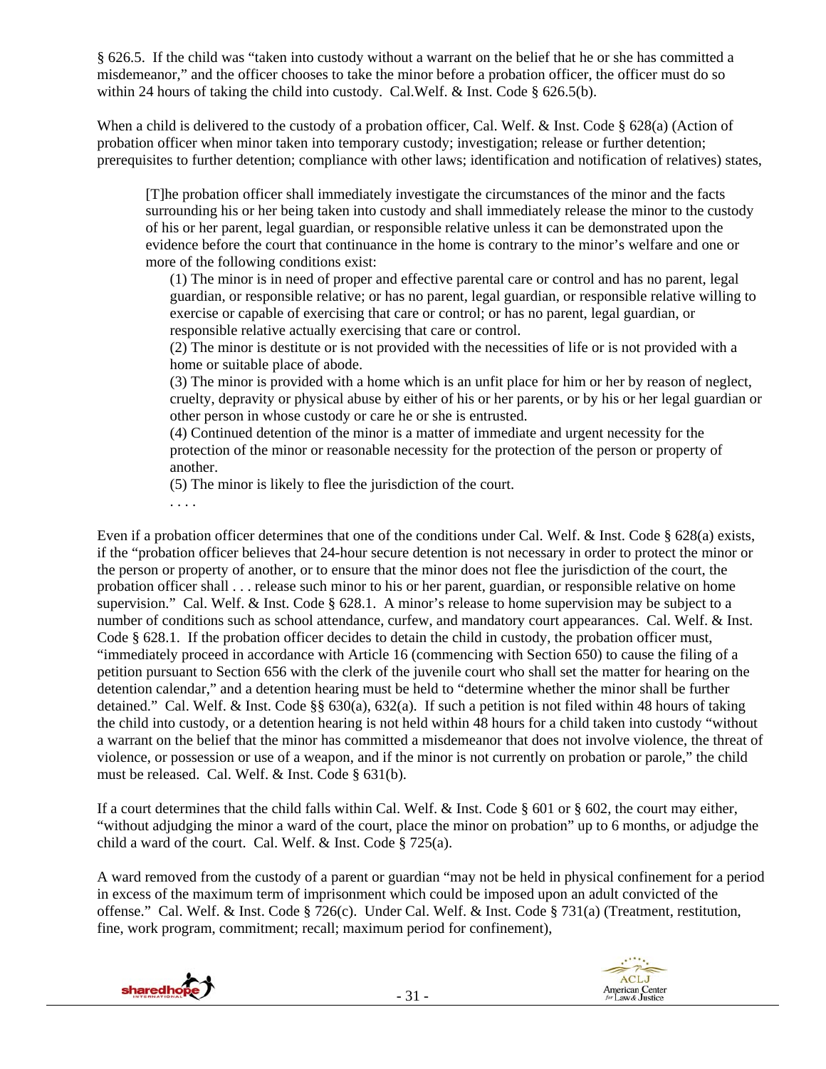§ 626.5. If the child was "taken into custody without a warrant on the belief that he or she has committed a misdemeanor," and the officer chooses to take the minor before a probation officer, the officer must do so within 24 hours of taking the child into custody. Cal.Welf. & Inst. Code § 626.5(b).

When a child is delivered to the custody of a probation officer, Cal. Welf. & Inst. Code § 628(a) (Action of probation officer when minor taken into temporary custody; investigation; release or further detention; prerequisites to further detention; compliance with other laws; identification and notification of relatives) states,

> [T]he probation officer shall immediately investigate the circumstances of the minor and the facts surrounding his or her being taken into custody and shall immediately release the minor to the custody of his or her parent, legal guardian, or responsible relative unless it can be demonstrated upon the evidence before the court that continuance in the home is contrary to the minor's welfare and one or more of the following conditions exist:
>
> (1) The minor is in need of proper and effective parental care or control and has no parent, legal guardian, or responsible relative; or has no parent, legal guardian, or responsible relative willing to exercise or capable of exercising that care or control; or has no parent, legal guardian, or responsible relative actually exercising that care or control.
>
> (2) The minor is destitute or is not provided with the necessities of life or is not provided with a home or suitable place of abode.
>
> (3) The minor is provided with a home which is an unfit place for him or her by reason of neglect, cruelty, depravity or physical abuse by either of his or her parents, or by his or her legal guardian or other person in whose custody or care he or she is entrusted.
>
> (4) Continued detention of the minor is a matter of immediate and urgent necessity for the protection of the minor or reasonable necessity for the protection of the person or property of another.
>
> (5) The minor is likely to flee the jurisdiction of the court.
>
> . . . .

Even if a probation officer determines that one of the conditions under Cal. Welf. & Inst. Code § 628(a) exists, if the "probation officer believes that 24-hour secure detention is not necessary in order to protect the minor or the person or property of another, or to ensure that the minor does not flee the jurisdiction of the court, the probation officer shall . . . release such minor to his or her parent, guardian, or responsible relative on home supervision." Cal. Welf. & Inst. Code § 628.1. A minor's release to home supervision may be subject to a number of conditions such as school attendance, curfew, and mandatory court appearances. Cal. Welf. & Inst. Code § 628.1. If the probation officer decides to detain the child in custody, the probation officer must, "immediately proceed in accordance with Article 16 (commencing with Section 650) to cause the filing of a petition pursuant to Section 656 with the clerk of the juvenile court who shall set the matter for hearing on the detention calendar," and a detention hearing must be held to "determine whether the minor shall be further detained." Cal. Welf. & Inst. Code §§ 630(a), 632(a). If such a petition is not filed within 48 hours of taking the child into custody, or a detention hearing is not held within 48 hours for a child taken into custody "without a warrant on the belief that the minor has committed a misdemeanor that does not involve violence, the threat of violence, or possession or use of a weapon, and if the minor is not currently on probation or parole," the child must be released. Cal. Welf. & Inst. Code § 631(b).

If a court determines that the child falls within Cal. Welf. & Inst. Code § 601 or § 602, the court may either, "without adjudging the minor a ward of the court, place the minor on probation" up to 6 months, or adjudge the child a ward of the court. Cal. Welf. & Inst. Code § 725(a).

A ward removed from the custody of a parent or guardian "may not be held in physical confinement for a period in excess of the maximum term of imprisonment which could be imposed upon an adult convicted of the offense." Cal. Welf. & Inst. Code § 726(c). Under Cal. Welf. & Inst. Code § 731(a) (Treatment, restitution, fine, work program, commitment; recall; maximum period for confinement),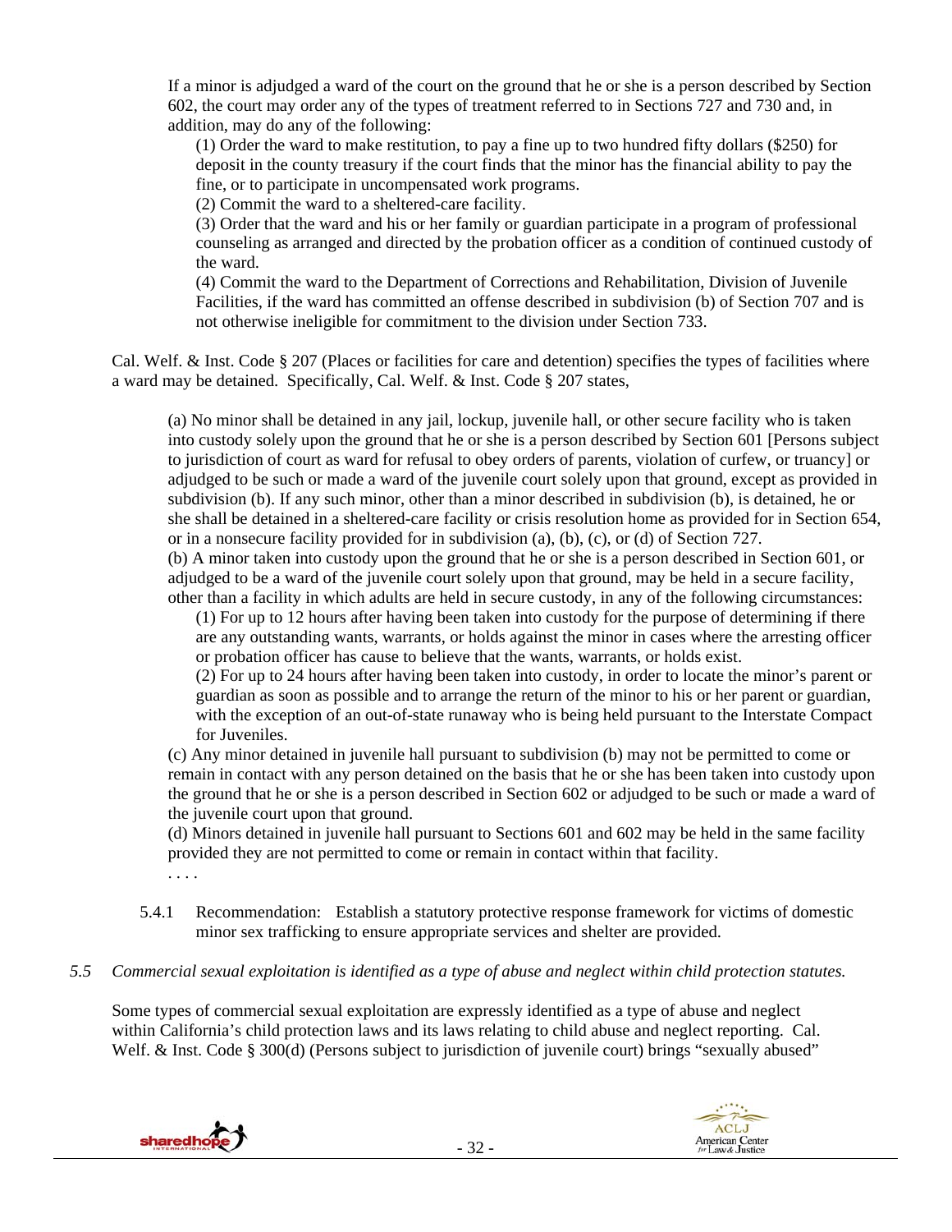> If a minor is adjudged a ward of the court on the ground that he or she is a person described by Section 602, the court may order any of the types of treatment referred to in Sections 727 and 730 and, in addition, may do any of the following:
>
> (1) Order the ward to make restitution, to pay a fine up to two hundred fifty dollars ($250) for deposit in the county treasury if the court finds that the minor has the financial ability to pay the fine, or to participate in uncompensated work programs.
>
> (2) Commit the ward to a sheltered-care facility.
>
> (3) Order that the ward and his or her family or guardian participate in a program of professional counseling as arranged and directed by the probation officer as a condition of continued custody of the ward.
>
> (4) Commit the ward to the Department of Corrections and Rehabilitation, Division of Juvenile Facilities, if the ward has committed an offense described in subdivision (b) of Section 707 and is not otherwise ineligible for commitment to the division under Section 733.

Cal. Welf. & Inst. Code § 207 (Places or facilities for care and detention) specifies the types of facilities where a ward may be detained. Specifically, Cal. Welf. & Inst. Code § 207 states,

> (a) No minor shall be detained in any jail, lockup, juvenile hall, or other secure facility who is taken into custody solely upon the ground that he or she is a person described by Section 601 [Persons subject to jurisdiction of court as ward for refusal to obey orders of parents, violation of curfew, or truancy] or adjudged to be such or made a ward of the juvenile court solely upon that ground, except as provided in subdivision (b). If any such minor, other than a minor described in subdivision (b), is detained, he or she shall be detained in a sheltered-care facility or crisis resolution home as provided for in Section 654, or in a nonsecure facility provided for in subdivision (a), (b), (c), or (d) of Section 727.
>
> (b) A minor taken into custody upon the ground that he or she is a person described in Section 601, or adjudged to be a ward of the juvenile court solely upon that ground, may be held in a secure facility, other than a facility in which adults are held in secure custody, in any of the following circumstances:
>
> (1) For up to 12 hours after having been taken into custody for the purpose of determining if there are any outstanding wants, warrants, or holds against the minor in cases where the arresting officer or probation officer has cause to believe that the wants, warrants, or holds exist.
>
> (2) For up to 24 hours after having been taken into custody, in order to locate the minor's parent or guardian as soon as possible and to arrange the return of the minor to his or her parent or guardian, with the exception of an out-of-state runaway who is being held pursuant to the Interstate Compact for Juveniles.
>
> (c) Any minor detained in juvenile hall pursuant to subdivision (b) may not be permitted to come or remain in contact with any person detained on the basis that he or she has been taken into custody upon the ground that he or she is a person described in Section 602 or adjudged to be such or made a ward of the juvenile court upon that ground.
>
> (d) Minors detained in juvenile hall pursuant to Sections 601 and 602 may be held in the same facility provided they are not permitted to come or remain in contact within that facility.
>
> . . . .

5.4.1 Recommendation: Establish a statutory protective response framework for victims of domestic minor sex trafficking to ensure appropriate services and shelter are provided.

*5.5 Commercial sexual exploitation is identified as a type of abuse and neglect within child protection statutes.*

Some types of commercial sexual exploitation are expressly identified as a type of abuse and neglect within California's child protection laws and its laws relating to child abuse and neglect reporting. Cal. Welf. & Inst. Code § 300(d) (Persons subject to jurisdiction of juvenile court) brings "sexually abused"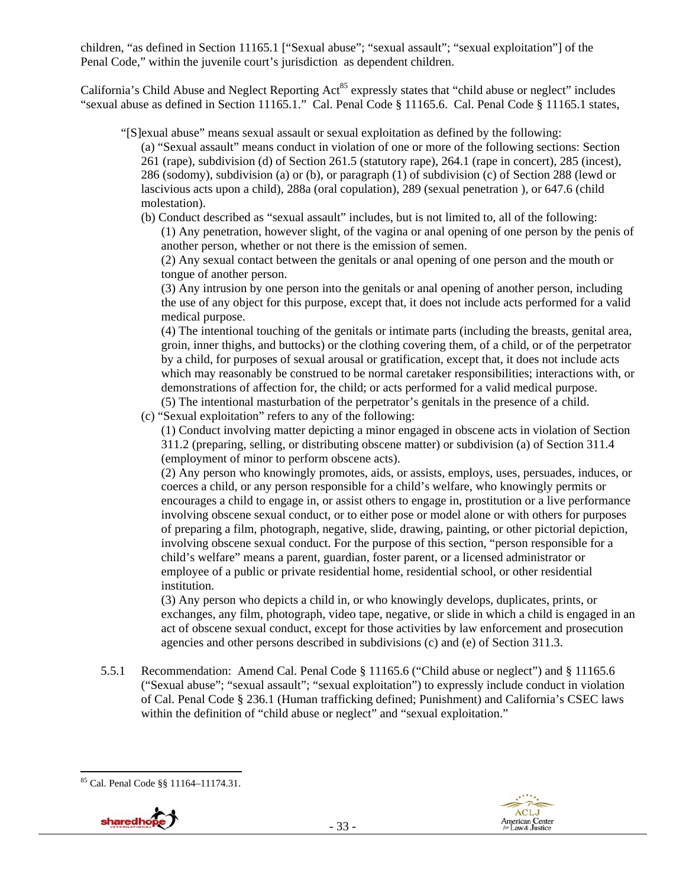children, "as defined in Section 11165.1 ["Sexual abuse"; "sexual assault"; "sexual exploitation"] of the Penal Code," within the juvenile court's jurisdiction as dependent children.

California's Child Abuse and Neglect Reporting Act[85] expressly states that "child abuse or neglect" includes "sexual abuse as defined in Section 11165.1." Cal. Penal Code § 11165.6. Cal. Penal Code § 11165.1 states,

> "[S]exual abuse" means sexual assault or sexual exploitation as defined by the following:
>
> (a) "Sexual assault" means conduct in violation of one or more of the following sections: Section 261 (rape), subdivision (d) of Section 261.5 (statutory rape), 264.1 (rape in concert), 285 (incest), 286 (sodomy), subdivision (a) or (b), or paragraph (1) of subdivision (c) of Section 288 (lewd or lascivious acts upon a child), 288a (oral copulation), 289 (sexual penetration ), or 647.6 (child molestation).
>
> (b) Conduct described as "sexual assault" includes, but is not limited to, all of the following:
>
> (1) Any penetration, however slight, of the vagina or anal opening of one person by the penis of another person, whether or not there is the emission of semen.
>
> (2) Any sexual contact between the genitals or anal opening of one person and the mouth or tongue of another person.
>
> (3) Any intrusion by one person into the genitals or anal opening of another person, including the use of any object for this purpose, except that, it does not include acts performed for a valid medical purpose.
>
> (4) The intentional touching of the genitals or intimate parts (including the breasts, genital area, groin, inner thighs, and buttocks) or the clothing covering them, of a child, or of the perpetrator by a child, for purposes of sexual arousal or gratification, except that, it does not include acts which may reasonably be construed to be normal caretaker responsibilities; interactions with, or demonstrations of affection for, the child; or acts performed for a valid medical purpose.
>
> (5) The intentional masturbation of the perpetrator's genitals in the presence of a child.
>
> (c) "Sexual exploitation" refers to any of the following:
>
> (1) Conduct involving matter depicting a minor engaged in obscene acts in violation of Section 311.2 (preparing, selling, or distributing obscene matter) or subdivision (a) of Section 311.4 (employment of minor to perform obscene acts).
>
> (2) Any person who knowingly promotes, aids, or assists, employs, uses, persuades, induces, or coerces a child, or any person responsible for a child's welfare, who knowingly permits or encourages a child to engage in, or assist others to engage in, prostitution or a live performance involving obscene sexual conduct, or to either pose or model alone or with others for purposes of preparing a film, photograph, negative, slide, drawing, painting, or other pictorial depiction, involving obscene sexual conduct. For the purpose of this section, "person responsible for a child's welfare" means a parent, guardian, foster parent, or a licensed administrator or employee of a public or private residential home, residential school, or other residential institution.
>
> (3) Any person who depicts a child in, or who knowingly develops, duplicates, prints, or exchanges, any film, photograph, video tape, negative, or slide in which a child is engaged in an act of obscene sexual conduct, except for those activities by law enforcement and prosecution agencies and other persons described in subdivisions (c) and (e) of Section 311.3.

5.5.1 Recommendation: Amend Cal. Penal Code § 11165.6 ("Child abuse or neglect") and § 11165.6 ("Sexual abuse"; "sexual assault"; "sexual exploitation") to expressly include conduct in violation of Cal. Penal Code § 236.1 (Human trafficking defined; Punishment) and California's CSEC laws within the definition of "child abuse or neglect" and "sexual exploitation."

[85] Cal. Penal Code §§ 11164–11174.31.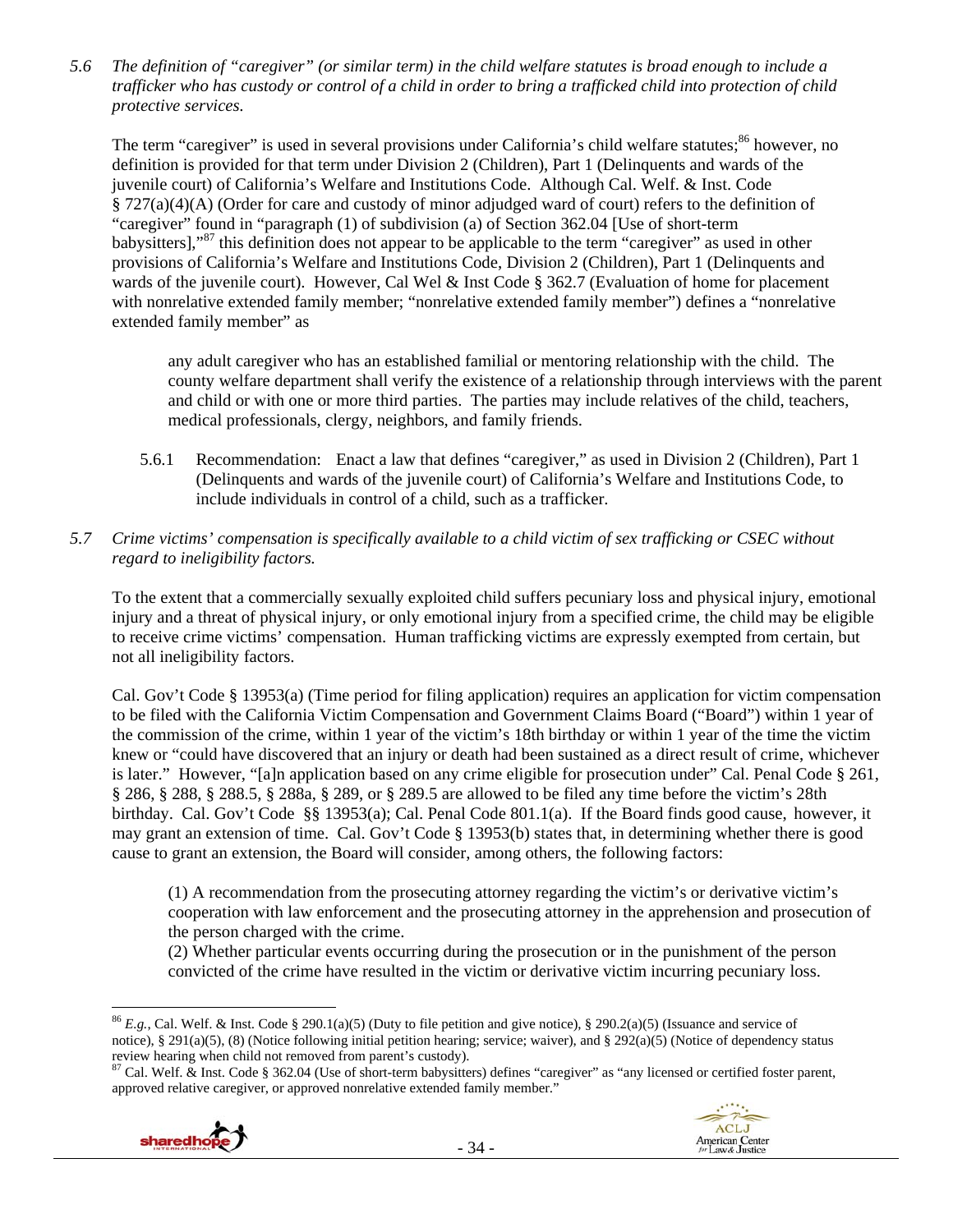*5.6 The definition of "caregiver" (or similar term) in the child welfare statutes is broad enough to include a trafficker who has custody or control of a child in order to bring a trafficked child into protection of child protective services.*

The term "caregiver" is used in several provisions under California's child welfare statutes;[86] however, no definition is provided for that term under Division 2 (Children), Part 1 (Delinquents and wards of the juvenile court) of California's Welfare and Institutions Code. Although Cal. Welf. & Inst. Code § 727(a)(4)(A) (Order for care and custody of minor adjudged ward of court) refers to the definition of "caregiver" found in "paragraph (1) of subdivision (a) of Section 362.04 [Use of short-term babysitters],"[87] this definition does not appear to be applicable to the term "caregiver" as used in other provisions of California's Welfare and Institutions Code, Division 2 (Children), Part 1 (Delinquents and wards of the juvenile court). However, Cal Wel & Inst Code § 362.7 (Evaluation of home for placement with nonrelative extended family member; "nonrelative extended family member") defines a "nonrelative extended family member" as

> any adult caregiver who has an established familial or mentoring relationship with the child. The county welfare department shall verify the existence of a relationship through interviews with the parent and child or with one or more third parties. The parties may include relatives of the child, teachers, medical professionals, clergy, neighbors, and family friends.

5.6.1 Recommendation: Enact a law that defines "caregiver," as used in Division 2 (Children), Part 1 (Delinquents and wards of the juvenile court) of California's Welfare and Institutions Code, to include individuals in control of a child, such as a trafficker.

*5.7 Crime victims' compensation is specifically available to a child victim of sex trafficking or CSEC without regard to ineligibility factors.*

To the extent that a commercially sexually exploited child suffers pecuniary loss and physical injury, emotional injury and a threat of physical injury, or only emotional injury from a specified crime, the child may be eligible to receive crime victims' compensation. Human trafficking victims are expressly exempted from certain, but not all ineligibility factors.

Cal. Gov't Code § 13953(a) (Time period for filing application) requires an application for victim compensation to be filed with the California Victim Compensation and Government Claims Board ("Board") within 1 year of the commission of the crime, within 1 year of the victim's 18th birthday or within 1 year of the time the victim knew or "could have discovered that an injury or death had been sustained as a direct result of crime, whichever is later." However, "[a]n application based on any crime eligible for prosecution under" Cal. Penal Code § 261, § 286, § 288, § 288.5, § 288a, § 289, or § 289.5 are allowed to be filed any time before the victim's 28th birthday. Cal. Gov't Code §§ 13953(a); Cal. Penal Code 801.1(a). If the Board finds good cause, however, it may grant an extension of time. Cal. Gov't Code § 13953(b) states that, in determining whether there is good cause to grant an extension, the Board will consider, among others, the following factors:

> (1) A recommendation from the prosecuting attorney regarding the victim's or derivative victim's cooperation with law enforcement and the prosecuting attorney in the apprehension and prosecution of the person charged with the crime.
> (2) Whether particular events occurring during the prosecution or in the punishment of the person convicted of the crime have resulted in the victim or derivative victim incurring pecuniary loss.

---

[86] *E.g.*, Cal. Welf. & Inst. Code § 290.1(a)(5) (Duty to file petition and give notice), § 290.2(a)(5) (Issuance and service of notice), § 291(a)(5), (8) (Notice following initial petition hearing; service; waiver), and § 292(a)(5) (Notice of dependency status review hearing when child not removed from parent's custody).

[87] Cal. Welf. & Inst. Code § 362.04 (Use of short-term babysitters) defines "caregiver" as "any licensed or certified foster parent, approved relative caregiver, or approved nonrelative extended family member."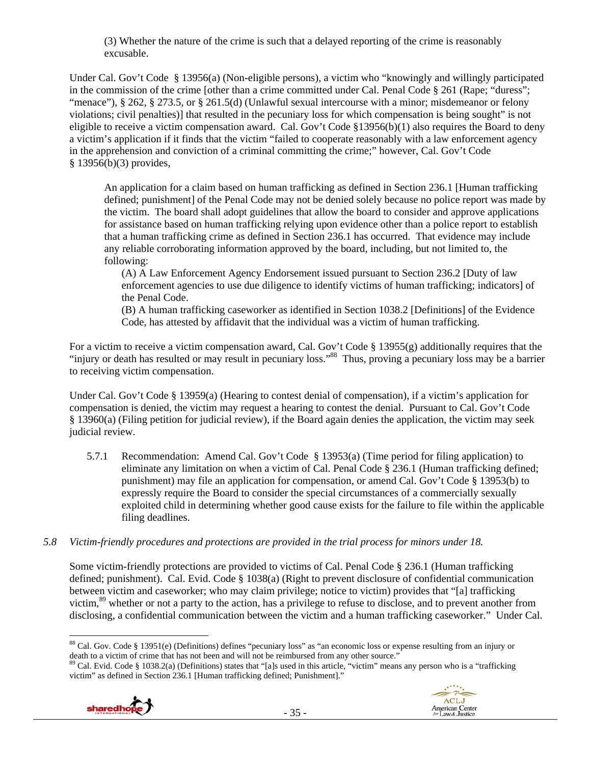(3) Whether the nature of the crime is such that a delayed reporting of the crime is reasonably excusable.

Under Cal. Gov't Code § 13956(a) (Non-eligible persons), a victim who "knowingly and willingly participated in the commission of the crime [other than a crime committed under Cal. Penal Code § 261 (Rape; "duress"; "menace"), § 262, § 273.5, or § 261.5(d) (Unlawful sexual intercourse with a minor; misdemeanor or felony violations; civil penalties)] that resulted in the pecuniary loss for which compensation is being sought" is not eligible to receive a victim compensation award. Cal. Gov't Code §13956(b)(1) also requires the Board to deny a victim's application if it finds that the victim "failed to cooperate reasonably with a law enforcement agency in the apprehension and conviction of a criminal committing the crime;" however, Cal. Gov't Code § 13956(b)(3) provides,

> An application for a claim based on human trafficking as defined in Section 236.1 [Human trafficking defined; punishment] of the Penal Code may not be denied solely because no police report was made by the victim. The board shall adopt guidelines that allow the board to consider and approve applications for assistance based on human trafficking relying upon evidence other than a police report to establish that a human trafficking crime as defined in Section 236.1 has occurred. That evidence may include any reliable corroborating information approved by the board, including, but not limited to, the following:
>
> (A) A Law Enforcement Agency Endorsement issued pursuant to Section 236.2 [Duty of law enforcement agencies to use due diligence to identify victims of human trafficking; indicators] of the Penal Code.
>
> (B) A human trafficking caseworker as identified in Section 1038.2 [Definitions] of the Evidence Code, has attested by affidavit that the individual was a victim of human trafficking.

For a victim to receive a victim compensation award, Cal. Gov't Code § 13955(g) additionally requires that the "injury or death has resulted or may result in pecuniary loss."[88] Thus, proving a pecuniary loss may be a barrier to receiving victim compensation.

Under Cal. Gov't Code § 13959(a) (Hearing to contest denial of compensation), if a victim's application for compensation is denied, the victim may request a hearing to contest the denial. Pursuant to Cal. Gov't Code § 13960(a) (Filing petition for judicial review), if the Board again denies the application, the victim may seek judicial review.

5.7.1 Recommendation: Amend Cal. Gov't Code § 13953(a) (Time period for filing application) to eliminate any limitation on when a victim of Cal. Penal Code § 236.1 (Human trafficking defined; punishment) may file an application for compensation, or amend Cal. Gov't Code § 13953(b) to expressly require the Board to consider the special circumstances of a commercially sexually exploited child in determining whether good cause exists for the failure to file within the applicable filing deadlines.

*5.8 Victim-friendly procedures and protections are provided in the trial process for minors under 18.*

Some victim-friendly protections are provided to victims of Cal. Penal Code § 236.1 (Human trafficking defined; punishment). Cal. Evid. Code § 1038(a) (Right to prevent disclosure of confidential communication between victim and caseworker; who may claim privilege; notice to victim) provides that "[a] trafficking victim,[89] whether or not a party to the action, has a privilege to refuse to disclose, and to prevent another from disclosing, a confidential communication between the victim and a human trafficking caseworker." Under Cal.

---

[88] Cal. Gov. Code § 13951(e) (Definitions) defines "pecuniary loss" as "an economic loss or expense resulting from an injury or death to a victim of crime that has not been and will not be reimbursed from any other source."

[89] Cal. Evid. Code § 1038.2(a) (Definitions) states that "[a]s used in this article, "victim" means any person who is a "trafficking victim" as defined in Section 236.1 [Human trafficking defined; Punishment]."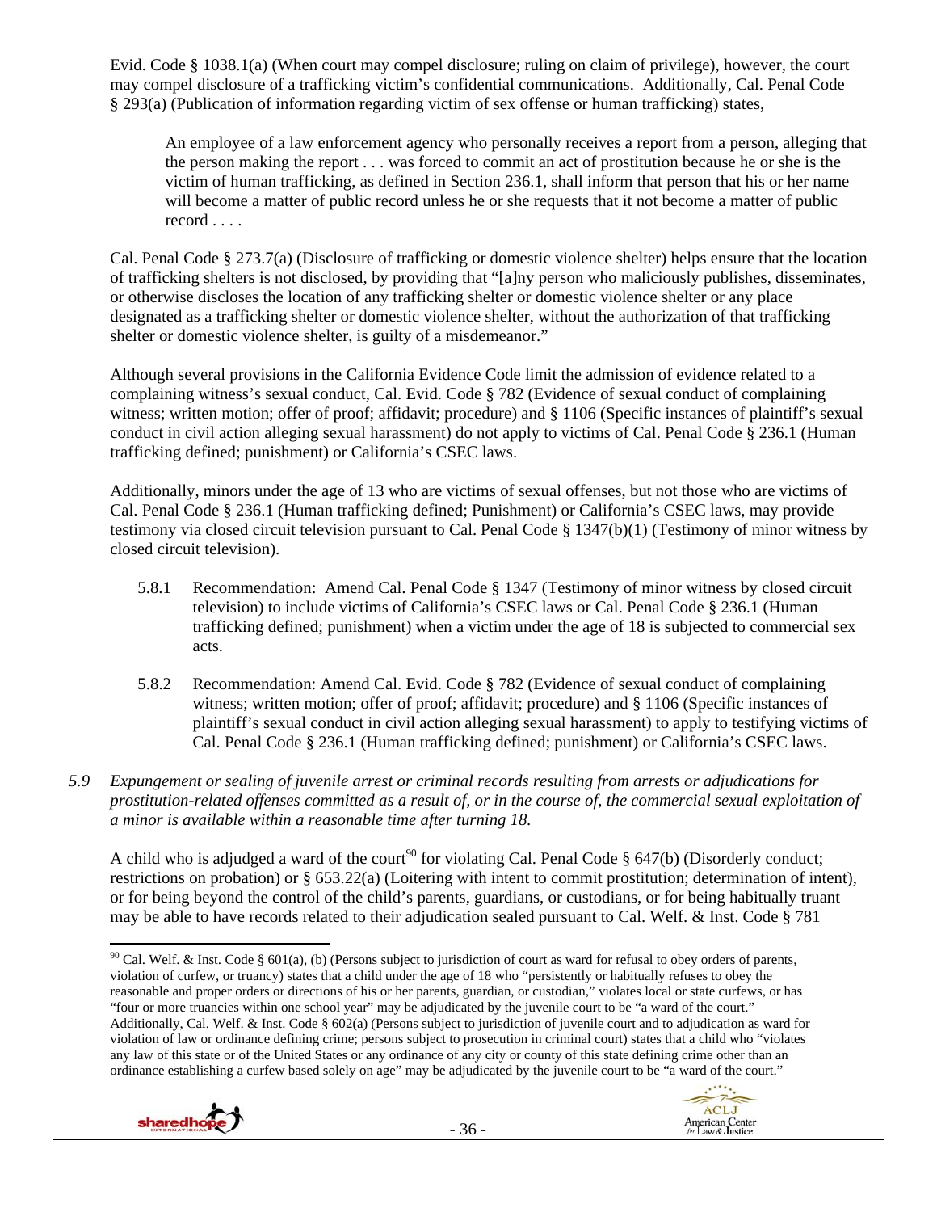Evid. Code § 1038.1(a) (When court may compel disclosure; ruling on claim of privilege), however, the court may compel disclosure of a trafficking victim's confidential communications. Additionally, Cal. Penal Code § 293(a) (Publication of information regarding victim of sex offense or human trafficking) states,

> An employee of a law enforcement agency who personally receives a report from a person, alleging that the person making the report . . . was forced to commit an act of prostitution because he or she is the victim of human trafficking, as defined in Section 236.1, shall inform that person that his or her name will become a matter of public record unless he or she requests that it not become a matter of public record . . . .

Cal. Penal Code § 273.7(a) (Disclosure of trafficking or domestic violence shelter) helps ensure that the location of trafficking shelters is not disclosed, by providing that "[a]ny person who maliciously publishes, disseminates, or otherwise discloses the location of any trafficking shelter or domestic violence shelter or any place designated as a trafficking shelter or domestic violence shelter, without the authorization of that trafficking shelter or domestic violence shelter, is guilty of a misdemeanor."

Although several provisions in the California Evidence Code limit the admission of evidence related to a complaining witness's sexual conduct, Cal. Evid. Code § 782 (Evidence of sexual conduct of complaining witness; written motion; offer of proof; affidavit; procedure) and § 1106 (Specific instances of plaintiff's sexual conduct in civil action alleging sexual harassment) do not apply to victims of Cal. Penal Code § 236.1 (Human trafficking defined; punishment) or California's CSEC laws.

Additionally, minors under the age of 13 who are victims of sexual offenses, but not those who are victims of Cal. Penal Code § 236.1 (Human trafficking defined; Punishment) or California's CSEC laws, may provide testimony via closed circuit television pursuant to Cal. Penal Code § 1347(b)(1) (Testimony of minor witness by closed circuit television).

5.8.1 Recommendation: Amend Cal. Penal Code § 1347 (Testimony of minor witness by closed circuit television) to include victims of California's CSEC laws or Cal. Penal Code § 236.1 (Human trafficking defined; punishment) when a victim under the age of 18 is subjected to commercial sex acts.

5.8.2 Recommendation: Amend Cal. Evid. Code § 782 (Evidence of sexual conduct of complaining witness; written motion; offer of proof; affidavit; procedure) and § 1106 (Specific instances of plaintiff's sexual conduct in civil action alleging sexual harassment) to apply to testifying victims of Cal. Penal Code § 236.1 (Human trafficking defined; punishment) or California's CSEC laws.

*5.9 Expungement or sealing of juvenile arrest or criminal records resulting from arrests or adjudications for prostitution-related offenses committed as a result of, or in the course of, the commercial sexual exploitation of a minor is available within a reasonable time after turning 18.*

A child who is adjudged a ward of the court[90] for violating Cal. Penal Code § 647(b) (Disorderly conduct; restrictions on probation) or § 653.22(a) (Loitering with intent to commit prostitution; determination of intent), or for being beyond the control of the child's parents, guardians, or custodians, or for being habitually truant may be able to have records related to their adjudication sealed pursuant to Cal. Welf. & Inst. Code § 781

---

[90] Cal. Welf. & Inst. Code § 601(a), (b) (Persons subject to jurisdiction of court as ward for refusal to obey orders of parents, violation of curfew, or truancy) states that a child under the age of 18 who "persistently or habitually refuses to obey the reasonable and proper orders or directions of his or her parents, guardian, or custodian," violates local or state curfews, or has "four or more truancies within one school year" may be adjudicated by the juvenile court to be "a ward of the court." Additionally, Cal. Welf. & Inst. Code § 602(a) (Persons subject to jurisdiction of juvenile court and to adjudication as ward for violation of law or ordinance defining crime; persons subject to prosecution in criminal court) states that a child who "violates any law of this state or of the United States or any ordinance of any city or county of this state defining crime other than an ordinance establishing a curfew based solely on age" may be adjudicated by the juvenile court to be "a ward of the court."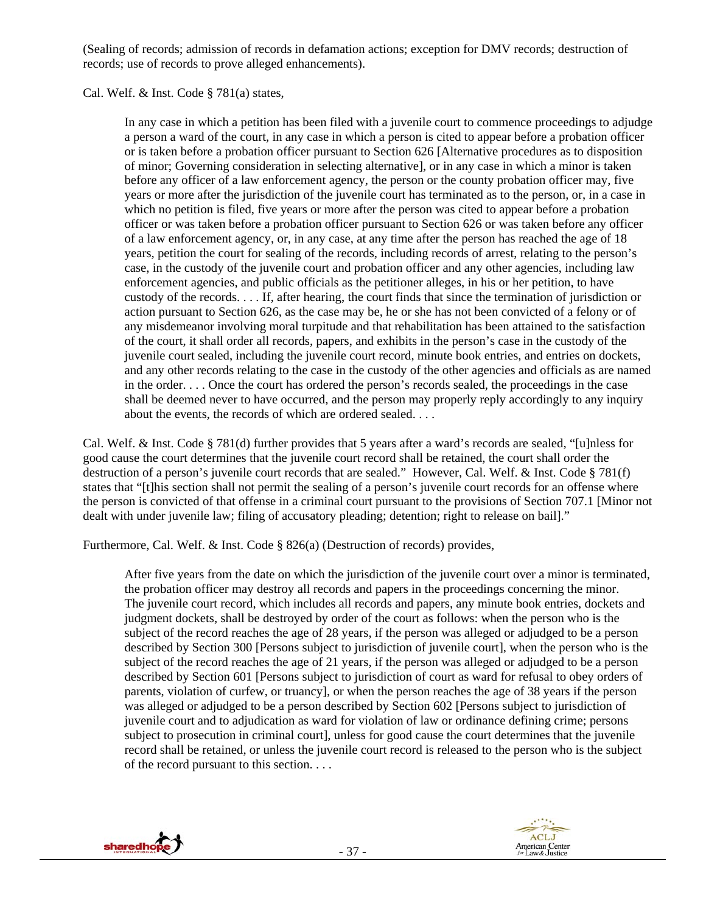(Sealing of records; admission of records in defamation actions; exception for DMV records; destruction of records; use of records to prove alleged enhancements).

Cal. Welf. & Inst. Code § 781(a) states,

> In any case in which a petition has been filed with a juvenile court to commence proceedings to adjudge a person a ward of the court, in any case in which a person is cited to appear before a probation officer or is taken before a probation officer pursuant to Section 626 [Alternative procedures as to disposition of minor; Governing consideration in selecting alternative], or in any case in which a minor is taken before any officer of a law enforcement agency, the person or the county probation officer may, five years or more after the jurisdiction of the juvenile court has terminated as to the person, or, in a case in which no petition is filed, five years or more after the person was cited to appear before a probation officer or was taken before a probation officer pursuant to Section 626 or was taken before any officer of a law enforcement agency, or, in any case, at any time after the person has reached the age of 18 years, petition the court for sealing of the records, including records of arrest, relating to the person's case, in the custody of the juvenile court and probation officer and any other agencies, including law enforcement agencies, and public officials as the petitioner alleges, in his or her petition, to have custody of the records. . . . If, after hearing, the court finds that since the termination of jurisdiction or action pursuant to Section 626, as the case may be, he or she has not been convicted of a felony or of any misdemeanor involving moral turpitude and that rehabilitation has been attained to the satisfaction of the court, it shall order all records, papers, and exhibits in the person's case in the custody of the juvenile court sealed, including the juvenile court record, minute book entries, and entries on dockets, and any other records relating to the case in the custody of the other agencies and officials as are named in the order. . . . Once the court has ordered the person's records sealed, the proceedings in the case shall be deemed never to have occurred, and the person may properly reply accordingly to any inquiry about the events, the records of which are ordered sealed. . . .

Cal. Welf. & Inst. Code § 781(d) further provides that 5 years after a ward's records are sealed, "[u]nless for good cause the court determines that the juvenile court record shall be retained, the court shall order the destruction of a person's juvenile court records that are sealed." However, Cal. Welf. & Inst. Code § 781(f) states that "[t]his section shall not permit the sealing of a person's juvenile court records for an offense where the person is convicted of that offense in a criminal court pursuant to the provisions of Section 707.1 [Minor not dealt with under juvenile law; filing of accusatory pleading; detention; right to release on bail]."

Furthermore, Cal. Welf. & Inst. Code § 826(a) (Destruction of records) provides,

> After five years from the date on which the jurisdiction of the juvenile court over a minor is terminated, the probation officer may destroy all records and papers in the proceedings concerning the minor. The juvenile court record, which includes all records and papers, any minute book entries, dockets and judgment dockets, shall be destroyed by order of the court as follows: when the person who is the subject of the record reaches the age of 28 years, if the person was alleged or adjudged to be a person described by Section 300 [Persons subject to jurisdiction of juvenile court], when the person who is the subject of the record reaches the age of 21 years, if the person was alleged or adjudged to be a person described by Section 601 [Persons subject to jurisdiction of court as ward for refusal to obey orders of parents, violation of curfew, or truancy], or when the person reaches the age of 38 years if the person was alleged or adjudged to be a person described by Section 602 [Persons subject to jurisdiction of juvenile court and to adjudication as ward for violation of law or ordinance defining crime; persons subject to prosecution in criminal court], unless for good cause the court determines that the juvenile record shall be retained, or unless the juvenile court record is released to the person who is the subject of the record pursuant to this section. . . .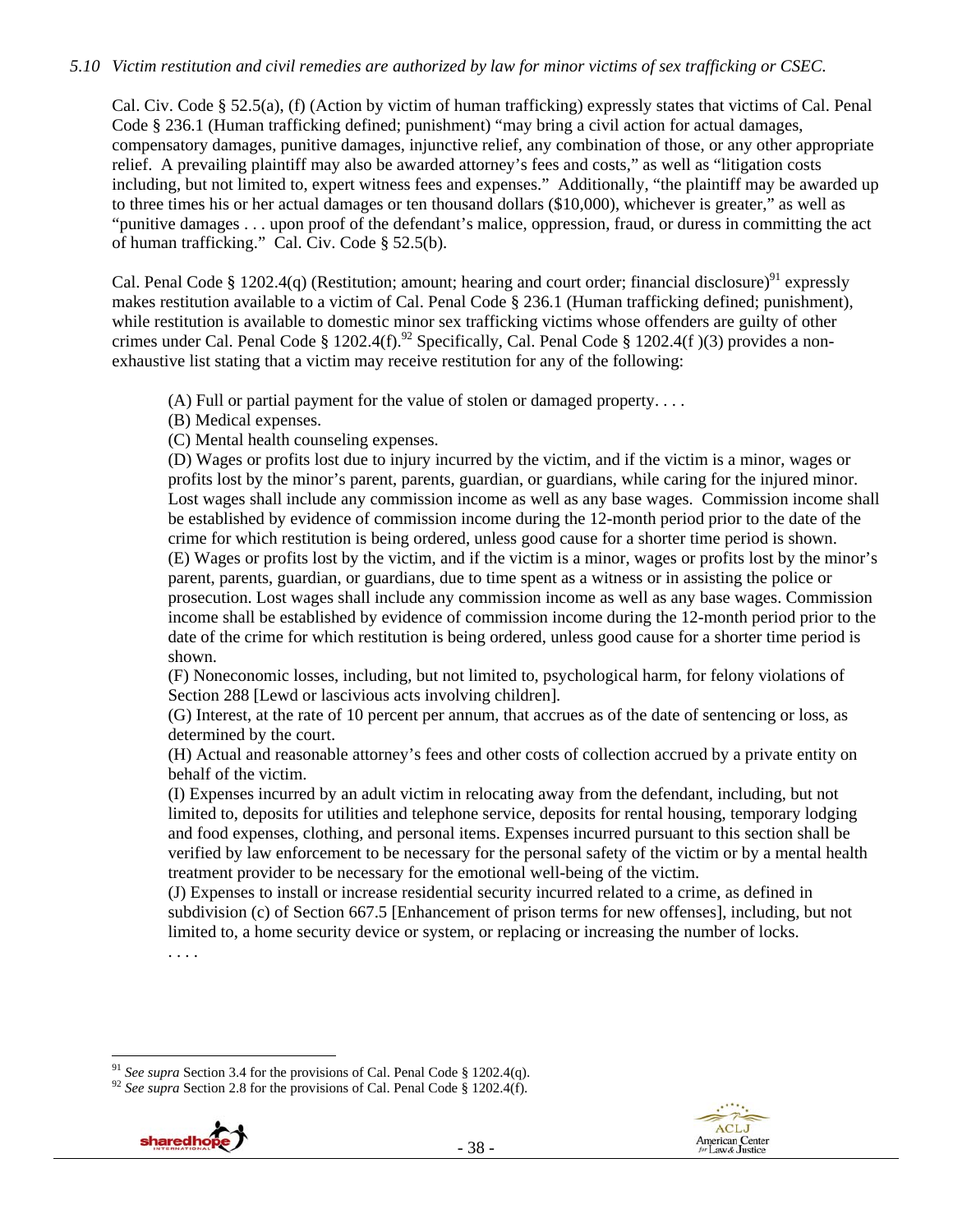*5.10 Victim restitution and civil remedies are authorized by law for minor victims of sex trafficking or CSEC.*

Cal. Civ. Code § 52.5(a), (f) (Action by victim of human trafficking) expressly states that victims of Cal. Penal Code § 236.1 (Human trafficking defined; punishment) "may bring a civil action for actual damages, compensatory damages, punitive damages, injunctive relief, any combination of those, or any other appropriate relief. A prevailing plaintiff may also be awarded attorney's fees and costs," as well as "litigation costs including, but not limited to, expert witness fees and expenses." Additionally, "the plaintiff may be awarded up to three times his or her actual damages or ten thousand dollars ($10,000), whichever is greater," as well as "punitive damages . . . upon proof of the defendant's malice, oppression, fraud, or duress in committing the act of human trafficking." Cal. Civ. Code § 52.5(b).

Cal. Penal Code § 1202.4(q) (Restitution; amount; hearing and court order; financial disclosure)[91] expressly makes restitution available to a victim of Cal. Penal Code § 236.1 (Human trafficking defined; punishment), while restitution is available to domestic minor sex trafficking victims whose offenders are guilty of other crimes under Cal. Penal Code § 1202.4(f).[92] Specifically, Cal. Penal Code § 1202.4(f )(3) provides a non-exhaustive list stating that a victim may receive restitution for any of the following:

> (A) Full or partial payment for the value of stolen or damaged property. . . .
> (B) Medical expenses.
> (C) Mental health counseling expenses.
> (D) Wages or profits lost due to injury incurred by the victim, and if the victim is a minor, wages or profits lost by the minor's parent, parents, guardian, or guardians, while caring for the injured minor. Lost wages shall include any commission income as well as any base wages. Commission income shall be established by evidence of commission income during the 12-month period prior to the date of the crime for which restitution is being ordered, unless good cause for a shorter time period is shown.
> (E) Wages or profits lost by the victim, and if the victim is a minor, wages or profits lost by the minor's parent, parents, guardian, or guardians, due to time spent as a witness or in assisting the police or prosecution. Lost wages shall include any commission income as well as any base wages. Commission income shall be established by evidence of commission income during the 12-month period prior to the date of the crime for which restitution is being ordered, unless good cause for a shorter time period is shown.
> (F) Noneconomic losses, including, but not limited to, psychological harm, for felony violations of Section 288 [Lewd or lascivious acts involving children].
> (G) Interest, at the rate of 10 percent per annum, that accrues as of the date of sentencing or loss, as determined by the court.
> (H) Actual and reasonable attorney's fees and other costs of collection accrued by a private entity on behalf of the victim.
> (I) Expenses incurred by an adult victim in relocating away from the defendant, including, but not limited to, deposits for utilities and telephone service, deposits for rental housing, temporary lodging and food expenses, clothing, and personal items. Expenses incurred pursuant to this section shall be verified by law enforcement to be necessary for the personal safety of the victim or by a mental health treatment provider to be necessary for the emotional well-being of the victim.
> (J) Expenses to install or increase residential security incurred related to a crime, as defined in subdivision (c) of Section 667.5 [Enhancement of prison terms for new offenses], including, but not limited to, a home security device or system, or replacing or increasing the number of locks.
> . . . .

---

[91] *See supra* Section 3.4 for the provisions of Cal. Penal Code § 1202.4(q).
[92] *See supra* Section 2.8 for the provisions of Cal. Penal Code § 1202.4(f).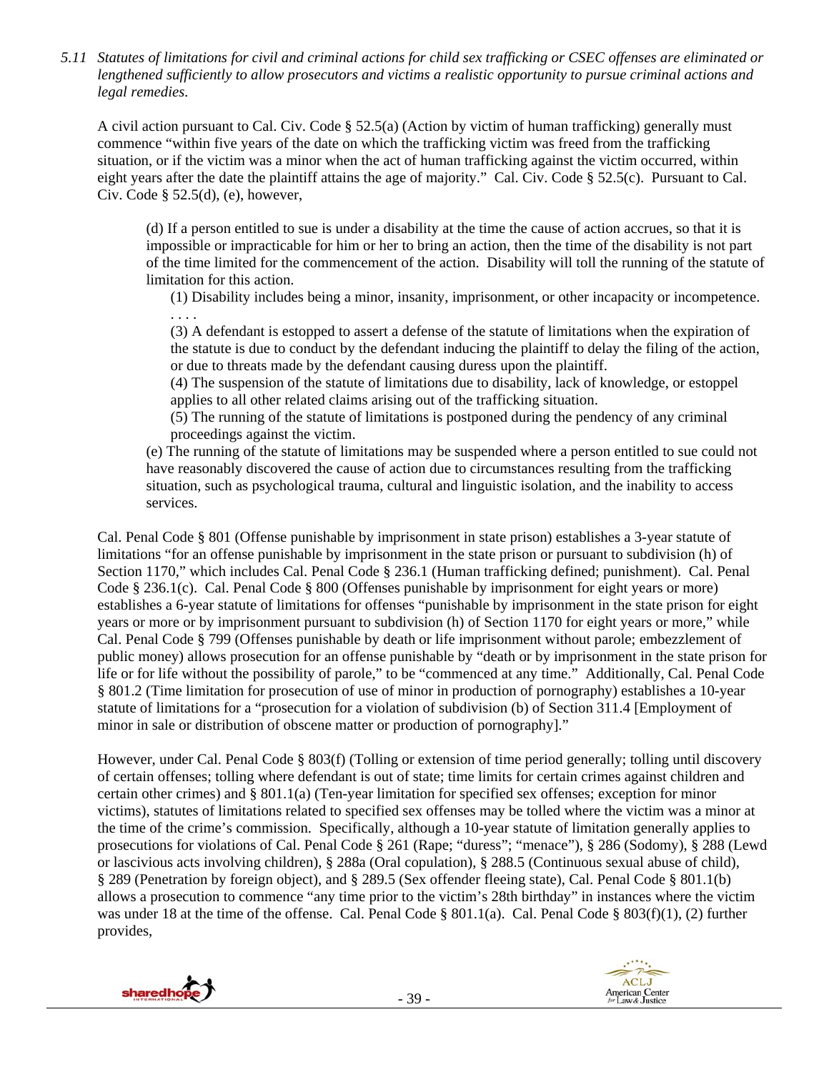*5.11 Statutes of limitations for civil and criminal actions for child sex trafficking or CSEC offenses are eliminated or lengthened sufficiently to allow prosecutors and victims a realistic opportunity to pursue criminal actions and legal remedies.*

A civil action pursuant to Cal. Civ. Code § 52.5(a) (Action by victim of human trafficking) generally must commence "within five years of the date on which the trafficking victim was freed from the trafficking situation, or if the victim was a minor when the act of human trafficking against the victim occurred, within eight years after the date the plaintiff attains the age of majority." Cal. Civ. Code § 52.5(c). Pursuant to Cal. Civ. Code § 52.5(d), (e), however,

> (d) If a person entitled to sue is under a disability at the time the cause of action accrues, so that it is impossible or impracticable for him or her to bring an action, then the time of the disability is not part of the time limited for the commencement of the action. Disability will toll the running of the statute of limitation for this action.
>
> (1) Disability includes being a minor, insanity, imprisonment, or other incapacity or incompetence.
> . . . .
>
> (3) A defendant is estopped to assert a defense of the statute of limitations when the expiration of the statute is due to conduct by the defendant inducing the plaintiff to delay the filing of the action, or due to threats made by the defendant causing duress upon the plaintiff.
>
> (4) The suspension of the statute of limitations due to disability, lack of knowledge, or estoppel applies to all other related claims arising out of the trafficking situation.
>
> (5) The running of the statute of limitations is postponed during the pendency of any criminal proceedings against the victim.
>
> (e) The running of the statute of limitations may be suspended where a person entitled to sue could not have reasonably discovered the cause of action due to circumstances resulting from the trafficking situation, such as psychological trauma, cultural and linguistic isolation, and the inability to access services.

Cal. Penal Code § 801 (Offense punishable by imprisonment in state prison) establishes a 3-year statute of limitations "for an offense punishable by imprisonment in the state prison or pursuant to subdivision (h) of Section 1170," which includes Cal. Penal Code § 236.1 (Human trafficking defined; punishment). Cal. Penal Code § 236.1(c). Cal. Penal Code § 800 (Offenses punishable by imprisonment for eight years or more) establishes a 6-year statute of limitations for offenses "punishable by imprisonment in the state prison for eight years or more or by imprisonment pursuant to subdivision (h) of Section 1170 for eight years or more," while Cal. Penal Code § 799 (Offenses punishable by death or life imprisonment without parole; embezzlement of public money) allows prosecution for an offense punishable by "death or by imprisonment in the state prison for life or for life without the possibility of parole," to be "commenced at any time." Additionally, Cal. Penal Code § 801.2 (Time limitation for prosecution of use of minor in production of pornography) establishes a 10-year statute of limitations for a "prosecution for a violation of subdivision (b) of Section 311.4 [Employment of minor in sale or distribution of obscene matter or production of pornography]."

However, under Cal. Penal Code § 803(f) (Tolling or extension of time period generally; tolling until discovery of certain offenses; tolling where defendant is out of state; time limits for certain crimes against children and certain other crimes) and § 801.1(a) (Ten-year limitation for specified sex offenses; exception for minor victims), statutes of limitations related to specified sex offenses may be tolled where the victim was a minor at the time of the crime's commission. Specifically, although a 10-year statute of limitation generally applies to prosecutions for violations of Cal. Penal Code § 261 (Rape; "duress"; "menace"), § 286 (Sodomy), § 288 (Lewd or lascivious acts involving children), § 288a (Oral copulation), § 288.5 (Continuous sexual abuse of child), § 289 (Penetration by foreign object), and § 289.5 (Sex offender fleeing state), Cal. Penal Code § 801.1(b) allows a prosecution to commence "any time prior to the victim's 28th birthday" in instances where the victim was under 18 at the time of the offense. Cal. Penal Code § 801.1(a). Cal. Penal Code § 803(f)(1), (2) further provides,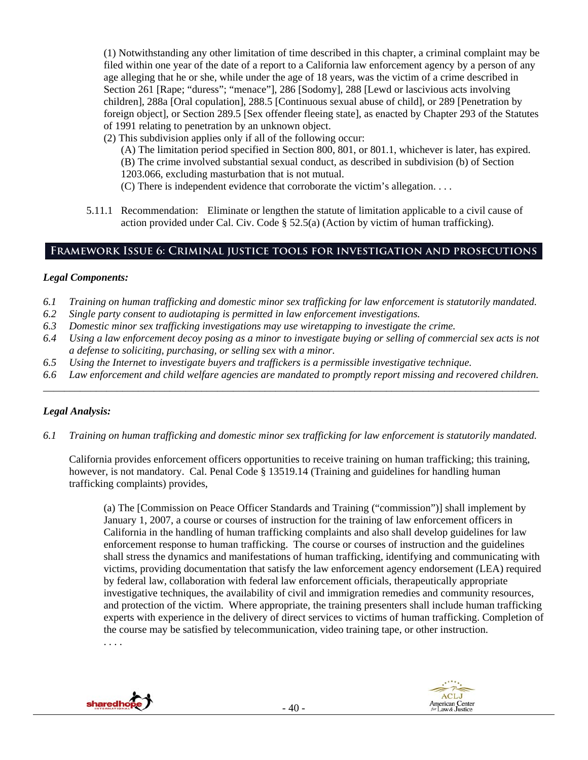(1) Notwithstanding any other limitation of time described in this chapter, a criminal complaint may be filed within one year of the date of a report to a California law enforcement agency by a person of any age alleging that he or she, while under the age of 18 years, was the victim of a crime described in Section 261 [Rape; "duress"; "menace"], 286 [Sodomy], 288 [Lewd or lascivious acts involving children], 288a [Oral copulation], 288.5 [Continuous sexual abuse of child], or 289 [Penetration by foreign object], or Section 289.5 [Sex offender fleeing state], as enacted by Chapter 293 of the Statutes of 1991 relating to penetration by an unknown object.

(2) This subdivision applies only if all of the following occur:

(A) The limitation period specified in Section 800, 801, or 801.1, whichever is later, has expired.

(B) The crime involved substantial sexual conduct, as described in subdivision (b) of Section 1203.066, excluding masturbation that is not mutual.

(C) There is independent evidence that corroborate the victim's allegation. . . .

5.11.1 Recommendation: Eliminate or lengthen the statute of limitation applicable to a civil cause of action provided under Cal. Civ. Code § 52.5(a) (Action by victim of human trafficking).

## Framework Issue 6: Criminal justice tools for investigation and prosecutions

### *Legal Components:*

*6.1 Training on human trafficking and domestic minor sex trafficking for law enforcement is statutorily mandated.*
*6.2 Single party consent to audiotaping is permitted in law enforcement investigations.*
*6.3 Domestic minor sex trafficking investigations may use wiretapping to investigate the crime.*
*6.4 Using a law enforcement decoy posing as a minor to investigate buying or selling of commercial sex acts is not a defense to soliciting, purchasing, or selling sex with a minor.*
*6.5 Using the Internet to investigate buyers and traffickers is a permissible investigative technique.*
*6.6 Law enforcement and child welfare agencies are mandated to promptly report missing and recovered children.*

---

### *Legal Analysis:*

*6.1 Training on human trafficking and domestic minor sex trafficking for law enforcement is statutorily mandated.*

California provides enforcement officers opportunities to receive training on human trafficking; this training, however, is not mandatory. Cal. Penal Code § 13519.14 (Training and guidelines for handling human trafficking complaints) provides,

> (a) The [Commission on Peace Officer Standards and Training ("commission")] shall implement by January 1, 2007, a course or courses of instruction for the training of law enforcement officers in California in the handling of human trafficking complaints and also shall develop guidelines for law enforcement response to human trafficking. The course or courses of instruction and the guidelines shall stress the dynamics and manifestations of human trafficking, identifying and communicating with victims, providing documentation that satisfy the law enforcement agency endorsement (LEA) required by federal law, collaboration with federal law enforcement officials, therapeutically appropriate investigative techniques, the availability of civil and immigration remedies and community resources, and protection of the victim. Where appropriate, the training presenters shall include human trafficking experts with experience in the delivery of direct services to victims of human trafficking. Completion of the course may be satisfied by telecommunication, video training tape, or other instruction.
> . . . .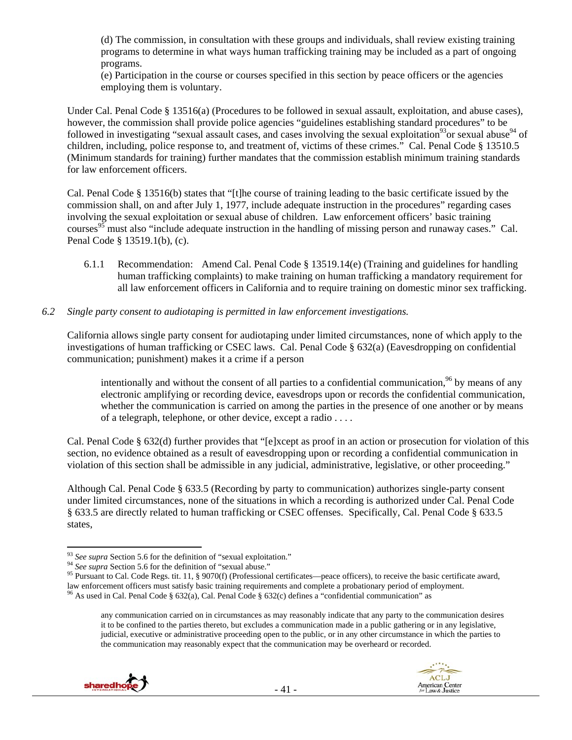(d) The commission, in consultation with these groups and individuals, shall review existing training programs to determine in what ways human trafficking training may be included as a part of ongoing programs.

(e) Participation in the course or courses specified in this section by peace officers or the agencies employing them is voluntary.

Under Cal. Penal Code § 13516(a) (Procedures to be followed in sexual assault, exploitation, and abuse cases), however, the commission shall provide police agencies "guidelines establishing standard procedures" to be followed in investigating "sexual assault cases, and cases involving the sexual exploitation[93] or sexual abuse[94] of children, including, police response to, and treatment of, victims of these crimes." Cal. Penal Code § 13510.5 (Minimum standards for training) further mandates that the commission establish minimum training standards for law enforcement officers.

Cal. Penal Code § 13516(b) states that "[t]he course of training leading to the basic certificate issued by the commission shall, on and after July 1, 1977, include adequate instruction in the procedures" regarding cases involving the sexual exploitation or sexual abuse of children. Law enforcement officers' basic training courses[95] must also "include adequate instruction in the handling of missing person and runaway cases." Cal. Penal Code § 13519.1(b), (c).

6.1.1 Recommendation: Amend Cal. Penal Code § 13519.14(e) (Training and guidelines for handling human trafficking complaints) to make training on human trafficking a mandatory requirement for all law enforcement officers in California and to require training on domestic minor sex trafficking.

*6.2 Single party consent to audiotaping is permitted in law enforcement investigations.*

California allows single party consent for audiotaping under limited circumstances, none of which apply to the investigations of human trafficking or CSEC laws. Cal. Penal Code § 632(a) (Eavesdropping on confidential communication; punishment) makes it a crime if a person

> intentionally and without the consent of all parties to a confidential communication,[96] by means of any electronic amplifying or recording device, eavesdrops upon or records the confidential communication, whether the communication is carried on among the parties in the presence of one another or by means of a telegraph, telephone, or other device, except a radio . . . .

Cal. Penal Code § 632(d) further provides that "[e]xcept as proof in an action or prosecution for violation of this section, no evidence obtained as a result of eavesdropping upon or recording a confidential communication in violation of this section shall be admissible in any judicial, administrative, legislative, or other proceeding."

Although Cal. Penal Code § 633.5 (Recording by party to communication) authorizes single-party consent under limited circumstances, none of the situations in which a recording is authorized under Cal. Penal Code § 633.5 are directly related to human trafficking or CSEC offenses. Specifically, Cal. Penal Code § 633.5 states,

---

[93] *See supra* Section 5.6 for the definition of "sexual exploitation."

[94] *See supra* Section 5.6 for the definition of "sexual abuse."

[95] Pursuant to Cal. Code Regs. tit. 11, § 9070(f) (Professional certificates—peace officers), to receive the basic certificate award, law enforcement officers must satisfy basic training requirements and complete a probationary period of employment.

[96] As used in Cal. Penal Code § 632(a), Cal. Penal Code § 632(c) defines a "confidential communication" as

> any communication carried on in circumstances as may reasonably indicate that any party to the communication desires it to be confined to the parties thereto, but excludes a communication made in a public gathering or in any legislative, judicial, executive or administrative proceeding open to the public, or in any other circumstance in which the parties to the communication may reasonably expect that the communication may be overheard or recorded.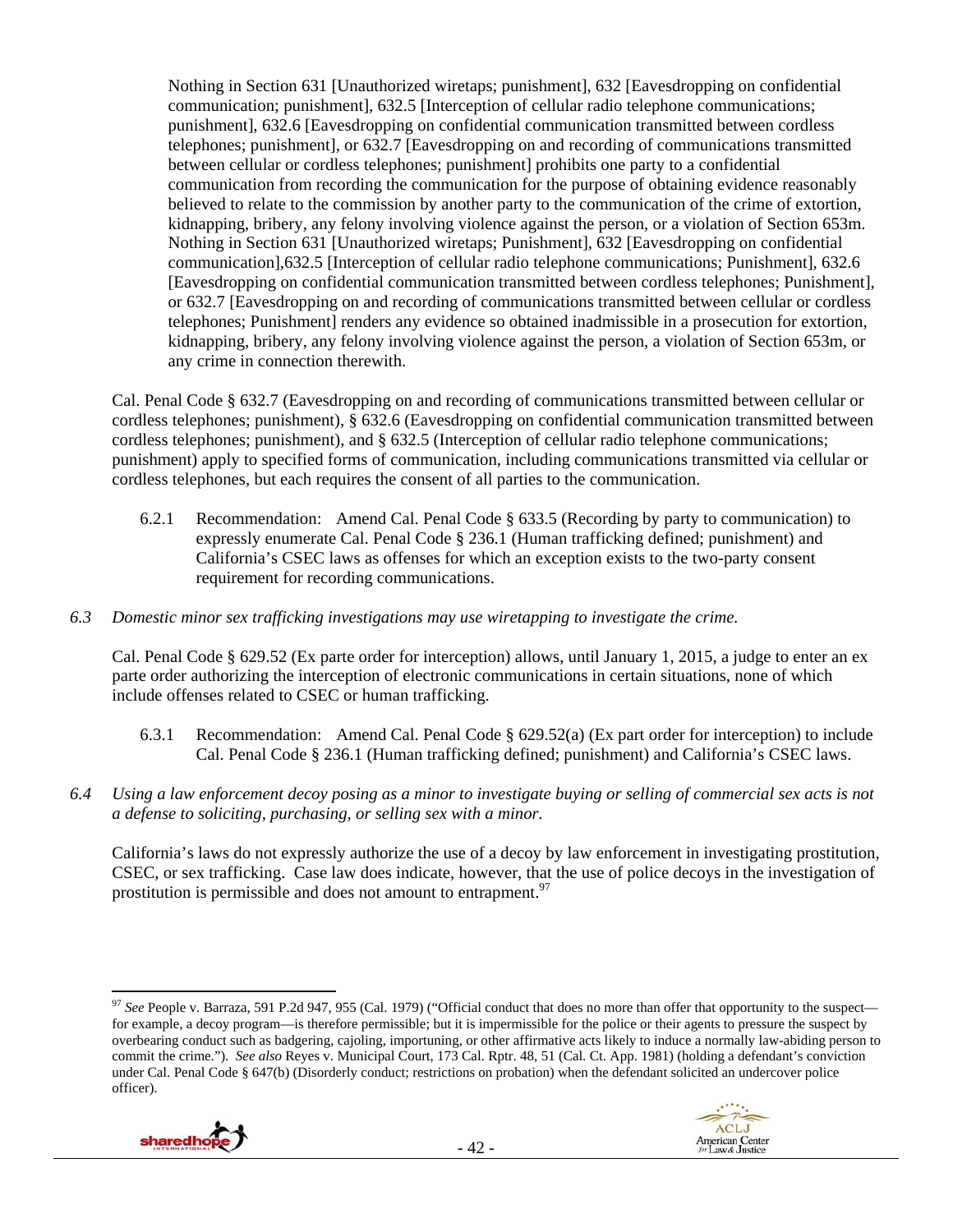> Nothing in Section 631 [Unauthorized wiretaps; punishment], 632 [Eavesdropping on confidential communication; punishment], 632.5 [Interception of cellular radio telephone communications; punishment], 632.6 [Eavesdropping on confidential communication transmitted between cordless telephones; punishment], or 632.7 [Eavesdropping on and recording of communications transmitted between cellular or cordless telephones; punishment] prohibits one party to a confidential communication from recording the communication for the purpose of obtaining evidence reasonably believed to relate to the commission by another party to the communication of the crime of extortion, kidnapping, bribery, any felony involving violence against the person, or a violation of Section 653m. Nothing in Section 631 [Unauthorized wiretaps; Punishment], 632 [Eavesdropping on confidential communication],632.5 [Interception of cellular radio telephone communications; Punishment], 632.6 [Eavesdropping on confidential communication transmitted between cordless telephones; Punishment], or 632.7 [Eavesdropping on and recording of communications transmitted between cellular or cordless telephones; Punishment] renders any evidence so obtained inadmissible in a prosecution for extortion, kidnapping, bribery, any felony involving violence against the person, a violation of Section 653m, or any crime in connection therewith.

Cal. Penal Code § 632.7 (Eavesdropping on and recording of communications transmitted between cellular or cordless telephones; punishment), § 632.6 (Eavesdropping on confidential communication transmitted between cordless telephones; punishment), and § 632.5 (Interception of cellular radio telephone communications; punishment) apply to specified forms of communication, including communications transmitted via cellular or cordless telephones, but each requires the consent of all parties to the communication.

6.2.1 Recommendation: Amend Cal. Penal Code § 633.5 (Recording by party to communication) to expressly enumerate Cal. Penal Code § 236.1 (Human trafficking defined; punishment) and California's CSEC laws as offenses for which an exception exists to the two-party consent requirement for recording communications.

*6.3 Domestic minor sex trafficking investigations may use wiretapping to investigate the crime.*

Cal. Penal Code § 629.52 (Ex parte order for interception) allows, until January 1, 2015, a judge to enter an ex parte order authorizing the interception of electronic communications in certain situations, none of which include offenses related to CSEC or human trafficking.

6.3.1 Recommendation: Amend Cal. Penal Code § 629.52(a) (Ex part order for interception) to include Cal. Penal Code § 236.1 (Human trafficking defined; punishment) and California's CSEC laws.

*6.4 Using a law enforcement decoy posing as a minor to investigate buying or selling of commercial sex acts is not a defense to soliciting, purchasing, or selling sex with a minor.*

California's laws do not expressly authorize the use of a decoy by law enforcement in investigating prostitution, CSEC, or sex trafficking. Case law does indicate, however, that the use of police decoys in the investigation of prostitution is permissible and does not amount to entrapment.[97]

---

[97] *See* People v. Barraza, 591 P.2d 947, 955 (Cal. 1979) ("Official conduct that does no more than offer that opportunity to the suspect—for example, a decoy program—is therefore permissible; but it is impermissible for the police or their agents to pressure the suspect by overbearing conduct such as badgering, cajoling, importuning, or other affirmative acts likely to induce a normally law-abiding person to commit the crime."). *See also* Reyes v. Municipal Court, 173 Cal. Rptr. 48, 51 (Cal. Ct. App. 1981) (holding a defendant's conviction under Cal. Penal Code § 647(b) (Disorderly conduct; restrictions on probation) when the defendant solicited an undercover police officer).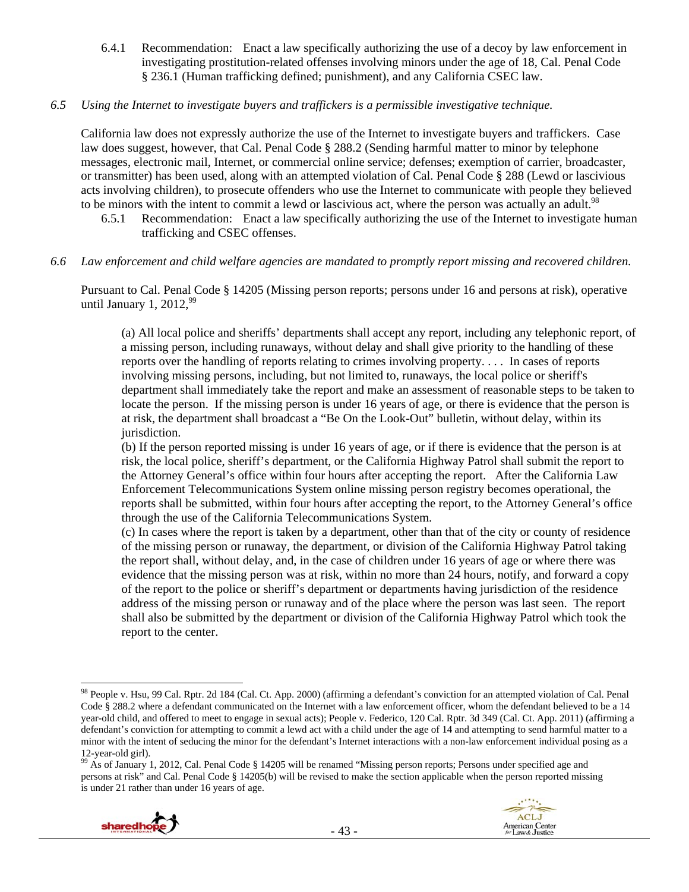6.4.1 Recommendation: Enact a law specifically authorizing the use of a decoy by law enforcement in investigating prostitution-related offenses involving minors under the age of 18, Cal. Penal Code § 236.1 (Human trafficking defined; punishment), and any California CSEC law.

*6.5 Using the Internet to investigate buyers and traffickers is a permissible investigative technique.*

California law does not expressly authorize the use of the Internet to investigate buyers and traffickers. Case law does suggest, however, that Cal. Penal Code § 288.2 (Sending harmful matter to minor by telephone messages, electronic mail, Internet, or commercial online service; defenses; exemption of carrier, broadcaster, or transmitter) has been used, along with an attempted violation of Cal. Penal Code § 288 (Lewd or lascivious acts involving children), to prosecute offenders who use the Internet to communicate with people they believed to be minors with the intent to commit a lewd or lascivious act, where the person was actually an adult.[98]

6.5.1 Recommendation: Enact a law specifically authorizing the use of the Internet to investigate human trafficking and CSEC offenses.

*6.6 Law enforcement and child welfare agencies are mandated to promptly report missing and recovered children.*

Pursuant to Cal. Penal Code § 14205 (Missing person reports; persons under 16 and persons at risk), operative until January 1, 2012,[99]

> (a) All local police and sheriffs' departments shall accept any report, including any telephonic report, of a missing person, including runaways, without delay and shall give priority to the handling of these reports over the handling of reports relating to crimes involving property. . . . In cases of reports involving missing persons, including, but not limited to, runaways, the local police or sheriff's department shall immediately take the report and make an assessment of reasonable steps to be taken to locate the person. If the missing person is under 16 years of age, or there is evidence that the person is at risk, the department shall broadcast a "Be On the Look-Out" bulletin, without delay, within its jurisdiction.
>
> (b) If the person reported missing is under 16 years of age, or if there is evidence that the person is at risk, the local police, sheriff's department, or the California Highway Patrol shall submit the report to the Attorney General's office within four hours after accepting the report. After the California Law Enforcement Telecommunications System online missing person registry becomes operational, the reports shall be submitted, within four hours after accepting the report, to the Attorney General's office through the use of the California Telecommunications System.
>
> (c) In cases where the report is taken by a department, other than that of the city or county of residence of the missing person or runaway, the department, or division of the California Highway Patrol taking the report shall, without delay, and, in the case of children under 16 years of age or where there was evidence that the missing person was at risk, within no more than 24 hours, notify, and forward a copy of the report to the police or sheriff's department or departments having jurisdiction of the residence address of the missing person or runaway and of the place where the person was last seen. The report shall also be submitted by the department or division of the California Highway Patrol which took the report to the center.

---

[98] People v. Hsu, 99 Cal. Rptr. 2d 184 (Cal. Ct. App. 2000) (affirming a defendant's conviction for an attempted violation of Cal. Penal Code § 288.2 where a defendant communicated on the Internet with a law enforcement officer, whom the defendant believed to be a 14 year-old child, and offered to meet to engage in sexual acts); People v. Federico, 120 Cal. Rptr. 3d 349 (Cal. Ct. App. 2011) (affirming a defendant's conviction for attempting to commit a lewd act with a child under the age of 14 and attempting to send harmful matter to a minor with the intent of seducing the minor for the defendant's Internet interactions with a non-law enforcement individual posing as a 12-year-old girl).

[99] As of January 1, 2012, Cal. Penal Code § 14205 will be renamed "Missing person reports; Persons under specified age and persons at risk" and Cal. Penal Code § 14205(b) will be revised to make the section applicable when the person reported missing is under 21 rather than under 16 years of age.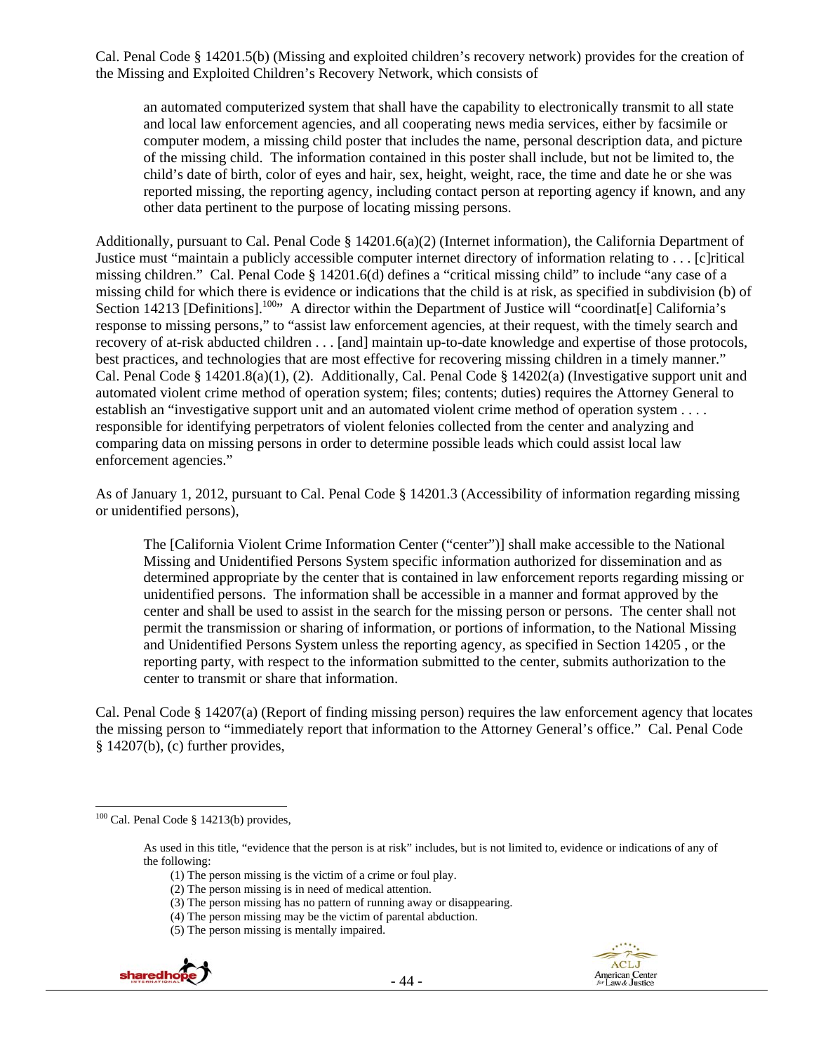Cal. Penal Code § 14201.5(b) (Missing and exploited children's recovery network) provides for the creation of the Missing and Exploited Children's Recovery Network, which consists of

> an automated computerized system that shall have the capability to electronically transmit to all state and local law enforcement agencies, and all cooperating news media services, either by facsimile or computer modem, a missing child poster that includes the name, personal description data, and picture of the missing child. The information contained in this poster shall include, but not be limited to, the child's date of birth, color of eyes and hair, sex, height, weight, race, the time and date he or she was reported missing, the reporting agency, including contact person at reporting agency if known, and any other data pertinent to the purpose of locating missing persons.

Additionally, pursuant to Cal. Penal Code § 14201.6(a)(2) (Internet information), the California Department of Justice must "maintain a publicly accessible computer internet directory of information relating to . . . [c]ritical missing children." Cal. Penal Code § 14201.6(d) defines a "critical missing child" to include "any case of a missing child for which there is evidence or indications that the child is at risk, as specified in subdivision (b) of Section 14213 [Definitions].[100]" A director within the Department of Justice will "coordinat[e] California's response to missing persons," to "assist law enforcement agencies, at their request, with the timely search and recovery of at-risk abducted children . . . [and] maintain up-to-date knowledge and expertise of those protocols, best practices, and technologies that are most effective for recovering missing children in a timely manner." Cal. Penal Code § 14201.8(a)(1), (2). Additionally, Cal. Penal Code § 14202(a) (Investigative support unit and automated violent crime method of operation system; files; contents; duties) requires the Attorney General to establish an "investigative support unit and an automated violent crime method of operation system . . . . responsible for identifying perpetrators of violent felonies collected from the center and analyzing and comparing data on missing persons in order to determine possible leads which could assist local law enforcement agencies."

As of January 1, 2012, pursuant to Cal. Penal Code § 14201.3 (Accessibility of information regarding missing or unidentified persons),

> The [California Violent Crime Information Center ("center")] shall make accessible to the National Missing and Unidentified Persons System specific information authorized for dissemination and as determined appropriate by the center that is contained in law enforcement reports regarding missing or unidentified persons. The information shall be accessible in a manner and format approved by the center and shall be used to assist in the search for the missing person or persons. The center shall not permit the transmission or sharing of information, or portions of information, to the National Missing and Unidentified Persons System unless the reporting agency, as specified in Section 14205 , or the reporting party, with respect to the information submitted to the center, submits authorization to the center to transmit or share that information.

Cal. Penal Code § 14207(a) (Report of finding missing person) requires the law enforcement agency that locates the missing person to "immediately report that information to the Attorney General's office." Cal. Penal Code § 14207(b), (c) further provides,

---

[100] Cal. Penal Code § 14213(b) provides,

> As used in this title, "evidence that the person is at risk" includes, but is not limited to, evidence or indications of any of the following:
>
> (1) The person missing is the victim of a crime or foul play.
> (2) The person missing is in need of medical attention.
> (3) The person missing has no pattern of running away or disappearing.
> (4) The person missing may be the victim of parental abduction.
> (5) The person missing is mentally impaired.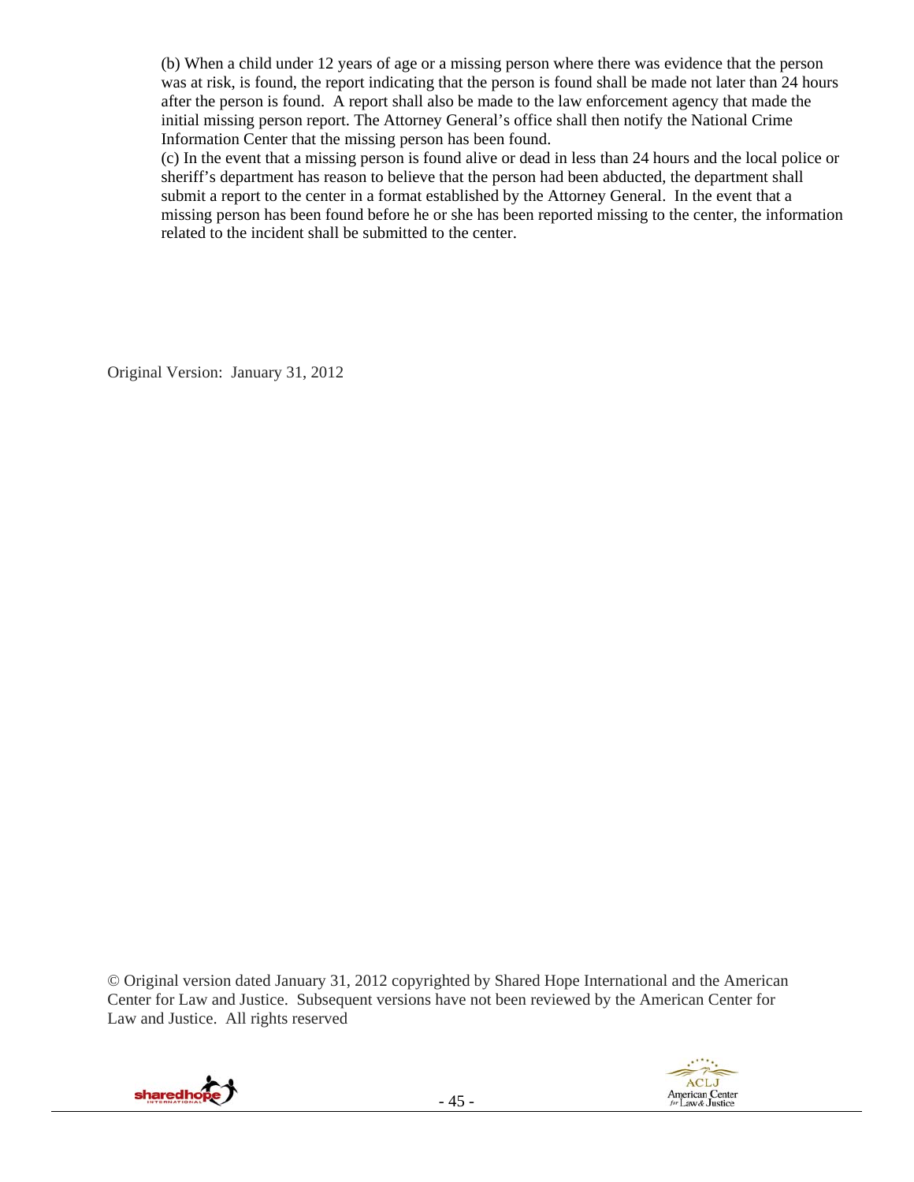(b) When a child under 12 years of age or a missing person where there was evidence that the person was at risk, is found, the report indicating that the person is found shall be made not later than 24 hours after the person is found. A report shall also be made to the law enforcement agency that made the initial missing person report. The Attorney General's office shall then notify the National Crime Information Center that the missing person has been found.

(c) In the event that a missing person is found alive or dead in less than 24 hours and the local police or sheriff's department has reason to believe that the person had been abducted, the department shall submit a report to the center in a format established by the Attorney General. In the event that a missing person has been found before he or she has been reported missing to the center, the information related to the incident shall be submitted to the center.

Original Version: January 31, 2012

© Original version dated January 31, 2012 copyrighted by Shared Hope International and the American Center for Law and Justice. Subsequent versions have not been reviewed by the American Center for Law and Justice. All rights reserved